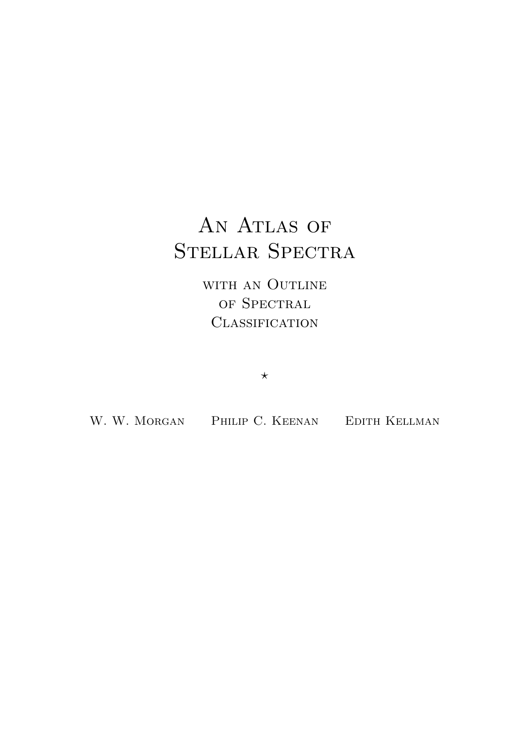# An Atlas of Stellar Spectra

with an Outline of Spectral Classification

⋆

W. W. Morgan    Philip C. Keenan    Edith Kellman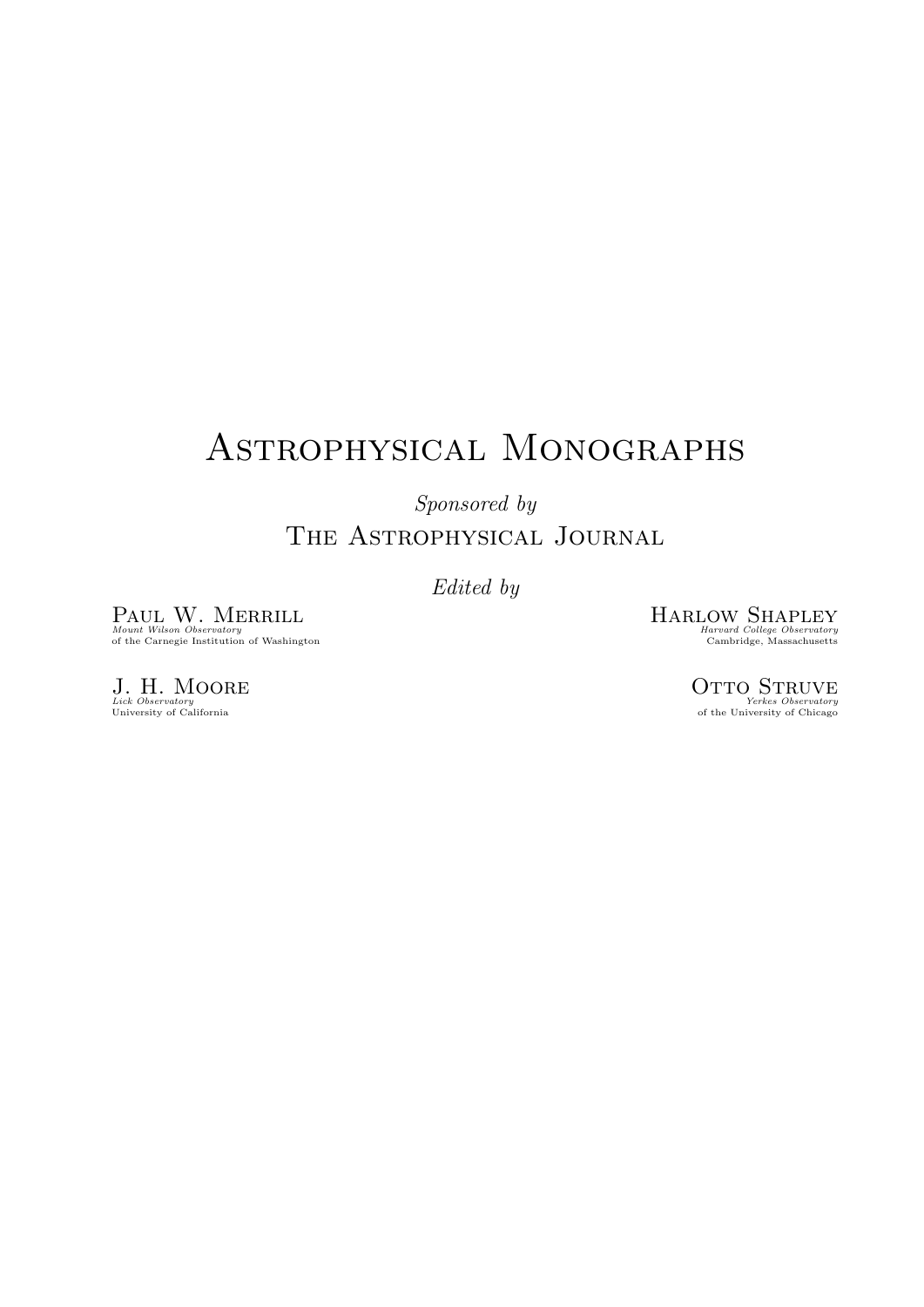# Astrophysical Monographs

*Sponsored by*

The Astrophysical Journal

*Edited by*

Paul W. Merrill
*Mount Wilson Observatory*
of the Carnegie Institution of Washington

Harlow Shapley
*Harvard College Observatory*
Cambridge, Massachusetts

J. H. Moore
*Lick Observatory*
University of California

Otto Struve
*Yerkes Observatory*
of the University of Chicago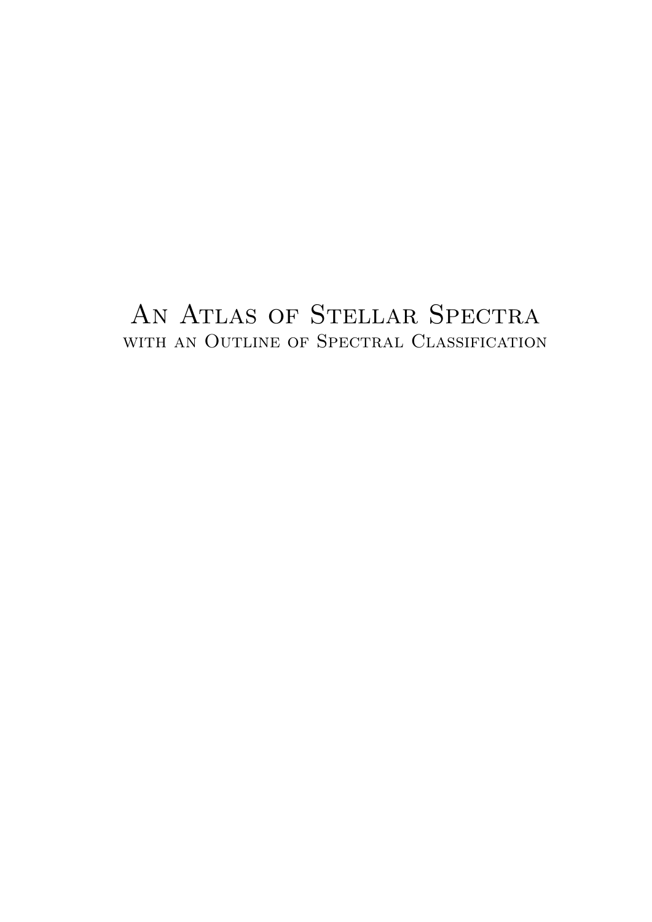# An Atlas of Stellar Spectra

## with an Outline of Spectral Classification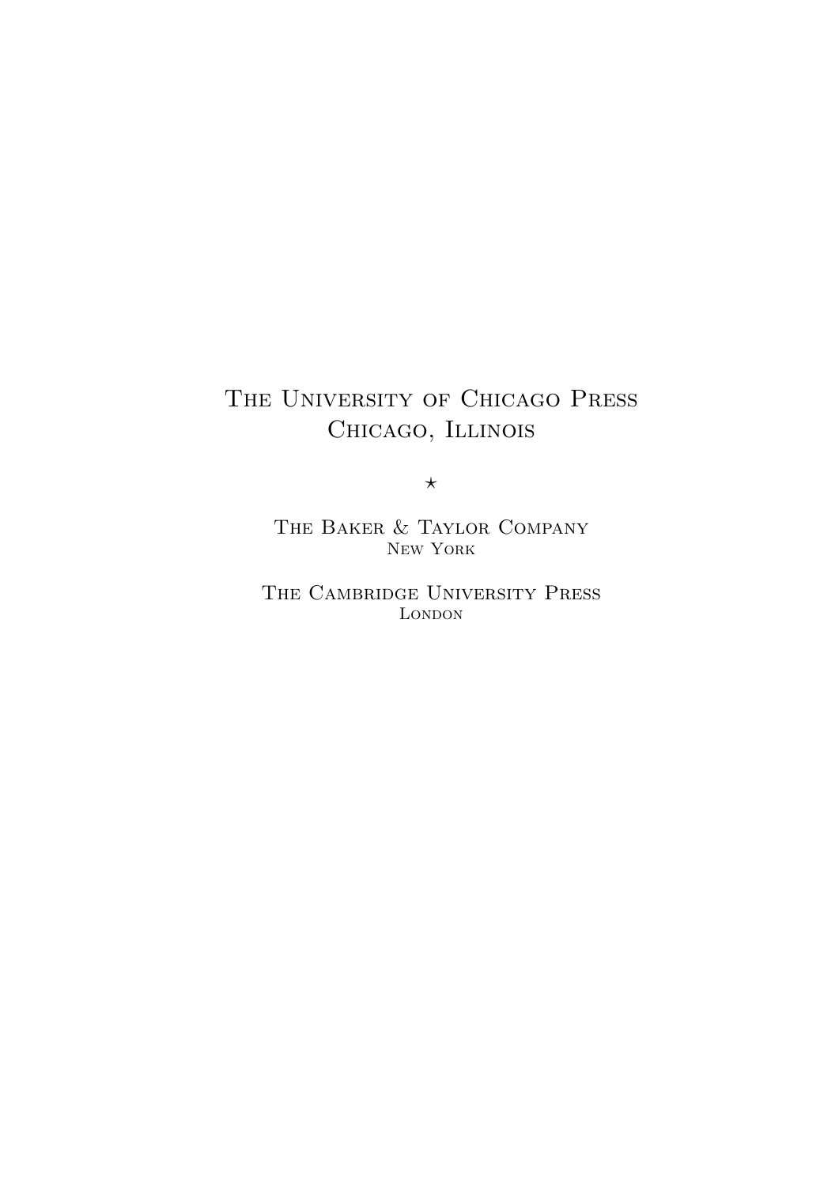The University of Chicago Press
Chicago, Illinois

⋆

The Baker & Taylor Company
New York

The Cambridge University Press
London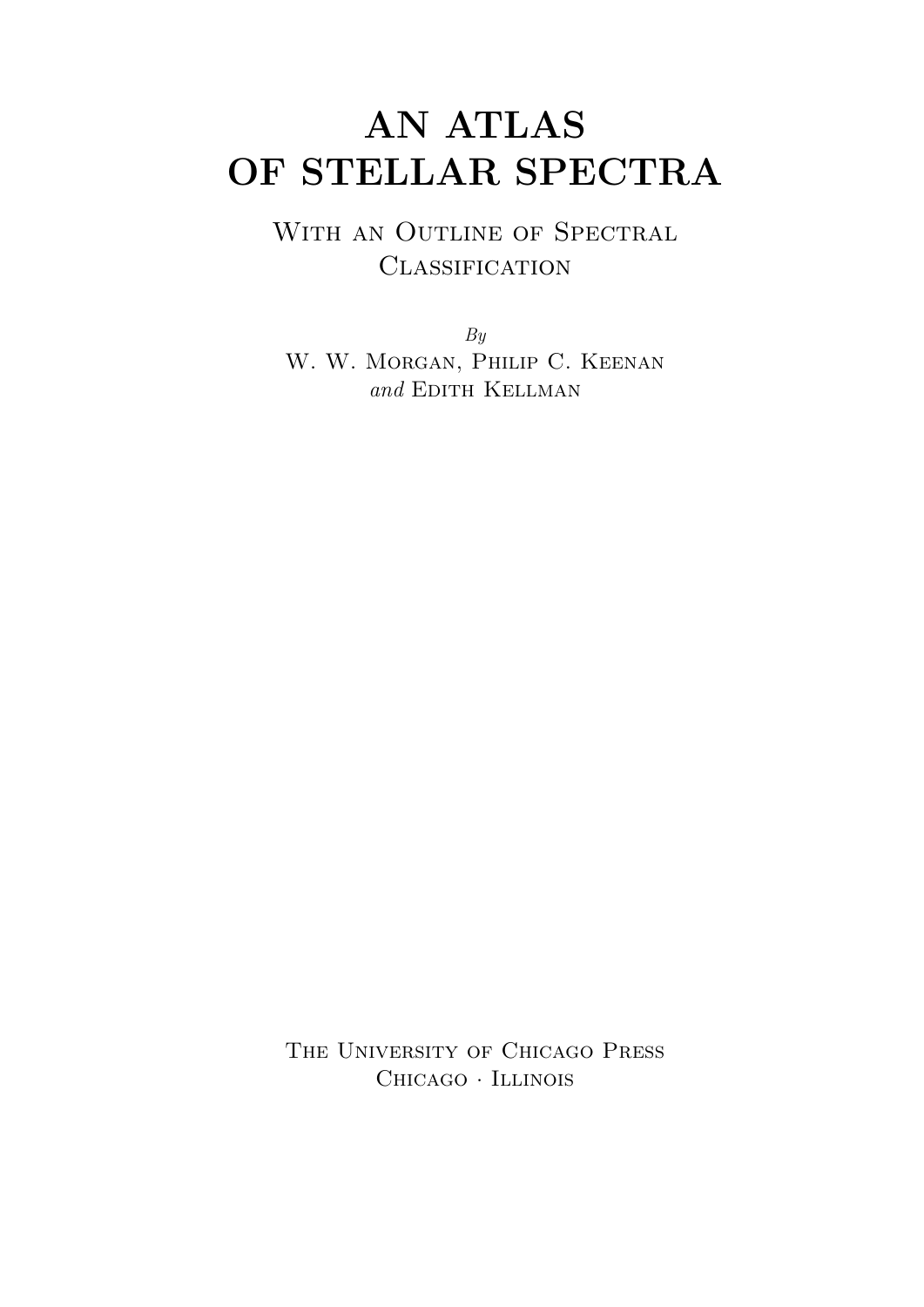# AN ATLAS OF STELLAR SPECTRA

## With an Outline of Spectral Classification

*By*

W. W. Morgan, Philip C. Keenan *and* Edith Kellman

The University of Chicago Press
Chicago · Illinois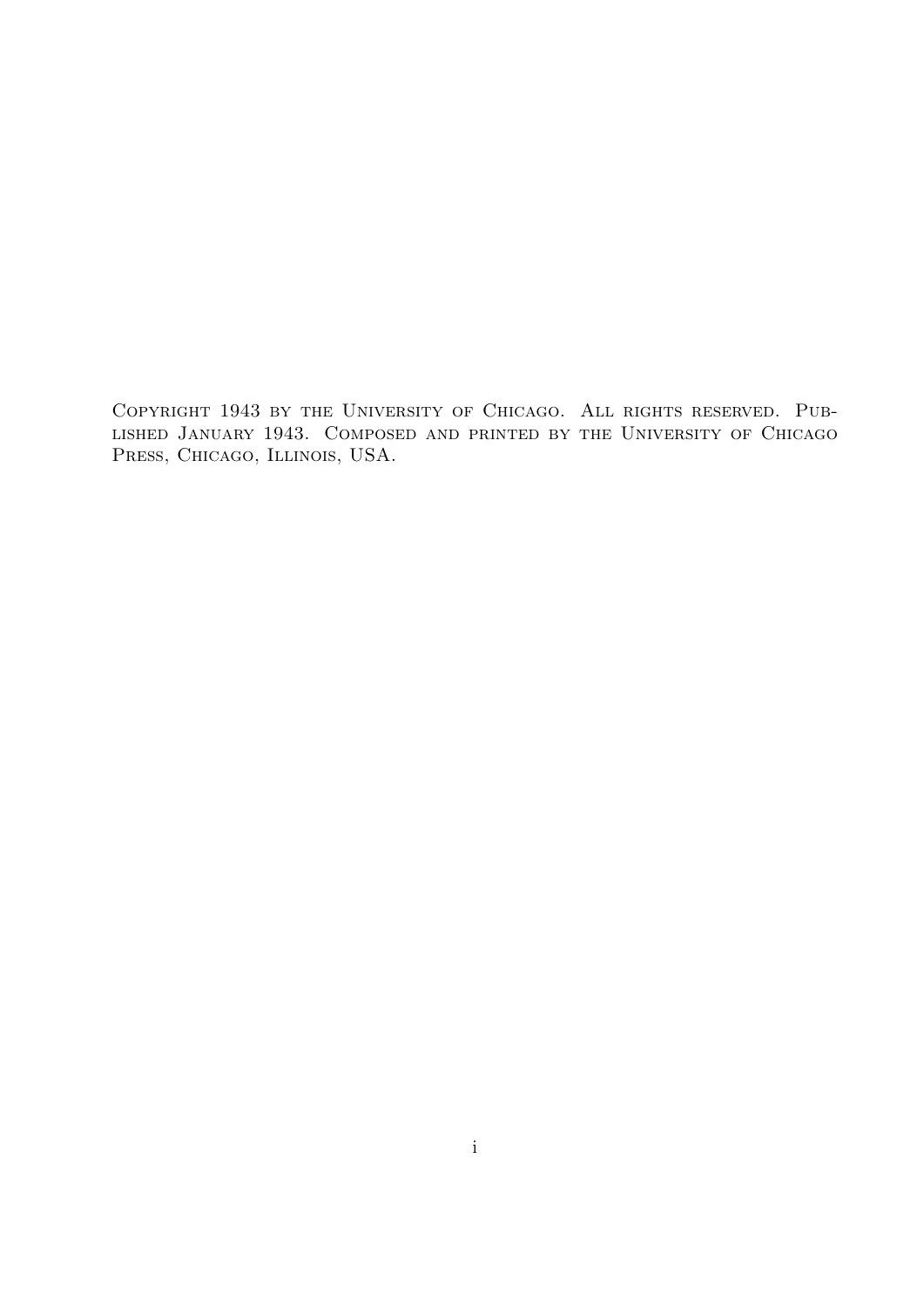Copyright 1943 by the University of Chicago. All rights reserved. Published January 1943. Composed and printed by the University of Chicago Press, Chicago, Illinois, USA.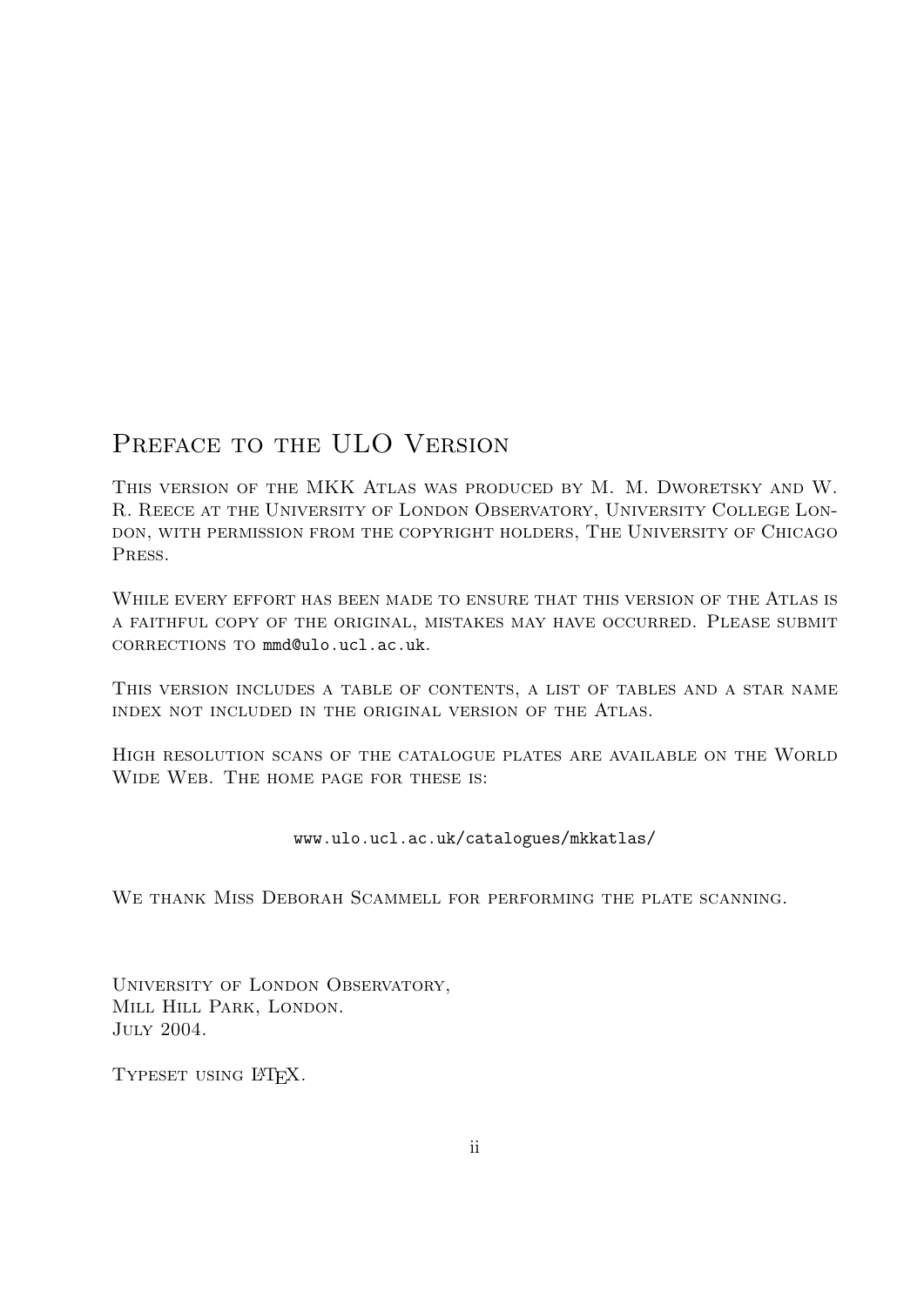## Preface to the ULO Version

This version of the MKK Atlas was produced by M. M. Dworetsky and W. R. Reece at the University of London Observatory, University College London, with permission from the copyright holders, The University of Chicago Press.

While every effort has been made to ensure that this version of the Atlas is a faithful copy of the original, mistakes may have occurred. Please submit corrections to mmd@ulo.ucl.ac.uk.

This version includes a table of contents, a list of tables and a star name index not included in the original version of the Atlas.

High resolution scans of the catalogue plates are available on the World Wide Web. The home page for these is:

www.ulo.ucl.ac.uk/catalogues/mkkatlas/

We thank Miss Deborah Scammell for performing the plate scanning.

University of London Observatory,
Mill Hill Park, London.
July 2004.

Typeset using LaTeX.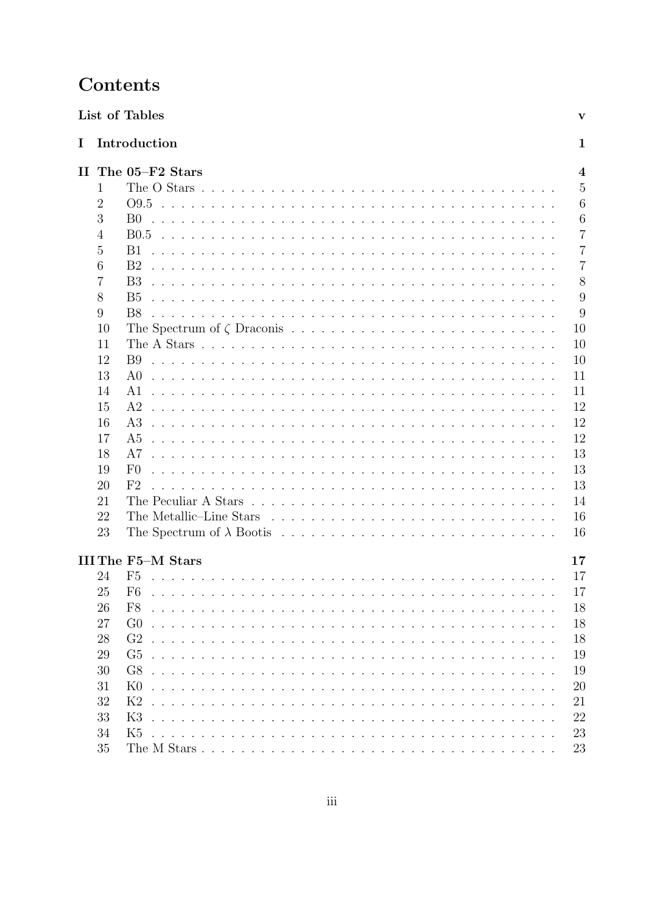# Contents

**List of Tables** **v**

**I Introduction** **1**

**II The 05–F2 Stars** **4**

| | | |
|---|---|---|
| 1 | The O Stars | 5 |
| 2 | O9.5 | 6 |
| 3 | B0 | 6 |
| 4 | B0.5 | 7 |
| 5 | B1 | 7 |
| 6 | B2 | 7 |
| 7 | B3 | 8 |
| 8 | B5 | 9 |
| 9 | B8 | 9 |
| 10 | The Spectrum of $\zeta$ Draconis | 10 |
| 11 | The A Stars | 10 |
| 12 | B9 | 10 |
| 13 | A0 | 11 |
| 14 | A1 | 11 |
| 15 | A2 | 12 |
| 16 | A3 | 12 |
| 17 | A5 | 12 |
| 18 | A7 | 13 |
| 19 | F0 | 13 |
| 20 | F2 | 13 |
| 21 | The Peculiar A Stars | 14 |
| 22 | The Metallic–Line Stars | 16 |
| 23 | The Spectrum of $\lambda$ Bootis | 16 |

**III The F5–M Stars** **17**

| | | |
|---|---|---|
| 24 | F5 | 17 |
| 25 | F6 | 17 |
| 26 | F8 | 18 |
| 27 | G0 | 18 |
| 28 | G2 | 18 |
| 29 | G5 | 19 |
| 30 | G8 | 19 |
| 31 | K0 | 20 |
| 32 | K2 | 21 |
| 33 | K3 | 22 |
| 34 | K5 | 23 |
| 35 | The M Stars | 23 |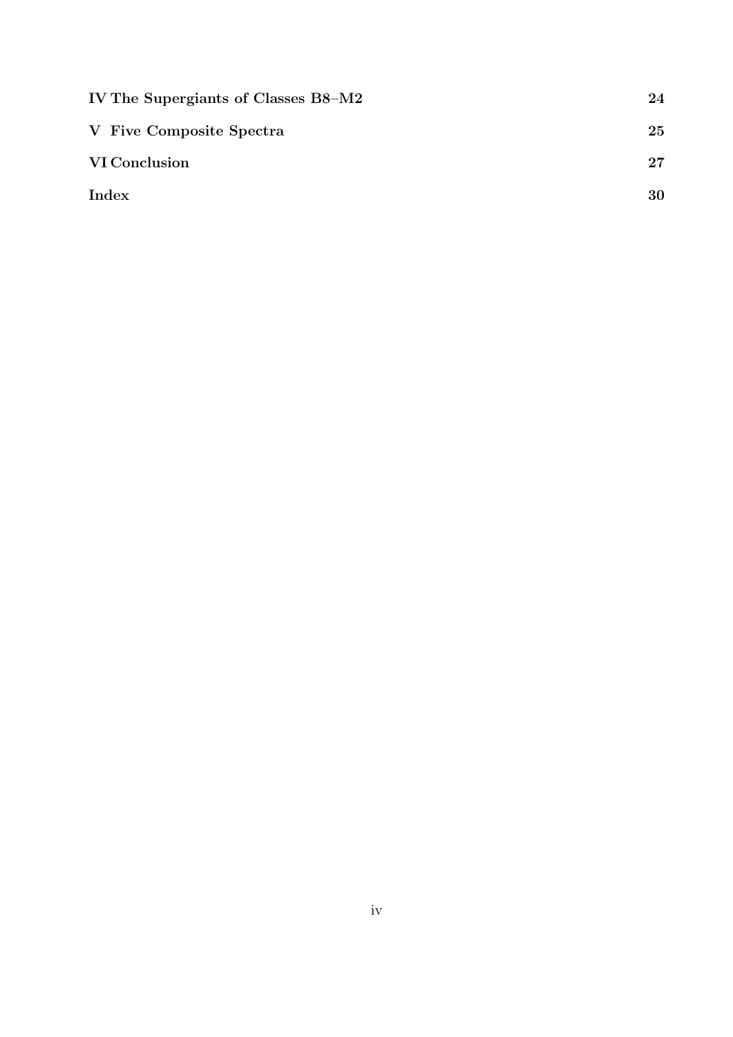| | |
|---|---|
| **IV The Supergiants of Classes B8–M2** | **24** |
| **V Five Composite Spectra** | **25** |
| **VI Conclusion** | **27** |
| **Index** | **30** |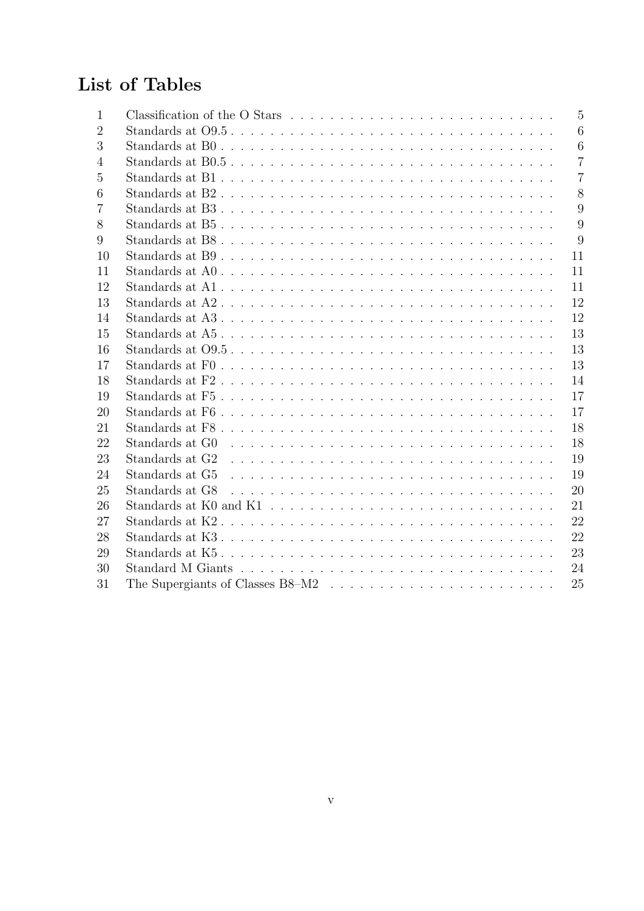# List of Tables

| | | |
|---|---|---|
| 1 | Classification of the O Stars | 5 |
| 2 | Standards at O9.5 | 6 |
| 3 | Standards at B0 | 6 |
| 4 | Standards at B0.5 | 7 |
| 5 | Standards at B1 | 7 |
| 6 | Standards at B2 | 8 |
| 7 | Standards at B3 | 9 |
| 8 | Standards at B5 | 9 |
| 9 | Standards at B8 | 9 |
| 10 | Standards at B9 | 11 |
| 11 | Standards at A0 | 11 |
| 12 | Standards at A1 | 11 |
| 13 | Standards at A2 | 12 |
| 14 | Standards at A3 | 12 |
| 15 | Standards at A5 | 13 |
| 16 | Standards at O9.5 | 13 |
| 17 | Standards at F0 | 13 |
| 18 | Standards at F2 | 14 |
| 19 | Standards at F5 | 17 |
| 20 | Standards at F6 | 17 |
| 21 | Standards at F8 | 18 |
| 22 | Standards at G0 | 18 |
| 23 | Standards at G2 | 19 |
| 24 | Standards at G5 | 19 |
| 25 | Standards at G8 | 20 |
| 26 | Standards at K0 and K1 | 21 |
| 27 | Standards at K2 | 22 |
| 28 | Standards at K3 | 22 |
| 29 | Standards at K5 | 23 |
| 30 | Standard M Giants | 24 |
| 31 | The Supergiants of Classes B8–M2 | 25 |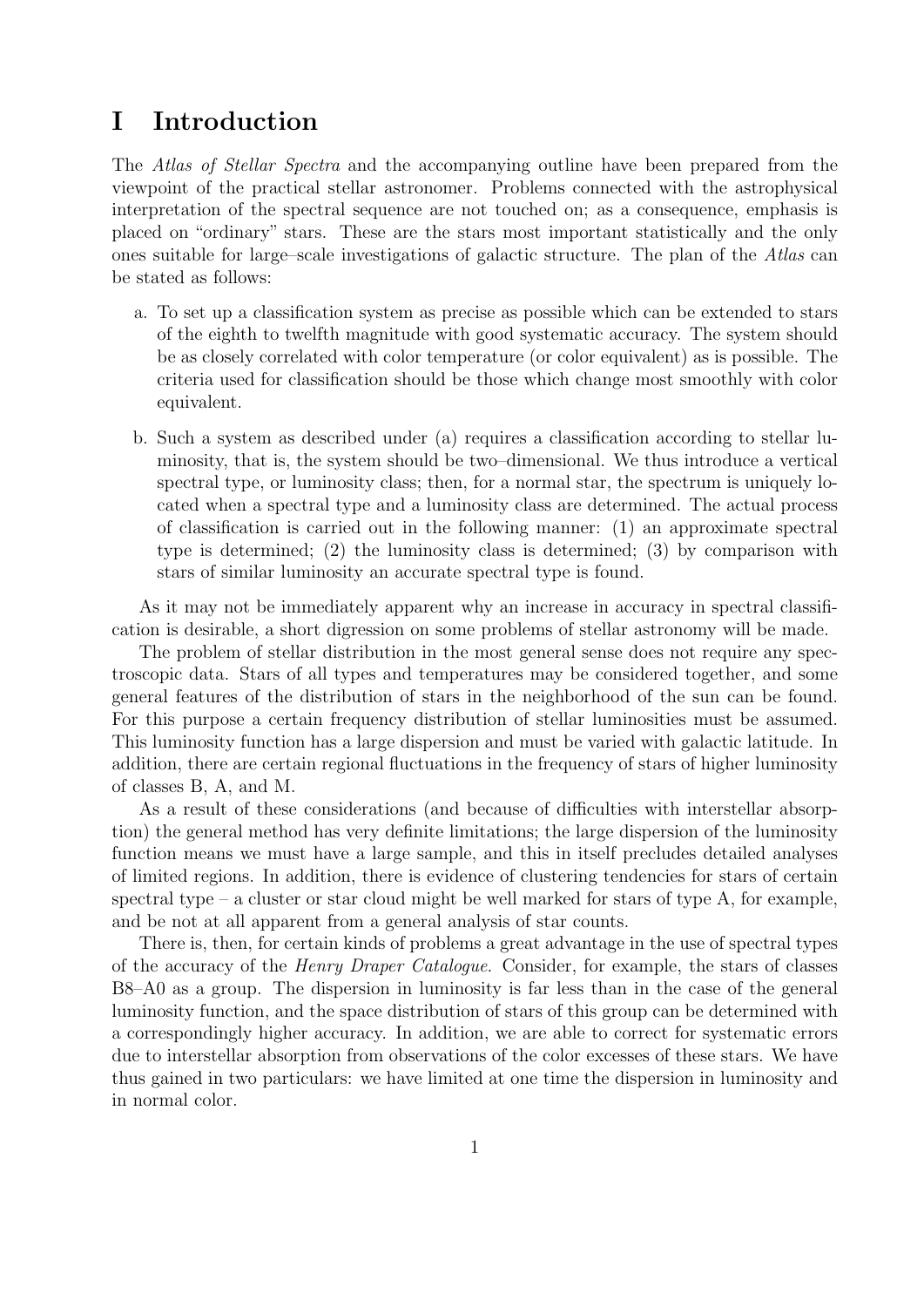# I Introduction

The *Atlas of Stellar Spectra* and the accompanying outline have been prepared from the viewpoint of the practical stellar astronomer. Problems connected with the astrophysical interpretation of the spectral sequence are not touched on; as a consequence, emphasis is placed on "ordinary" stars. These are the stars most important statistically and the only ones suitable for large–scale investigations of galactic structure. The plan of the *Atlas* can be stated as follows:

a. To set up a classification system as precise as possible which can be extended to stars of the eighth to twelfth magnitude with good systematic accuracy. The system should be as closely correlated with color temperature (or color equivalent) as is possible. The criteria used for classification should be those which change most smoothly with color equivalent.

b. Such a system as described under (a) requires a classification according to stellar luminosity, that is, the system should be two–dimensional. We thus introduce a vertical spectral type, or luminosity class; then, for a normal star, the spectrum is uniquely located when a spectral type and a luminosity class are determined. The actual process of classification is carried out in the following manner: (1) an approximate spectral type is determined; (2) the luminosity class is determined; (3) by comparison with stars of similar luminosity an accurate spectral type is found.

As it may not be immediately apparent why an increase in accuracy in spectral classification is desirable, a short digression on some problems of stellar astronomy will be made.

The problem of stellar distribution in the most general sense does not require any spectroscopic data. Stars of all types and temperatures may be considered together, and some general features of the distribution of stars in the neighborhood of the sun can be found. For this purpose a certain frequency distribution of stellar luminosities must be assumed. This luminosity function has a large dispersion and must be varied with galactic latitude. In addition, there are certain regional fluctuations in the frequency of stars of higher luminosity of classes B, A, and M.

As a result of these considerations (and because of difficulties with interstellar absorption) the general method has very definite limitations; the large dispersion of the luminosity function means we must have a large sample, and this in itself precludes detailed analyses of limited regions. In addition, there is evidence of clustering tendencies for stars of certain spectral type – a cluster or star cloud might be well marked for stars of type A, for example, and be not at all apparent from a general analysis of star counts.

There is, then, for certain kinds of problems a great advantage in the use of spectral types of the accuracy of the *Henry Draper Catalogue*. Consider, for example, the stars of classes B8–A0 as a group. The dispersion in luminosity is far less than in the case of the general luminosity function, and the space distribution of stars of this group can be determined with a correspondingly higher accuracy. In addition, we are able to correct for systematic errors due to interstellar absorption from observations of the color excesses of these stars. We have thus gained in two particulars: we have limited at one time the dispersion in luminosity and in normal color.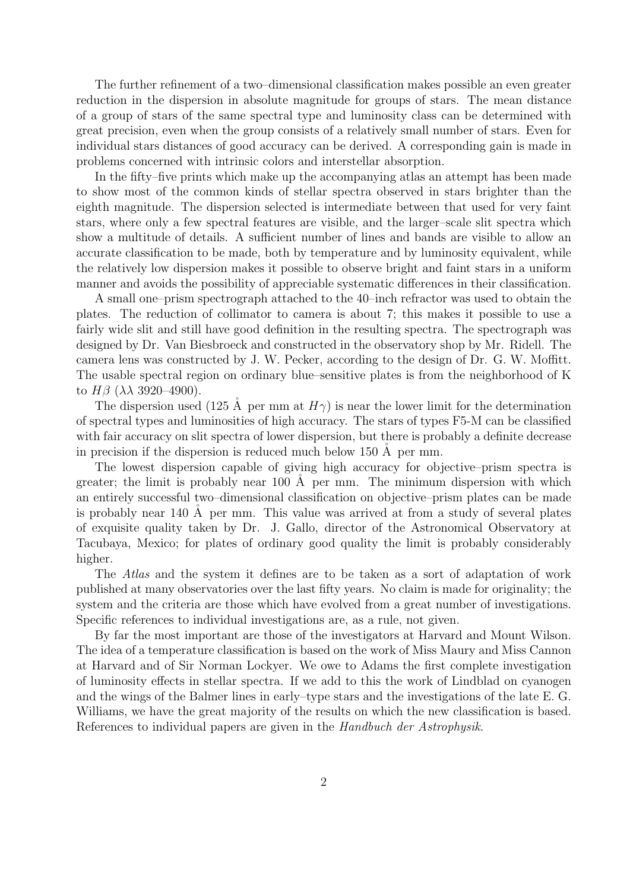The further refinement of a two–dimensional classification makes possible an even greater reduction in the dispersion in absolute magnitude for groups of stars. The mean distance of a group of stars of the same spectral type and luminosity class can be determined with great precision, even when the group consists of a relatively small number of stars. Even for individual stars distances of good accuracy can be derived. A corresponding gain is made in problems concerned with intrinsic colors and interstellar absorption.

In the fifty–five prints which make up the accompanying atlas an attempt has been made to show most of the common kinds of stellar spectra observed in stars brighter than the eighth magnitude. The dispersion selected is intermediate between that used for very faint stars, where only a few spectral features are visible, and the larger–scale slit spectra which show a multitude of details. A sufficient number of lines and bands are visible to allow an accurate classification to be made, both by temperature and by luminosity equivalent, while the relatively low dispersion makes it possible to observe bright and faint stars in a uniform manner and avoids the possibility of appreciable systematic differences in their classification.

A small one–prism spectrograph attached to the 40–inch refractor was used to obtain the plates. The reduction of collimator to camera is about 7; this makes it possible to use a fairly wide slit and still have good definition in the resulting spectra. The spectrograph was designed by Dr. Van Biesbroeck and constructed in the observatory shop by Mr. Ridell. The camera lens was constructed by J. W. Pecker, according to the design of Dr. G. W. Moffitt. The usable spectral region on ordinary blue–sensitive plates is from the neighborhood of K to $H\beta$ ($\lambda\lambda$ 3920–4900).

The dispersion used (125 Å per mm at $H\gamma$) is near the lower limit for the determination of spectral types and luminosities of high accuracy. The stars of types F5-M can be classified with fair accuracy on slit spectra of lower dispersion, but there is probably a definite decrease in precision if the dispersion is reduced much below 150 Å per mm.

The lowest dispersion capable of giving high accuracy for objective–prism spectra is greater; the limit is probably near 100 Å per mm. The minimum dispersion with which an entirely successful two–dimensional classification on objective–prism plates can be made is probably near 140 Å per mm. This value was arrived at from a study of several plates of exquisite quality taken by Dr. J. Gallo, director of the Astronomical Observatory at Tacubaya, Mexico; for plates of ordinary good quality the limit is probably considerably higher.

The *Atlas* and the system it defines are to be taken as a sort of adaptation of work published at many observatories over the last fifty years. No claim is made for originality; the system and the criteria are those which have evolved from a great number of investigations. Specific references to individual investigations are, as a rule, not given.

By far the most important are those of the investigators at Harvard and Mount Wilson. The idea of a temperature classification is based on the work of Miss Maury and Miss Cannon at Harvard and of Sir Norman Lockyer. We owe to Adams the first complete investigation of luminosity effects in stellar spectra. If we add to this the work of Lindblad on cyanogen and the wings of the Balmer lines in early–type stars and the investigations of the late E. G. Williams, we have the great majority of the results on which the new classification is based. References to individual papers are given in the *Handbuch der Astrophysik*.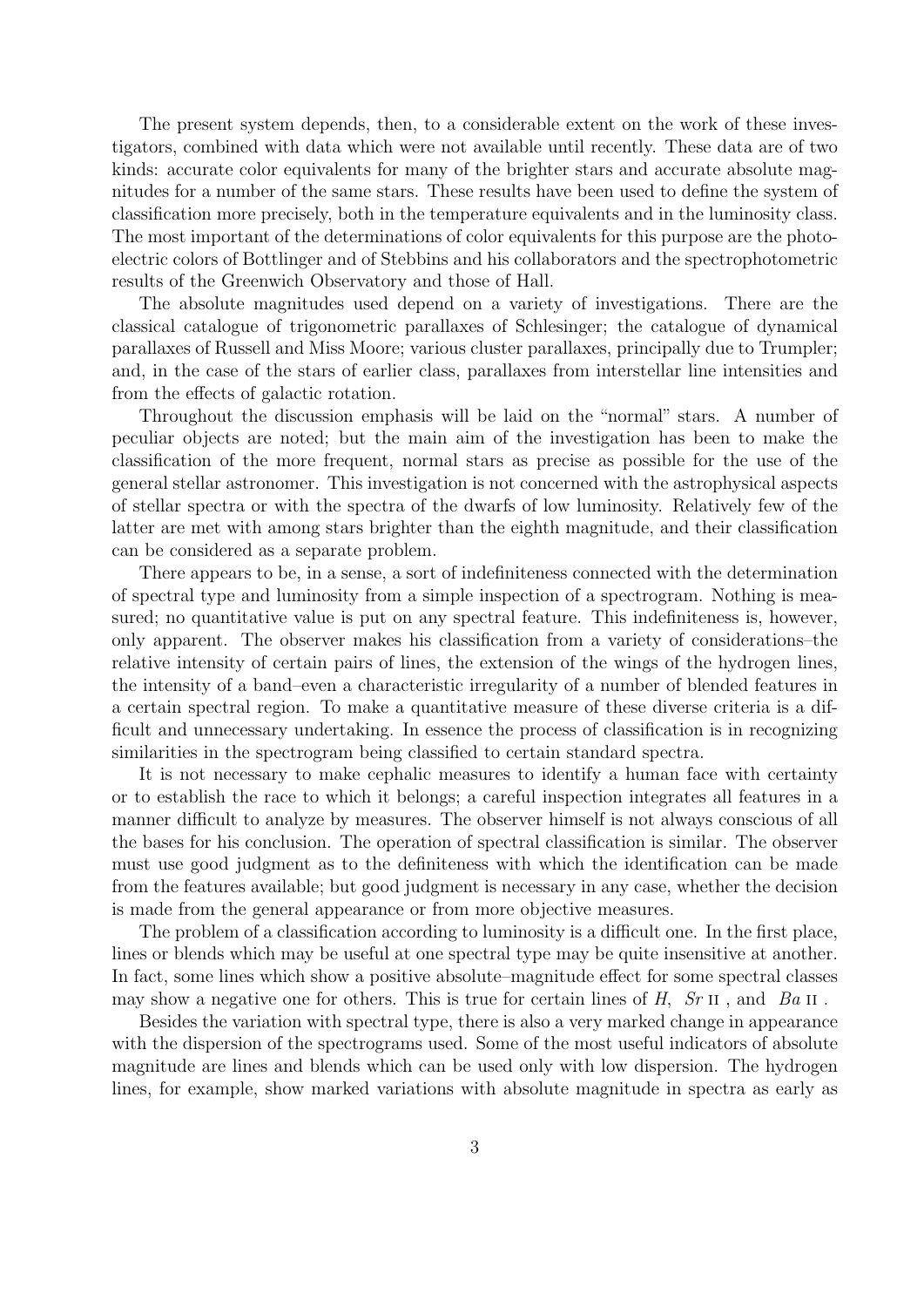The present system depends, then, to a considerable extent on the work of these investigators, combined with data which were not available until recently. These data are of two kinds: accurate color equivalents for many of the brighter stars and accurate absolute magnitudes for a number of the same stars. These results have been used to define the system of classification more precisely, both in the temperature equivalents and in the luminosity class. The most important of the determinations of color equivalents for this purpose are the photoelectric colors of Bottlinger and of Stebbins and his collaborators and the spectrophotometric results of the Greenwich Observatory and those of Hall.

The absolute magnitudes used depend on a variety of investigations. There are the classical catalogue of trigonometric parallaxes of Schlesinger; the catalogue of dynamical parallaxes of Russell and Miss Moore; various cluster parallaxes, principally due to Trumpler; and, in the case of the stars of earlier class, parallaxes from interstellar line intensities and from the effects of galactic rotation.

Throughout the discussion emphasis will be laid on the "normal" stars. A number of peculiar objects are noted; but the main aim of the investigation has been to make the classification of the more frequent, normal stars as precise as possible for the use of the general stellar astronomer. This investigation is not concerned with the astrophysical aspects of stellar spectra or with the spectra of the dwarfs of low luminosity. Relatively few of the latter are met with among stars brighter than the eighth magnitude, and their classification can be considered as a separate problem.

There appears to be, in a sense, a sort of indefiniteness connected with the determination of spectral type and luminosity from a simple inspection of a spectrogram. Nothing is measured; no quantitative value is put on any spectral feature. This indefiniteness is, however, only apparent. The observer makes his classification from a variety of considerations–the relative intensity of certain pairs of lines, the extension of the wings of the hydrogen lines, the intensity of a band–even a characteristic irregularity of a number of blended features in a certain spectral region. To make a quantitative measure of these diverse criteria is a difficult and unnecessary undertaking. In essence the process of classification is in recognizing similarities in the spectrogram being classified to certain standard spectra.

It is not necessary to make cephalic measures to identify a human face with certainty or to establish the race to which it belongs; a careful inspection integrates all features in a manner difficult to analyze by measures. The observer himself is not always conscious of all the bases for his conclusion. The operation of spectral classification is similar. The observer must use good judgment as to the definiteness with which the identification can be made from the features available; but good judgment is necessary in any case, whether the decision is made from the general appearance or from more objective measures.

The problem of a classification according to luminosity is a difficult one. In the first place, lines or blends which may be useful at one spectral type may be quite insensitive at another. In fact, some lines which show a positive absolute–magnitude effect for some spectral classes may show a negative one for others. This is true for certain lines of *H*, *Sr* II , and *Ba* II .

Besides the variation with spectral type, there is also a very marked change in appearance with the dispersion of the spectrograms used. Some of the most useful indicators of absolute magnitude are lines and blends which can be used only with low dispersion. The hydrogen lines, for example, show marked variations with absolute magnitude in spectra as early as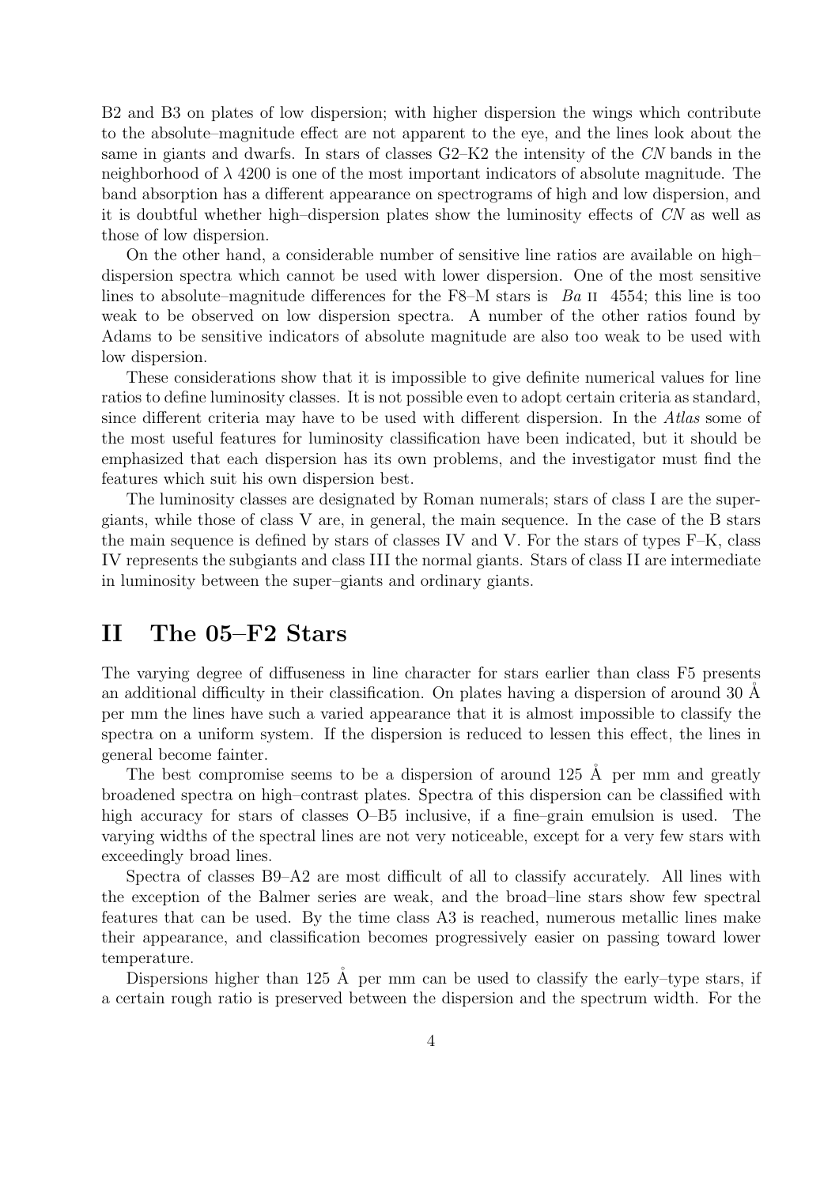B2 and B3 on plates of low dispersion; with higher dispersion the wings which contribute to the absolute–magnitude effect are not apparent to the eye, and the lines look about the same in giants and dwarfs. In stars of classes G2–K2 the intensity of the *CN* bands in the neighborhood of $\lambda$ 4200 is one of the most important indicators of absolute magnitude. The band absorption has a different appearance on spectrograms of high and low dispersion, and it is doubtful whether high–dispersion plates show the luminosity effects of *CN* as well as those of low dispersion.

On the other hand, a considerable number of sensitive line ratios are available on high–dispersion spectra which cannot be used with lower dispersion. One of the most sensitive lines to absolute–magnitude differences for the F8–M stars is *Ba* II 4554; this line is too weak to be observed on low dispersion spectra. A number of the other ratios found by Adams to be sensitive indicators of absolute magnitude are also too weak to be used with low dispersion.

These considerations show that it is impossible to give definite numerical values for line ratios to define luminosity classes. It is not possible even to adopt certain criteria as standard, since different criteria may have to be used with different dispersion. In the *Atlas* some of the most useful features for luminosity classification have been indicated, but it should be emphasized that each dispersion has its own problems, and the investigator must find the features which suit his own dispersion best.

The luminosity classes are designated by Roman numerals; stars of class I are the super-giants, while those of class V are, in general, the main sequence. In the case of the B stars the main sequence is defined by stars of classes IV and V. For the stars of types F–K, class IV represents the subgiants and class III the normal giants. Stars of class II are intermediate in luminosity between the super–giants and ordinary giants.

## II The 05–F2 Stars

The varying degree of diffuseness in line character for stars earlier than class F5 presents an additional difficulty in their classification. On plates having a dispersion of around 30 Å per mm the lines have such a varied appearance that it is almost impossible to classify the spectra on a uniform system. If the dispersion is reduced to lessen this effect, the lines in general become fainter.

The best compromise seems to be a dispersion of around 125 Å per mm and greatly broadened spectra on high–contrast plates. Spectra of this dispersion can be classified with high accuracy for stars of classes O–B5 inclusive, if a fine–grain emulsion is used. The varying widths of the spectral lines are not very noticeable, except for a very few stars with exceedingly broad lines.

Spectra of classes B9–A2 are most difficult of all to classify accurately. All lines with the exception of the Balmer series are weak, and the broad–line stars show few spectral features that can be used. By the time class A3 is reached, numerous metallic lines make their appearance, and classification becomes progressively easier on passing toward lower temperature.

Dispersions higher than 125 Å per mm can be used to classify the early–type stars, if a certain rough ratio is preserved between the dispersion and the spectrum width. For the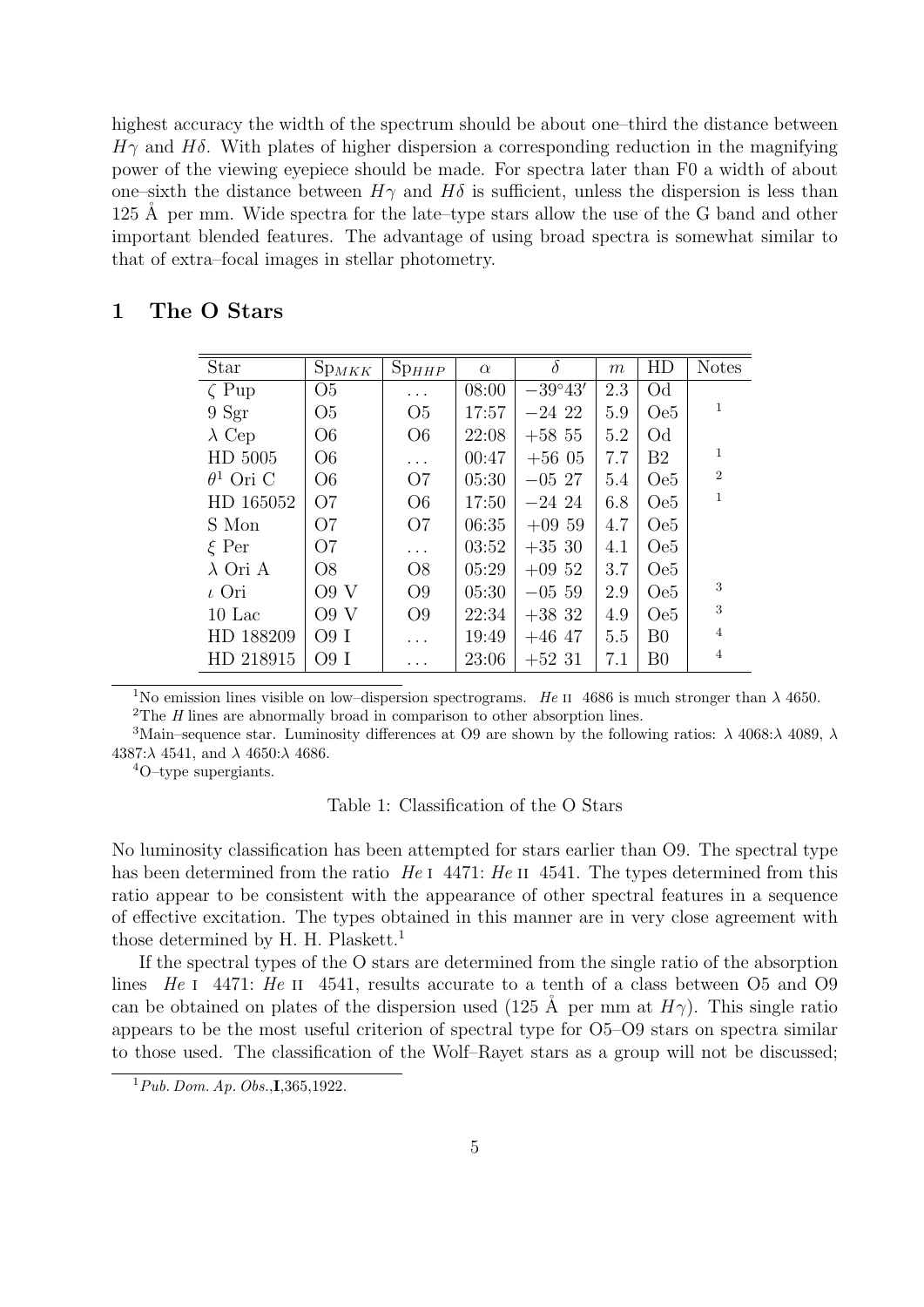highest accuracy the width of the spectrum should be about one–third the distance between $H\gamma$ and $H\delta$. With plates of higher dispersion a corresponding reduction in the magnifying power of the viewing eyepiece should be made. For spectra later than F0 a width of about one–sixth the distance between $H\gamma$ and $H\delta$ is sufficient, unless the dispersion is less than 125 Å per mm. Wide spectra for the late–type stars allow the use of the G band and other important blended features. The advantage of using broad spectra is somewhat similar to that of extra–focal images in stellar photometry.

## 1 The O Stars

| Star | $Sp_{MKK}$ | $Sp_{HHP}$ | $\alpha$ | $\delta$ | $m$ | HD | Notes |
|---|---|---|---|---|---|---|---|
| $\zeta$ Pup | O5 | ... | 08:00 | $-39°43'$ | 2.3 | Od | |
| 9 Sgr | O5 | O5 | 17:57 | −24 22 | 5.9 | Oe5 | 1 |
| $\lambda$ Cep | O6 | O6 | 22:08 | +58 55 | 5.2 | Od | |
| HD 5005 | O6 | ... | 00:47 | +56 05 | 7.7 | B2 | 1 |
| $\theta^1$ Ori C | O6 | O7 | 05:30 | −05 27 | 5.4 | Oe5 | 2 |
| HD 165052 | O7 | O6 | 17:50 | −24 24 | 6.8 | Oe5 | 1 |
| S Mon | O7 | O7 | 06:35 | +09 59 | 4.7 | Oe5 | |
| $\xi$ Per | O7 | ... | 03:52 | +35 30 | 4.1 | Oe5 | |
| $\lambda$ Ori A | O8 | O8 | 05:29 | +09 52 | 3.7 | Oe5 | |
| $\iota$ Ori | O9 V | O9 | 05:30 | −05 59 | 2.9 | Oe5 | 3 |
| 10 Lac | O9 V | O9 | 22:34 | +38 32 | 4.9 | Oe5 | 3 |
| HD 188209 | O9 I | ... | 19:49 | +46 47 | 5.5 | B0 | 4 |
| HD 218915 | O9 I | ... | 23:06 | +52 31 | 7.1 | B0 | 4 |

[1] No emission lines visible on low–dispersion spectrograms. *He* II 4686 is much stronger than $\lambda$ 4650.

[2] The *H* lines are abnormally broad in comparison to other absorption lines.

[3] Main–sequence star. Luminosity differences at O9 are shown by the following ratios: $\lambda$ 4068:$\lambda$ 4089, $\lambda$ 4387:$\lambda$ 4541, and $\lambda$ 4650:$\lambda$ 4686.

[4] O–type supergiants.

Table 1: Classification of the O Stars

No luminosity classification has been attempted for stars earlier than O9. The spectral type has been determined from the ratio *He* I 4471: *He* II 4541. The types determined from this ratio appear to be consistent with the appearance of other spectral features in a sequence of effective excitation. The types obtained in this manner are in very close agreement with those determined by H. H. Plaskett.[1]

If the spectral types of the O stars are determined from the single ratio of the absorption lines *He* I 4471: *He* II 4541, results accurate to a tenth of a class between O5 and O9 can be obtained on plates of the dispersion used (125 Å per mm at $H\gamma$). This single ratio appears to be the most useful criterion of spectral type for O5–O9 stars on spectra similar to those used. The classification of the Wolf–Rayet stars as a group will not be discussed;

[1] *Pub. Dom. Ap. Obs.*,**I**,365,1922.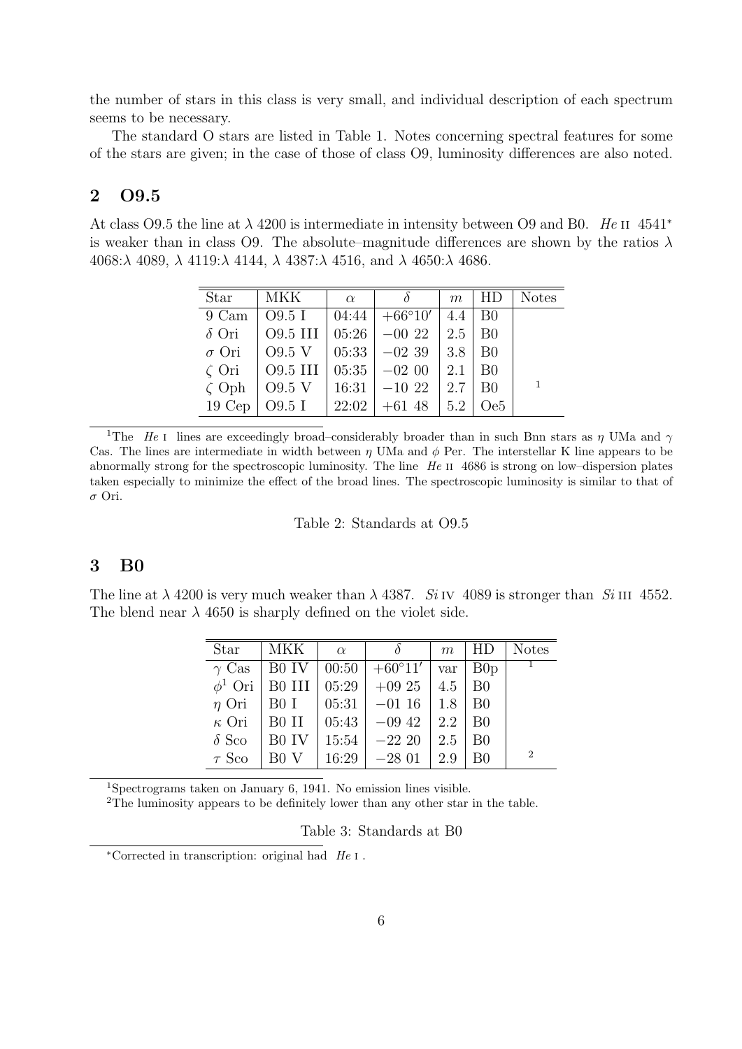the number of stars in this class is very small, and individual description of each spectrum seems to be necessary.

The standard O stars are listed in Table 1. Notes concerning spectral features for some of the stars are given; in the case of those of class O9, luminosity differences are also noted.

## 2 O9.5

At class O9.5 the line at $\lambda$ 4200 is intermediate in intensity between O9 and B0. *He* II 4541* is weaker than in class O9. The absolute–magnitude differences are shown by the ratios $\lambda$ 4068:$\lambda$ 4089, $\lambda$ 4119:$\lambda$ 4144, $\lambda$ 4387:$\lambda$ 4516, and $\lambda$ 4650:$\lambda$ 4686.

| Star | MKK | $\alpha$ | $\delta$ | $m$ | HD | Notes |
|---|---|---|---|---|---|---|
| 9 Cam | O9.5 I | 04:44 | $+66°10'$ | 4.4 | B0 | |
| $\delta$ Ori | O9.5 III | 05:26 | $-00$ 22 | 2.5 | B0 | |
| $\sigma$ Ori | O9.5 V | 05:33 | $-02$ 39 | 3.8 | B0 | |
| $\zeta$ Ori | O9.5 III | 05:35 | $-02$ 00 | 2.1 | B0 | |
| $\zeta$ Oph | O9.5 V | 16:31 | $-10$ 22 | 2.7 | B0 | [1] |
| 19 Cep | O9.5 I | 22:02 | $+61$ 48 | 5.2 | Oe5 | |

[1]The *He* I lines are exceedingly broad–considerably broader than in such Bnn stars as $\eta$ UMa and $\gamma$ Cas. The lines are intermediate in width between $\eta$ UMa and $\phi$ Per. The interstellar K line appears to be abnormally strong for the spectroscopic luminosity. The line *He* II 4686 is strong on low–dispersion plates taken especially to minimize the effect of the broad lines. The spectroscopic luminosity is similar to that of $\sigma$ Ori.

Table 2: Standards at O9.5

## 3 B0

The line at $\lambda$ 4200 is very much weaker than $\lambda$ 4387. *Si* IV 4089 is stronger than *Si* III 4552. The blend near $\lambda$ 4650 is sharply defined on the violet side.

| Star | MKK | $\alpha$ | $\delta$ | $m$ | HD | Notes |
|---|---|---|---|---|---|---|
| $\gamma$ Cas | B0 IV | 00:50 | $+60°11'$ | var | B0p | [1] |
| $\phi^1$ Ori | B0 III | 05:29 | $+09$ 25 | 4.5 | B0 | |
| $\eta$ Ori | B0 I | 05:31 | $-01$ 16 | 1.8 | B0 | |
| $\kappa$ Ori | B0 II | 05:43 | $-09$ 42 | 2.2 | B0 | |
| $\delta$ Sco | B0 IV | 15:54 | $-22$ 20 | 2.5 | B0 | |
| $\tau$ Sco | B0 V | 16:29 | $-28$ 01 | 2.9 | B0 | [2] |

[1]Spectrograms taken on January 6, 1941. No emission lines visible.

[2]The luminosity appears to be definitely lower than any other star in the table.

Table 3: Standards at B0

*Corrected in transcription: original had *He* I .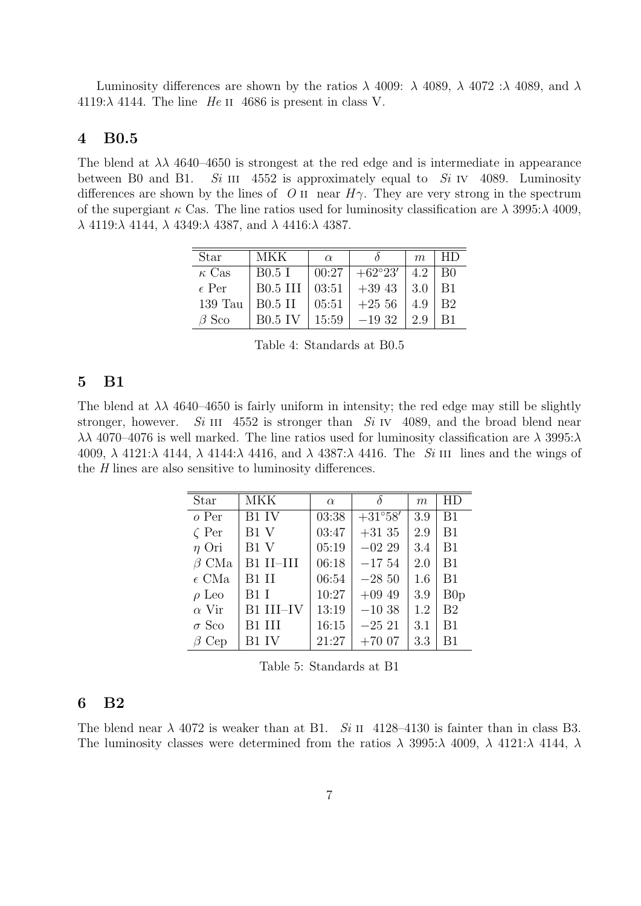Luminosity differences are shown by the ratios $\lambda$ 4009: $\lambda$ 4089, $\lambda$ 4072 :$\lambda$ 4089, and $\lambda$ 4119:$\lambda$ 4144. The line *He* II 4686 is present in class V.

## 4 B0.5

The blend at $\lambda\lambda$ 4640–4650 is strongest at the red edge and is intermediate in appearance between B0 and B1. *Si* III 4552 is approximately equal to *Si* IV 4089. Luminosity differences are shown by the lines of *O* II near $H\gamma$. They are very strong in the spectrum of the supergiant $\kappa$ Cas. The line ratios used for luminosity classification are $\lambda$ 3995:$\lambda$ 4009, $\lambda$ 4119:$\lambda$ 4144, $\lambda$ 4349:$\lambda$ 4387, and $\lambda$ 4416:$\lambda$ 4387.

| Star | MKK | $\alpha$ | $\delta$ | $m$ | HD |
|---|---|---|---|---|---|
| $\kappa$ Cas | B0.5 I | 00:27 | $+62°23'$ | 4.2 | B0 |
| $\epsilon$ Per | B0.5 III | 03:51 | $+39$ 43 | 3.0 | B1 |
| 139 Tau | B0.5 II | 05:51 | $+25$ 56 | 4.9 | B2 |
| $\beta$ Sco | B0.5 IV | 15:59 | $-19$ 32 | 2.9 | B1 |

Table 4: Standards at B0.5

## 5 B1

The blend at $\lambda\lambda$ 4640–4650 is fairly uniform in intensity; the red edge may still be slightly stronger, however. *Si* III 4552 is stronger than *Si* IV 4089, and the broad blend near $\lambda\lambda$ 4070–4076 is well marked. The line ratios used for luminosity classification are $\lambda$ 3995:$\lambda$ 4009, $\lambda$ 4121:$\lambda$ 4144, $\lambda$ 4144:$\lambda$ 4416, and $\lambda$ 4387:$\lambda$ 4416. The *Si* III lines and the wings of the *H* lines are also sensitive to luminosity differences.

| Star | MKK | $\alpha$ | $\delta$ | $m$ | HD |
|---|---|---|---|---|---|
| $o$ Per | B1 IV | 03:38 | $+31°58'$ | 3.9 | B1 |
| $\zeta$ Per | B1 V | 03:47 | $+31$ 35 | 2.9 | B1 |
| $\eta$ Ori | B1 V | 05:19 | $-02$ 29 | 3.4 | B1 |
| $\beta$ CMa | B1 II–III | 06:18 | $-17$ 54 | 2.0 | B1 |
| $\epsilon$ CMa | B1 II | 06:54 | $-28$ 50 | 1.6 | B1 |
| $\rho$ Leo | B1 I | 10:27 | $+09$ 49 | 3.9 | B0p |
| $\alpha$ Vir | B1 III–IV | 13:19 | $-10$ 38 | 1.2 | B2 |
| $\sigma$ Sco | B1 III | 16:15 | $-25$ 21 | 3.1 | B1 |
| $\beta$ Cep | B1 IV | 21:27 | $+70$ 07 | 3.3 | B1 |

Table 5: Standards at B1

## 6 B2

The blend near $\lambda$ 4072 is weaker than at B1. *Si* II 4128–4130 is fainter than in class B3. The luminosity classes were determined from the ratios $\lambda$ 3995:$\lambda$ 4009, $\lambda$ 4121:$\lambda$ 4144, $\lambda$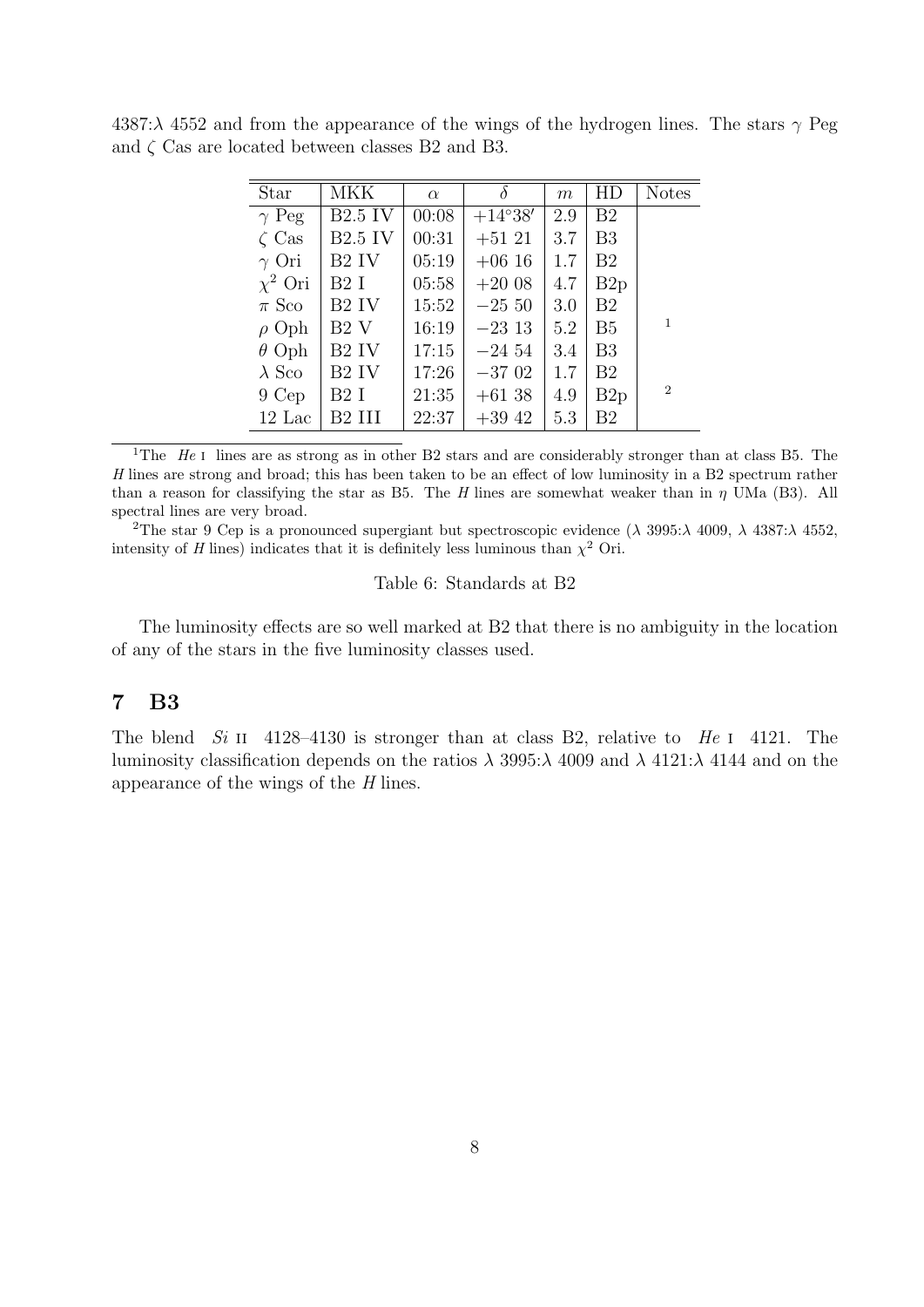4387:λ 4552 and from the appearance of the wings of the hydrogen lines. The stars γ Peg and ζ Cas are located between classes B2 and B3.

| Star | MKK | $\alpha$ | $\delta$ | $m$ | HD | Notes |
|---|---|---|---|---|---|---|
| γ Peg | B2.5 IV | 00:08 | +14°38′ | 2.9 | B2 | |
| ζ Cas | B2.5 IV | 00:31 | +51 21 | 3.7 | B3 | |
| γ Ori | B2 IV | 05:19 | +06 16 | 1.7 | B2 | |
| $\chi^2$ Ori | B2 I | 05:58 | +20 08 | 4.7 | B2p | |
| π Sco | B2 IV | 15:52 | −25 50 | 3.0 | B2 | |
| ρ Oph | B2 V | 16:19 | −23 13 | 5.2 | B5 | 1 |
| θ Oph | B2 IV | 17:15 | −24 54 | 3.4 | B3 | |
| λ Sco | B2 IV | 17:26 | −37 02 | 1.7 | B2 | |
| 9 Cep | B2 I | 21:35 | +61 38 | 4.9 | B2p | 2 |
| 12 Lac | B2 III | 22:37 | +39 42 | 5.3 | B2 | |

[1] The *He* I lines are as strong as in other B2 stars and are considerably stronger than at class B5. The *H* lines are strong and broad; this has been taken to be an effect of low luminosity in a B2 spectrum rather than a reason for classifying the star as B5. The *H* lines are somewhat weaker than in η UMa (B3). All spectral lines are very broad.

[2] The star 9 Cep is a pronounced supergiant but spectroscopic evidence (λ 3995:λ 4009, λ 4387:λ 4552, intensity of *H* lines) indicates that it is definitely less luminous than $\chi^2$ Ori.

Table 6: Standards at B2

The luminosity effects are so well marked at B2 that there is no ambiguity in the location of any of the stars in the five luminosity classes used.

## 7 B3

The blend *Si* II 4128–4130 is stronger than at class B2, relative to *He* I 4121. The luminosity classification depends on the ratios λ 3995:λ 4009 and λ 4121:λ 4144 and on the appearance of the wings of the *H* lines.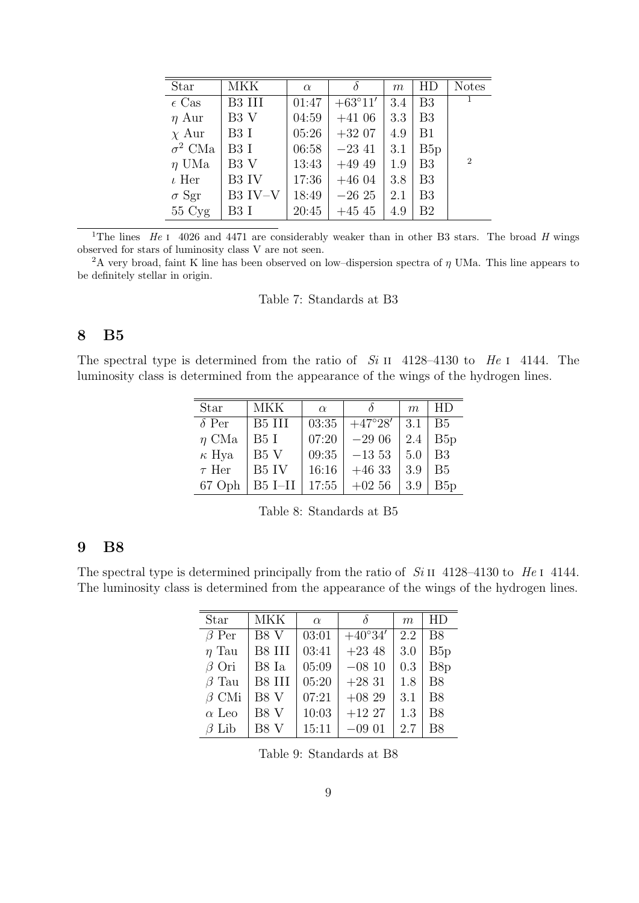| Star | MKK | $\alpha$ | $\delta$ | $m$ | HD | Notes |
|---|---|---|---|---|---|---|
| $\epsilon$ Cas | B3 III | 01:47 | $+63°11'$ | 3.4 | B3 | [1] |
| $\eta$ Aur | B3 V | 04:59 | $+41$ 06 | 3.3 | B3 | |
| $\chi$ Aur | B3 I | 05:26 | $+32$ 07 | 4.9 | B1 | |
| $\sigma^2$ CMa | B3 I | 06:58 | $-23$ 41 | 3.1 | B5p | |
| $\eta$ UMa | B3 V | 13:43 | $+49$ 49 | 1.9 | B3 | [2] |
| $\iota$ Her | B3 IV | 17:36 | $+46$ 04 | 3.8 | B3 | |
| $\sigma$ Sgr | B3 IV–V | 18:49 | $-26$ 25 | 2.1 | B3 | |
| 55 Cyg | B3 I | 20:45 | $+45$ 45 | 4.9 | B2 | |

[1]The lines *He* I 4026 and 4471 are considerably weaker than in other B3 stars. The broad *H* wings observed for stars of luminosity class V are not seen.

[2]A very broad, faint K line has been observed on low–dispersion spectra of $\eta$ UMa. This line appears to be definitely stellar in origin.

Table 7: Standards at B3

## 8 B5

The spectral type is determined from the ratio of *Si* II 4128–4130 to *He* I 4144. The luminosity class is determined from the appearance of the wings of the hydrogen lines.

| Star | MKK | $\alpha$ | $\delta$ | $m$ | HD |
|---|---|---|---|---|---|
| $\delta$ Per | B5 III | 03:35 | $+47°28'$ | 3.1 | B5 |
| $\eta$ CMa | B5 I | 07:20 | $-29$ 06 | 2.4 | B5p |
| $\kappa$ Hya | B5 V | 09:35 | $-13$ 53 | 5.0 | B3 |
| $\tau$ Her | B5 IV | 16:16 | $+46$ 33 | 3.9 | B5 |
| 67 Oph | B5 I–II | 17:55 | $+02$ 56 | 3.9 | B5p |

Table 8: Standards at B5

## 9 B8

The spectral type is determined principally from the ratio of *Si* II 4128–4130 to *He* I 4144. The luminosity class is determined from the appearance of the wings of the hydrogen lines.

| Star | MKK | $\alpha$ | $\delta$ | $m$ | HD |
|---|---|---|---|---|---|
| $\beta$ Per | B8 V | 03:01 | $+40°34'$ | 2.2 | B8 |
| $\eta$ Tau | B8 III | 03:41 | $+23$ 48 | 3.0 | B5p |
| $\beta$ Ori | B8 Ia | 05:09 | $-08$ 10 | 0.3 | B8p |
| $\beta$ Tau | B8 III | 05:20 | $+28$ 31 | 1.8 | B8 |
| $\beta$ CMi | B8 V | 07:21 | $+08$ 29 | 3.1 | B8 |
| $\alpha$ Leo | B8 V | 10:03 | $+12$ 27 | 1.3 | B8 |
| $\beta$ Lib | B8 V | 15:11 | $-09$ 01 | 2.7 | B8 |

Table 9: Standards at B8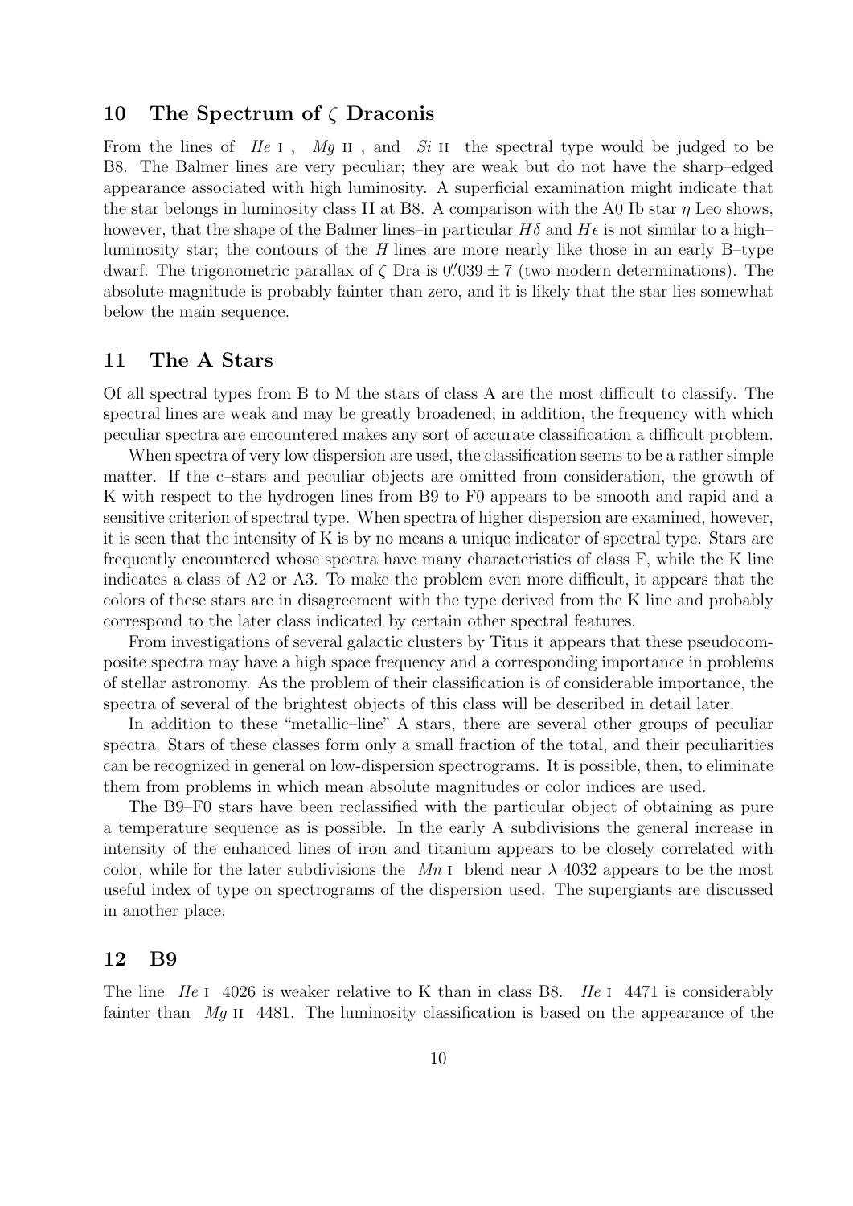## 10 The Spectrum of $\zeta$ Draconis

From the lines of *He* I, *Mg* II, and *Si* II the spectral type would be judged to be B8. The Balmer lines are very peculiar; they are weak but do not have the sharp–edged appearance associated with high luminosity. A superficial examination might indicate that the star belongs in luminosity class II at B8. A comparison with the A0 Ib star $\eta$ Leo shows, however, that the shape of the Balmer lines–in particular $H\delta$ and $H\epsilon$ is not similar to a high–luminosity star; the contours of the *H* lines are more nearly like those in an early B–type dwarf. The trigonometric parallax of $\zeta$ Dra is $0''039 \pm 7$ (two modern determinations). The absolute magnitude is probably fainter than zero, and it is likely that the star lies somewhat below the main sequence.

## 11 The A Stars

Of all spectral types from B to M the stars of class A are the most difficult to classify. The spectral lines are weak and may be greatly broadened; in addition, the frequency with which peculiar spectra are encountered makes any sort of accurate classification a difficult problem.

When spectra of very low dispersion are used, the classification seems to be a rather simple matter. If the c–stars and peculiar objects are omitted from consideration, the growth of K with respect to the hydrogen lines from B9 to F0 appears to be smooth and rapid and a sensitive criterion of spectral type. When spectra of higher dispersion are examined, however, it is seen that the intensity of K is by no means a unique indicator of spectral type. Stars are frequently encountered whose spectra have many characteristics of class F, while the K line indicates a class of A2 or A3. To make the problem even more difficult, it appears that the colors of these stars are in disagreement with the type derived from the K line and probably correspond to the later class indicated by certain other spectral features.

From investigations of several galactic clusters by Titus it appears that these pseudocomposite spectra may have a high space frequency and a corresponding importance in problems of stellar astronomy. As the problem of their classification is of considerable importance, the spectra of several of the brightest objects of this class will be described in detail later.

In addition to these "metallic–line" A stars, there are several other groups of peculiar spectra. Stars of these classes form only a small fraction of the total, and their peculiarities can be recognized in general on low-dispersion spectrograms. It is possible, then, to eliminate them from problems in which mean absolute magnitudes or color indices are used.

The B9–F0 stars have been reclassified with the particular object of obtaining as pure a temperature sequence as is possible. In the early A subdivisions the general increase in intensity of the enhanced lines of iron and titanium appears to be closely correlated with color, while for the later subdivisions the *Mn* I blend near $\lambda$ 4032 appears to be the most useful index of type on spectrograms of the dispersion used. The supergiants are discussed in another place.

## 12 B9

The line *He* I 4026 is weaker relative to K than in class B8. *He* I 4471 is considerably fainter than *Mg* II 4481. The luminosity classification is based on the appearance of the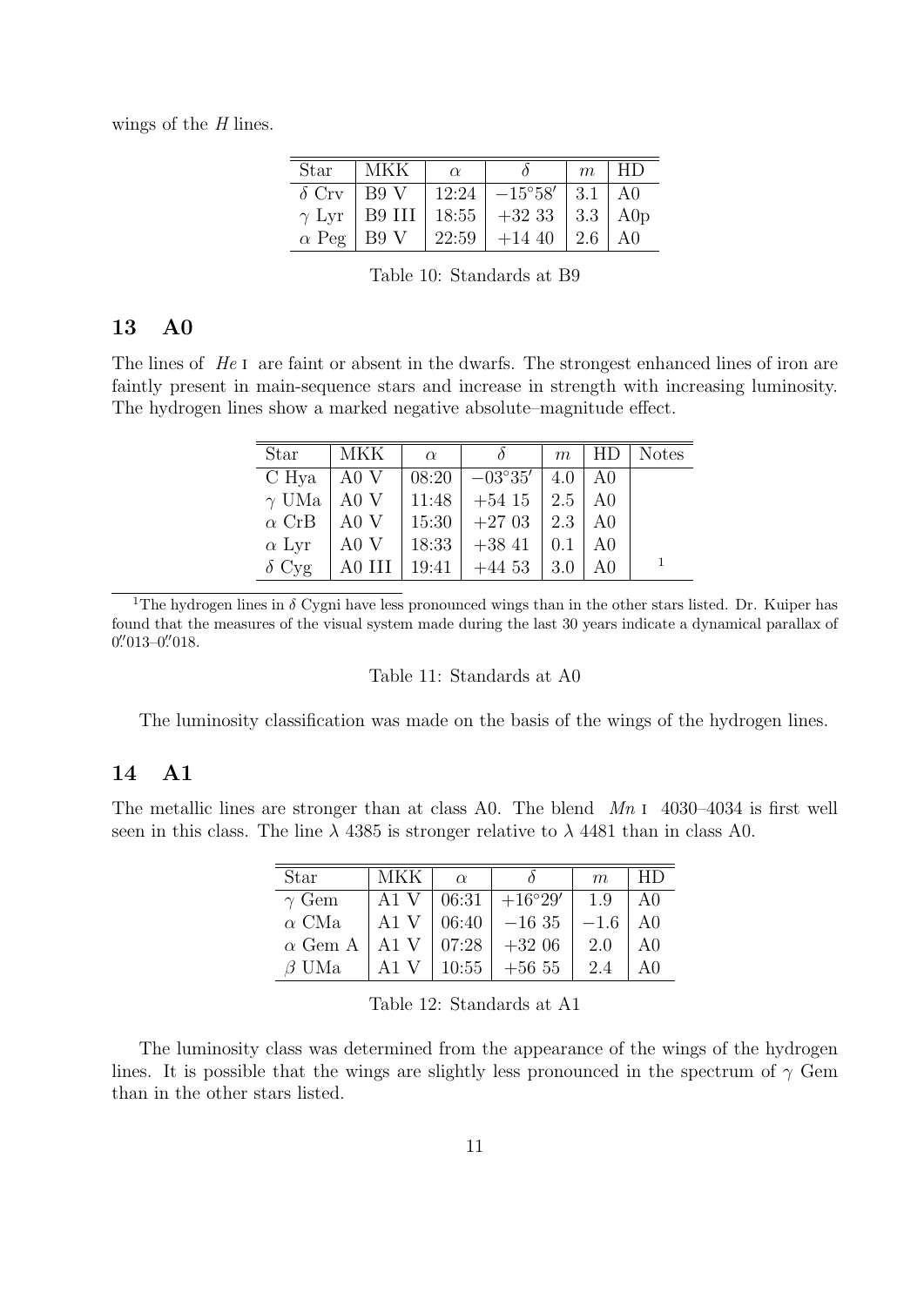wings of the *H* lines.

| Star | MKK | $\alpha$ | $\delta$ | $m$ | HD |
|---|---|---|---|---|---|
| $\delta$ Crv | B9 V | 12:24 | $-15°58'$ | 3.1 | A0 |
| $\gamma$ Lyr | B9 III | 18:55 | $+32$ 33 | 3.3 | A0p |
| $\alpha$ Peg | B9 V | 22:59 | $+14$ 40 | 2.6 | A0 |

Table 10: Standards at B9

## 13 A0

The lines of *He* I are faint or absent in the dwarfs. The strongest enhanced lines of iron are faintly present in main-sequence stars and increase in strength with increasing luminosity. The hydrogen lines show a marked negative absolute–magnitude effect.

| Star | MKK | $\alpha$ | $\delta$ | $m$ | HD | Notes |
|---|---|---|---|---|---|---|
| C Hya | A0 V | 08:20 | $-03°35'$ | 4.0 | A0 | |
| $\gamma$ UMa | A0 V | 11:48 | $+54$ 15 | 2.5 | A0 | |
| $\alpha$ CrB | A0 V | 15:30 | $+27$ 03 | 2.3 | A0 | |
| $\alpha$ Lyr | A0 V | 18:33 | $+38$ 41 | 0.1 | A0 | |
| $\delta$ Cyg | A0 III | 19:41 | $+44$ 53 | 3.0 | A0 | [1] |

[1]The hydrogen lines in $\delta$ Cygni have less pronounced wings than in the other stars listed. Dr. Kuiper has found that the measures of the visual system made during the last 30 years indicate a dynamical parallax of 0.″013–0.″018.

Table 11: Standards at A0

The luminosity classification was made on the basis of the wings of the hydrogen lines.

## 14 A1

The metallic lines are stronger than at class A0. The blend *Mn* I 4030–4034 is first well seen in this class. The line $\lambda$ 4385 is stronger relative to $\lambda$ 4481 than in class A0.

| Star | MKK | $\alpha$ | $\delta$ | $m$ | HD |
|---|---|---|---|---|---|
| $\gamma$ Gem | A1 V | 06:31 | $+16°29'$ | 1.9 | A0 |
| $\alpha$ CMa | A1 V | 06:40 | $-16$ 35 | $-1.6$ | A0 |
| $\alpha$ Gem A | A1 V | 07:28 | $+32$ 06 | 2.0 | A0 |
| $\beta$ UMa | A1 V | 10:55 | $+56$ 55 | 2.4 | A0 |

Table 12: Standards at A1

The luminosity class was determined from the appearance of the wings of the hydrogen lines. It is possible that the wings are slightly less pronounced in the spectrum of $\gamma$ Gem than in the other stars listed.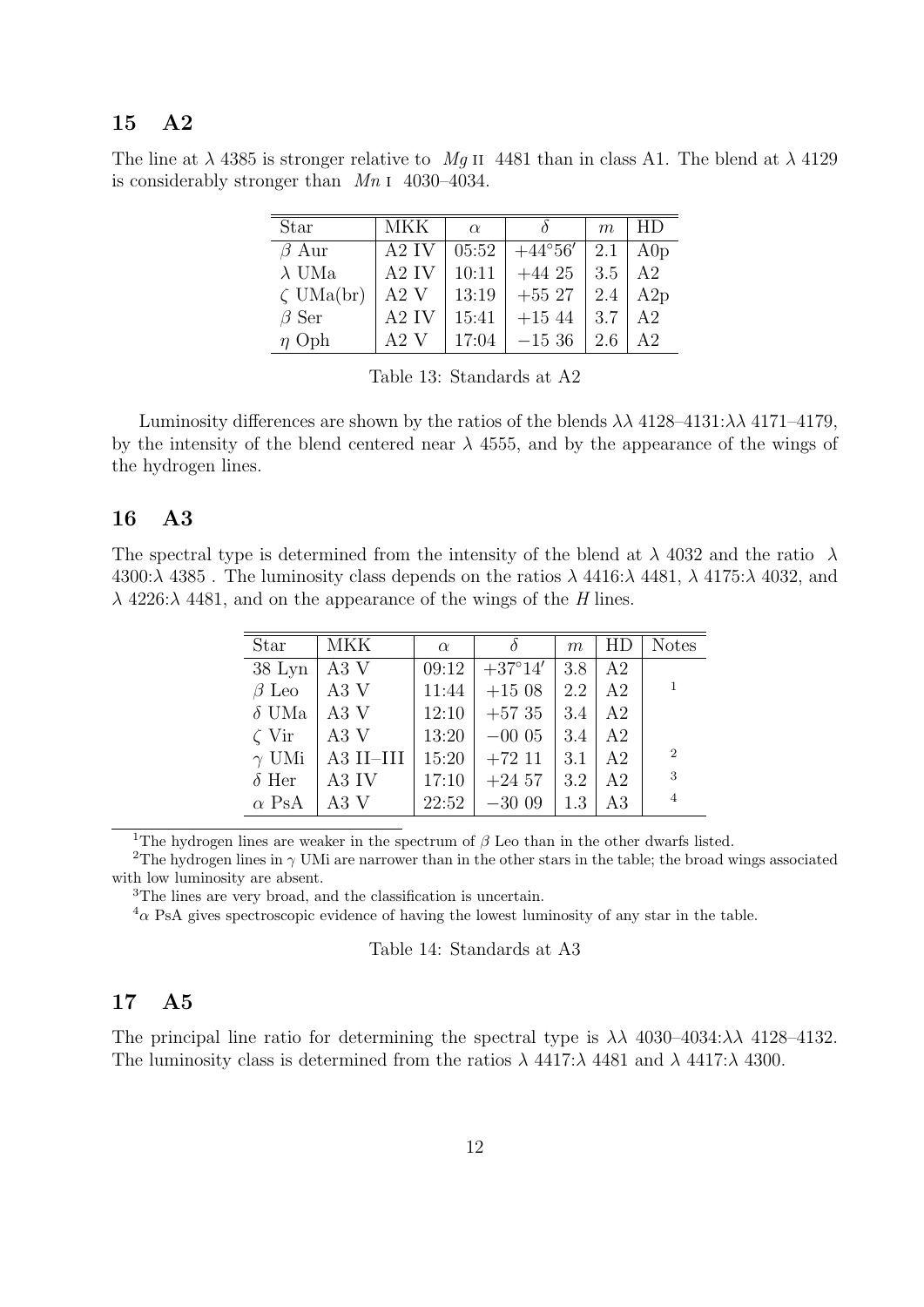## 15 A2

The line at $\lambda$ 4385 is stronger relative to *Mg* II 4481 than in class A1. The blend at $\lambda$ 4129 is considerably stronger than *Mn* I 4030–4034.

| Star | MKK | $\alpha$ | $\delta$ | $m$ | HD |
|---|---|---|---|---|---|
| $\beta$ Aur | A2 IV | 05:52 | $+44°56'$ | 2.1 | A0p |
| $\lambda$ UMa | A2 IV | 10:11 | +44 25 | 3.5 | A2 |
| $\zeta$ UMa(br) | A2 V | 13:19 | +55 27 | 2.4 | A2p |
| $\beta$ Ser | A2 IV | 15:41 | +15 44 | 3.7 | A2 |
| $\eta$ Oph | A2 V | 17:04 | −15 36 | 2.6 | A2 |

Table 13: Standards at A2

Luminosity differences are shown by the ratios of the blends $\lambda\lambda$ 4128–4131:$\lambda\lambda$ 4171–4179, by the intensity of the blend centered near $\lambda$ 4555, and by the appearance of the wings of the hydrogen lines.

## 16 A3

The spectral type is determined from the intensity of the blend at $\lambda$ 4032 and the ratio $\lambda$ 4300:$\lambda$ 4385 . The luminosity class depends on the ratios $\lambda$ 4416:$\lambda$ 4481, $\lambda$ 4175:$\lambda$ 4032, and $\lambda$ 4226:$\lambda$ 4481, and on the appearance of the wings of the *H* lines.

| Star | MKK | $\alpha$ | $\delta$ | $m$ | HD | Notes |
|---|---|---|---|---|---|---|
| 38 Lyn | A3 V | 09:12 | $+37°14'$ | 3.8 | A2 | |
| $\beta$ Leo | A3 V | 11:44 | +15 08 | 2.2 | A2 | 1 |
| $\delta$ UMa | A3 V | 12:10 | +57 35 | 3.4 | A2 | |
| $\zeta$ Vir | A3 V | 13:20 | −00 05 | 3.4 | A2 | |
| $\gamma$ UMi | A3 II–III | 15:20 | +72 11 | 3.1 | A2 | 2 |
| $\delta$ Her | A3 IV | 17:10 | +24 57 | 3.2 | A2 | 3 |
| $\alpha$ PsA | A3 V | 22:52 | −30 09 | 1.3 | A3 | 4 |

[1] The hydrogen lines are weaker in the spectrum of $\beta$ Leo than in the other dwarfs listed.

[2] The hydrogen lines in $\gamma$ UMi are narrower than in the other stars in the table; the broad wings associated with low luminosity are absent.

[3] The lines are very broad, and the classification is uncertain.

[4] $\alpha$ PsA gives spectroscopic evidence of having the lowest luminosity of any star in the table.

Table 14: Standards at A3

## 17 A5

The principal line ratio for determining the spectral type is $\lambda\lambda$ 4030–4034:$\lambda\lambda$ 4128–4132. The luminosity class is determined from the ratios $\lambda$ 4417:$\lambda$ 4481 and $\lambda$ 4417:$\lambda$ 4300.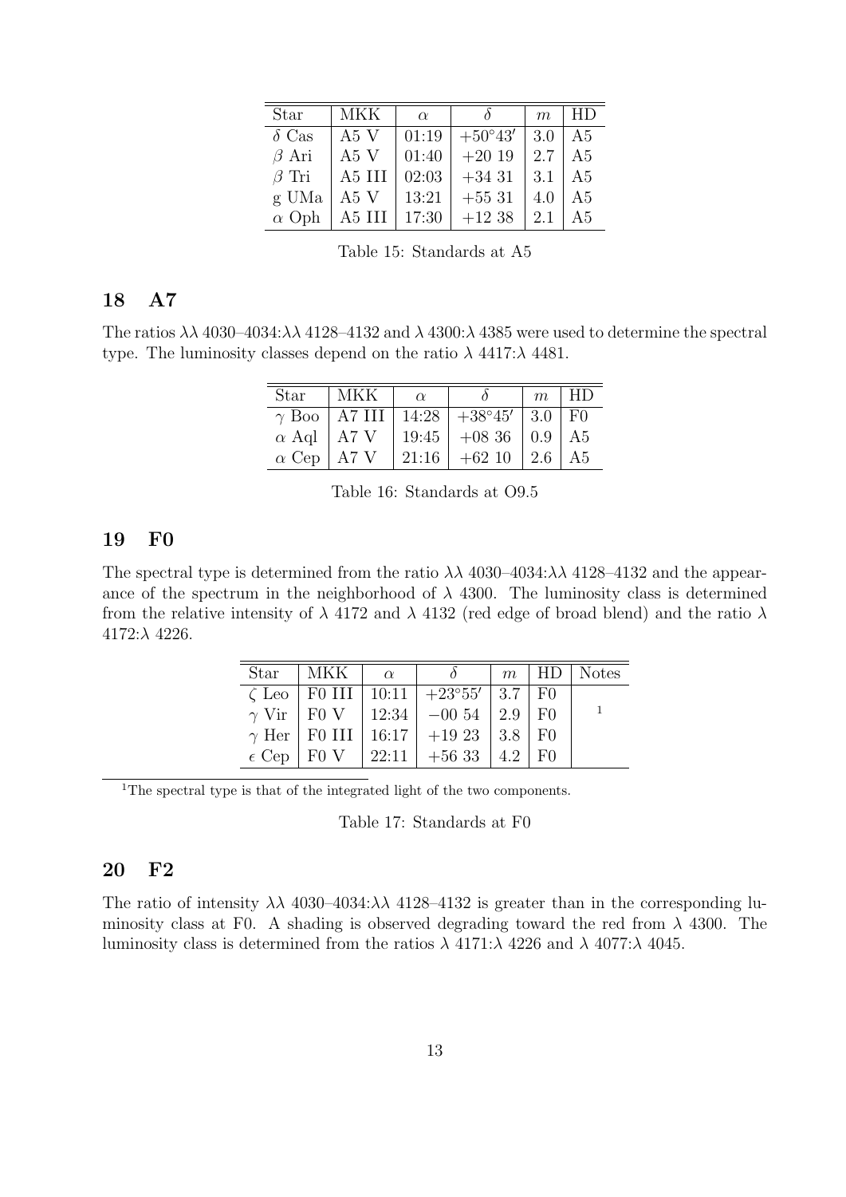| Star | MKK | $\alpha$ | $\delta$ | $m$ | HD |
|---|---|---|---|---|---|
| $\delta$ Cas | A5 V | 01:19 | $+50°43'$ | 3.0 | A5 |
| $\beta$ Ari | A5 V | 01:40 | +20 19 | 2.7 | A5 |
| $\beta$ Tri | A5 III | 02:03 | +34 31 | 3.1 | A5 |
| g UMa | A5 V | 13:21 | +55 31 | 4.0 | A5 |
| $\alpha$ Oph | A5 III | 17:30 | +12 38 | 2.1 | A5 |

Table 15: Standards at A5

## 18 A7

The ratios $\lambda\lambda$ 4030–4034:$\lambda\lambda$ 4128–4132 and $\lambda$ 4300:$\lambda$ 4385 were used to determine the spectral type. The luminosity classes depend on the ratio $\lambda$ 4417:$\lambda$ 4481.

| Star | MKK | $\alpha$ | $\delta$ | $m$ | HD |
|---|---|---|---|---|---|
| $\gamma$ Boo | A7 III | 14:28 | $+38°45'$ | 3.0 | F0 |
| $\alpha$ Aql | A7 V | 19:45 | +08 36 | 0.9 | A5 |
| $\alpha$ Cep | A7 V | 21:16 | +62 10 | 2.6 | A5 |

Table 16: Standards at O9.5

## 19 F0

The spectral type is determined from the ratio $\lambda\lambda$ 4030–4034:$\lambda\lambda$ 4128–4132 and the appearance of the spectrum in the neighborhood of $\lambda$ 4300. The luminosity class is determined from the relative intensity of $\lambda$ 4172 and $\lambda$ 4132 (red edge of broad blend) and the ratio $\lambda$ 4172:$\lambda$ 4226.

| Star | MKK | $\alpha$ | $\delta$ | $m$ | HD | Notes |
|---|---|---|---|---|---|---|
| $\zeta$ Leo | F0 III | 10:11 | $+23°55'$ | 3.7 | F0 | |
| $\gamma$ Vir | F0 V | 12:34 | −00 54 | 2.9 | F0 | [1] |
| $\gamma$ Her | F0 III | 16:17 | +19 23 | 3.8 | F0 | |
| $\epsilon$ Cep | F0 V | 22:11 | +56 33 | 4.2 | F0 | |

[1]The spectral type is that of the integrated light of the two components.

Table 17: Standards at F0

## 20 F2

The ratio of intensity $\lambda\lambda$ 4030–4034:$\lambda\lambda$ 4128–4132 is greater than in the corresponding luminosity class at F0. A shading is observed degrading toward the red from $\lambda$ 4300. The luminosity class is determined from the ratios $\lambda$ 4171:$\lambda$ 4226 and $\lambda$ 4077:$\lambda$ 4045.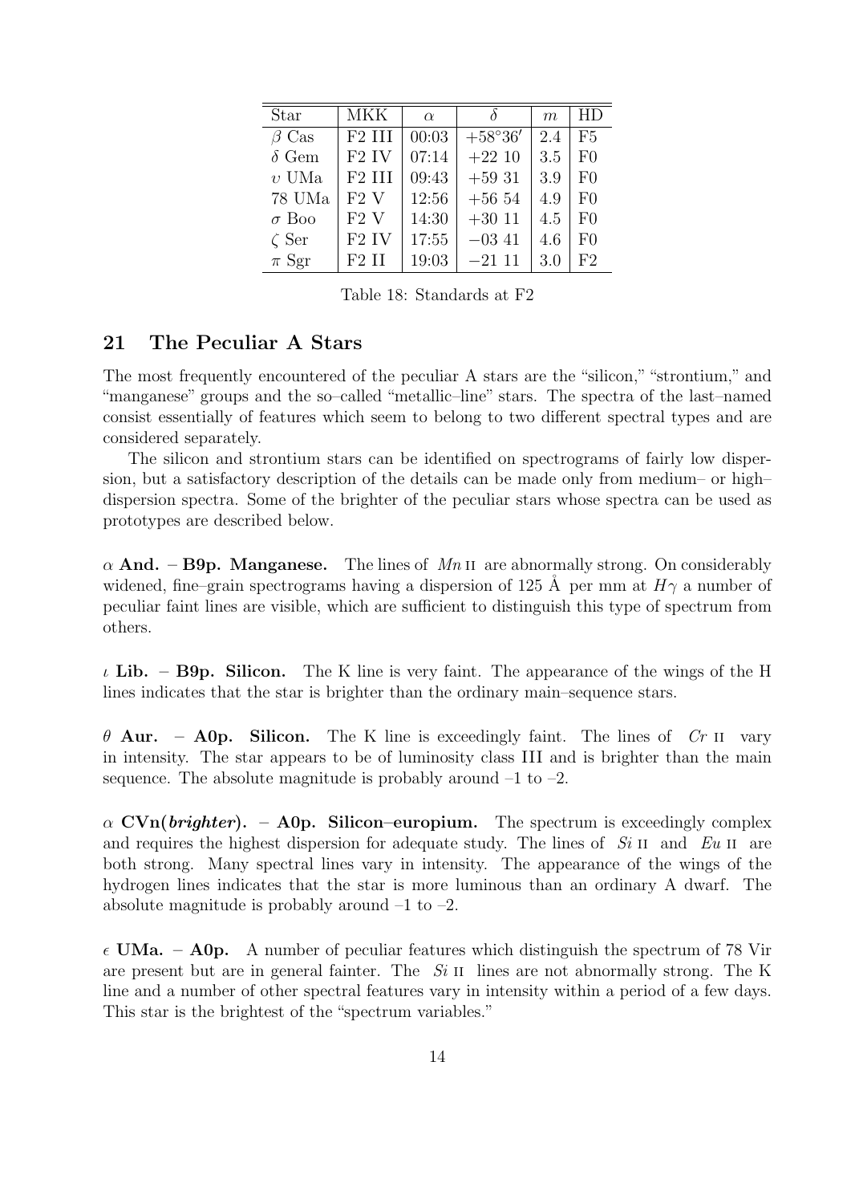| Star | MKK | $\alpha$ | $\delta$ | $m$ | HD |
|---|---|---|---|---|---|
| $\beta$ Cas | F2 III | 00:03 | $+58°36'$ | 2.4 | F5 |
| $\delta$ Gem | F2 IV | 07:14 | +22 10 | 3.5 | F0 |
| $\upsilon$ UMa | F2 III | 09:43 | +59 31 | 3.9 | F0 |
| 78 UMa | F2 V | 12:56 | +56 54 | 4.9 | F0 |
| $\sigma$ Boo | F2 V | 14:30 | +30 11 | 4.5 | F0 |
| $\zeta$ Ser | F2 IV | 17:55 | −03 41 | 4.6 | F0 |
| $\pi$ Sgr | F2 II | 19:03 | −21 11 | 3.0 | F2 |

Table 18: Standards at F2

## 21 The Peculiar A Stars

The most frequently encountered of the peculiar A stars are the "silicon," "strontium," and "manganese" groups and the so–called "metallic–line" stars. The spectra of the last–named consist essentially of features which seem to belong to two different spectral types and are considered separately.

The silicon and strontium stars can be identified on spectrograms of fairly low dispersion, but a satisfactory description of the details can be made only from medium– or high–dispersion spectra. Some of the brighter of the peculiar stars whose spectra can be used as prototypes are described below.

**$\alpha$ And. – B9p. Manganese.** The lines of *Mn* II are abnormally strong. On considerably widened, fine–grain spectrograms having a dispersion of 125 Å per mm at $H\gamma$ a number of peculiar faint lines are visible, which are sufficient to distinguish this type of spectrum from others.

**$\iota$ Lib. – B9p. Silicon.** The K line is very faint. The appearance of the wings of the H lines indicates that the star is brighter than the ordinary main–sequence stars.

**$\theta$ Aur. – A0p. Silicon.** The K line is exceedingly faint. The lines of *Cr* II vary in intensity. The star appears to be of luminosity class III and is brighter than the main sequence. The absolute magnitude is probably around –1 to –2.

**$\alpha$ CVn(*brighter*). – A0p. Silicon–europium.** The spectrum is exceedingly complex and requires the highest dispersion for adequate study. The lines of *Si* II and *Eu* II are both strong. Many spectral lines vary in intensity. The appearance of the wings of the hydrogen lines indicates that the star is more luminous than an ordinary A dwarf. The absolute magnitude is probably around –1 to –2.

**$\epsilon$ UMa. – A0p.** A number of peculiar features which distinguish the spectrum of 78 Vir are present but are in general fainter. The *Si* II lines are not abnormally strong. The K line and a number of other spectral features vary in intensity within a period of a few days. This star is the brightest of the "spectrum variables."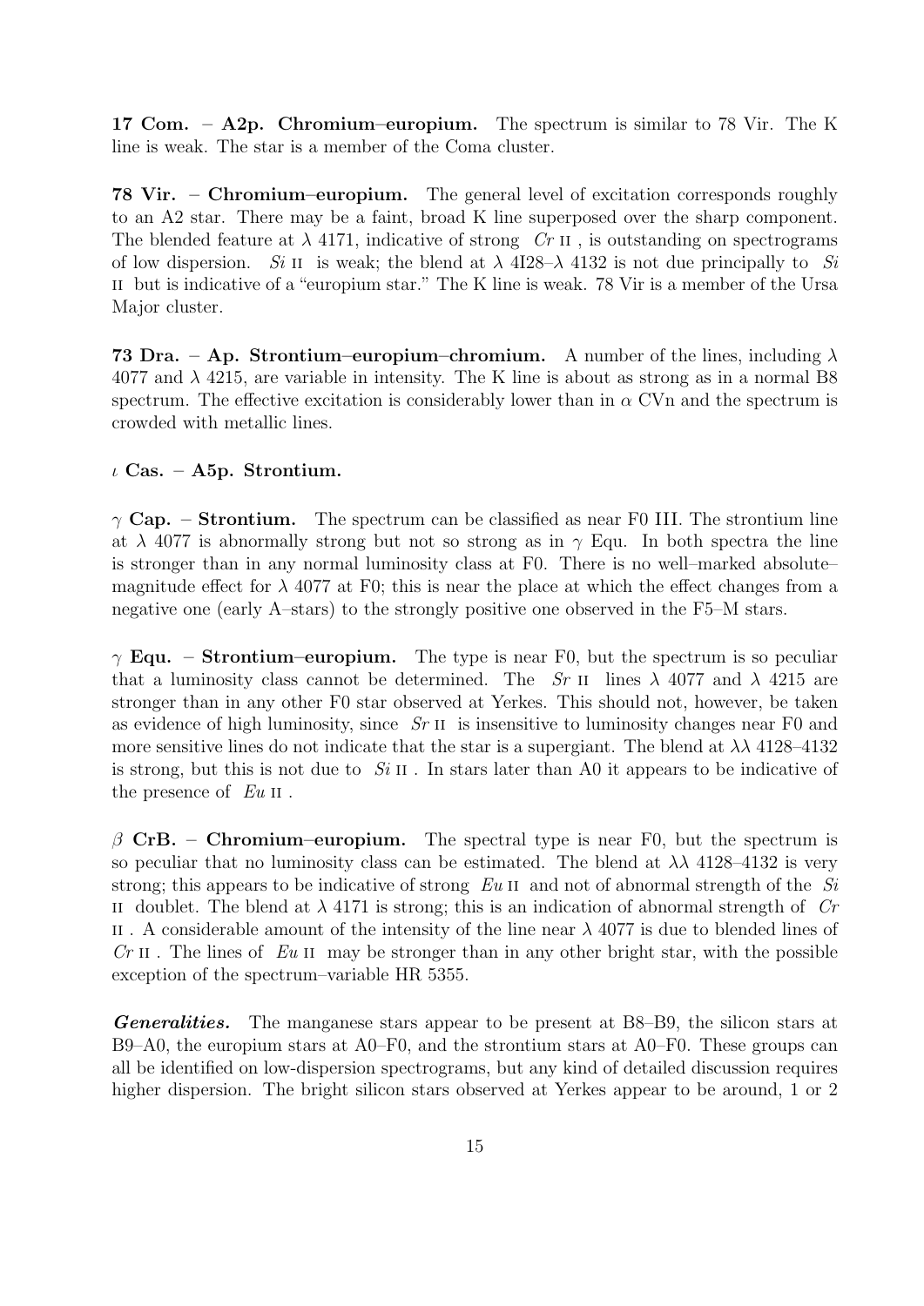**17 Com. – A2p. Chromium–europium.** The spectrum is similar to 78 Vir. The K line is weak. The star is a member of the Coma cluster.

**78 Vir. – Chromium–europium.** The general level of excitation corresponds roughly to an A2 star. There may be a faint, broad K line superposed over the sharp component. The blended feature at $\lambda$ 4171, indicative of strong *Cr* II , is outstanding on spectrograms of low dispersion. *Si* II is weak; the blend at $\lambda$ 4I28–$\lambda$ 4132 is not due principally to *Si* II but is indicative of a "europium star." The K line is weak. 78 Vir is a member of the Ursa Major cluster.

**73 Dra. – Ap. Strontium–europium–chromium.** A number of the lines, including $\lambda$ 4077 and $\lambda$ 4215, are variable in intensity. The K line is about as strong as in a normal B8 spectrum. The effective excitation is considerably lower than in $\alpha$ CVn and the spectrum is crowded with metallic lines.

**$\iota$ Cas. – A5p. Strontium.**

**$\gamma$ Cap. – Strontium.** The spectrum can be classified as near F0 III. The strontium line at $\lambda$ 4077 is abnormally strong but not so strong as in $\gamma$ Equ. In both spectra the line is stronger than in any normal luminosity class at F0. There is no well–marked absolute–magnitude effect for $\lambda$ 4077 at F0; this is near the place at which the effect changes from a negative one (early A–stars) to the strongly positive one observed in the F5–M stars.

**$\gamma$ Equ. – Strontium–europium.** The type is near F0, but the spectrum is so peculiar that a luminosity class cannot be determined. The *Sr* II lines $\lambda$ 4077 and $\lambda$ 4215 are stronger than in any other F0 star observed at Yerkes. This should not, however, be taken as evidence of high luminosity, since *Sr* II is insensitive to luminosity changes near F0 and more sensitive lines do not indicate that the star is a supergiant. The blend at $\lambda\lambda$ 4128–4132 is strong, but this is not due to *Si* II . In stars later than A0 it appears to be indicative of the presence of *Eu* II .

**$\beta$ CrB. – Chromium–europium.** The spectral type is near F0, but the spectrum is so peculiar that no luminosity class can be estimated. The blend at $\lambda\lambda$ 4128–4132 is very strong; this appears to be indicative of strong *Eu* II and not of abnormal strength of the *Si* II doublet. The blend at $\lambda$ 4171 is strong; this is an indication of abnormal strength of *Cr* II . A considerable amount of the intensity of the line near $\lambda$ 4077 is due to blended lines of *Cr* II . The lines of *Eu* II may be stronger than in any other bright star, with the possible exception of the spectrum–variable HR 5355.

***Generalities.*** The manganese stars appear to be present at B8–B9, the silicon stars at B9–A0, the europium stars at A0–F0, and the strontium stars at A0–F0. These groups can all be identified on low-dispersion spectrograms, but any kind of detailed discussion requires higher dispersion. The bright silicon stars observed at Yerkes appear to be around, 1 or 2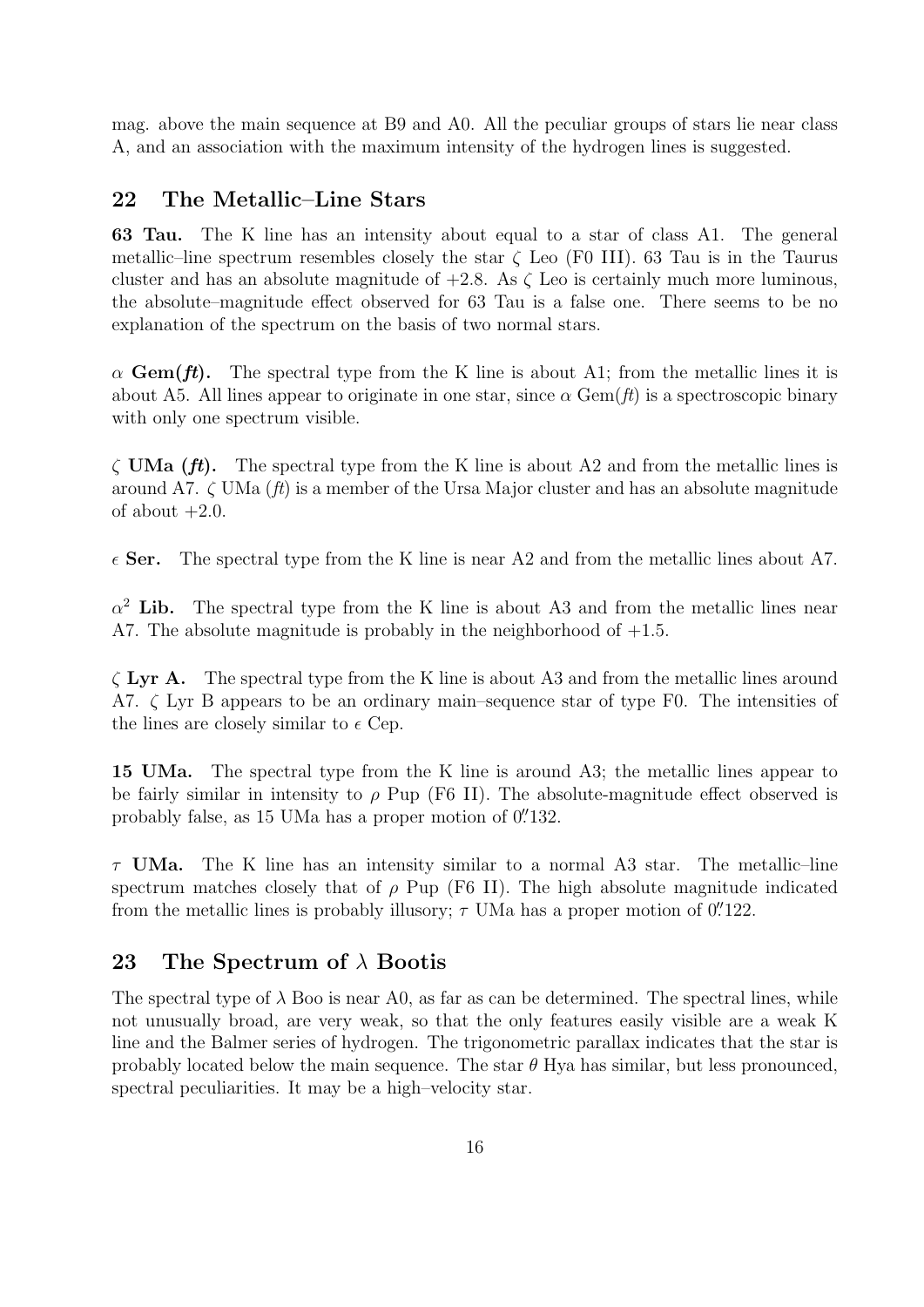mag. above the main sequence at B9 and A0. All the peculiar groups of stars lie near class A, and an association with the maximum intensity of the hydrogen lines is suggested.

## 22 The Metallic–Line Stars

**63 Tau.** The K line has an intensity about equal to a star of class A1. The general metallic–line spectrum resembles closely the star $\zeta$ Leo (F0 III). 63 Tau is in the Taurus cluster and has an absolute magnitude of +2.8. As $\zeta$ Leo is certainly much more luminous, the absolute–magnitude effect observed for 63 Tau is a false one. There seems to be no explanation of the spectrum on the basis of two normal stars.

**$\alpha$ Gem(*ft*).** The spectral type from the K line is about A1; from the metallic lines it is about A5. All lines appear to originate in one star, since $\alpha$ Gem(*ft*) is a spectroscopic binary with only one spectrum visible.

**$\zeta$ UMa (*ft*).** The spectral type from the K line is about A2 and from the metallic lines is around A7. $\zeta$ UMa (*ft*) is a member of the Ursa Major cluster and has an absolute magnitude of about +2.0.

**$\epsilon$ Ser.** The spectral type from the K line is near A2 and from the metallic lines about A7.

**$\alpha^2$ Lib.** The spectral type from the K line is about A3 and from the metallic lines near A7. The absolute magnitude is probably in the neighborhood of +1.5.

**$\zeta$ Lyr A.** The spectral type from the K line is about A3 and from the metallic lines around A7. $\zeta$ Lyr B appears to be an ordinary main–sequence star of type F0. The intensities of the lines are closely similar to $\epsilon$ Cep.

**15 UMa.** The spectral type from the K line is around A3; the metallic lines appear to be fairly similar in intensity to $\rho$ Pup (F6 II). The absolute-magnitude effect observed is probably false, as 15 UMa has a proper motion of $0''\!.132$.

**$\tau$ UMa.** The K line has an intensity similar to a normal A3 star. The metallic–line spectrum matches closely that of $\rho$ Pup (F6 II). The high absolute magnitude indicated from the metallic lines is probably illusory; $\tau$ UMa has a proper motion of $0''\!.122$.

## 23 The Spectrum of $\lambda$ Bootis

The spectral type of $\lambda$ Boo is near A0, as far as can be determined. The spectral lines, while not unusually broad, are very weak, so that the only features easily visible are a weak K line and the Balmer series of hydrogen. The trigonometric parallax indicates that the star is probably located below the main sequence. The star $\theta$ Hya has similar, but less pronounced, spectral peculiarities. It may be a high–velocity star.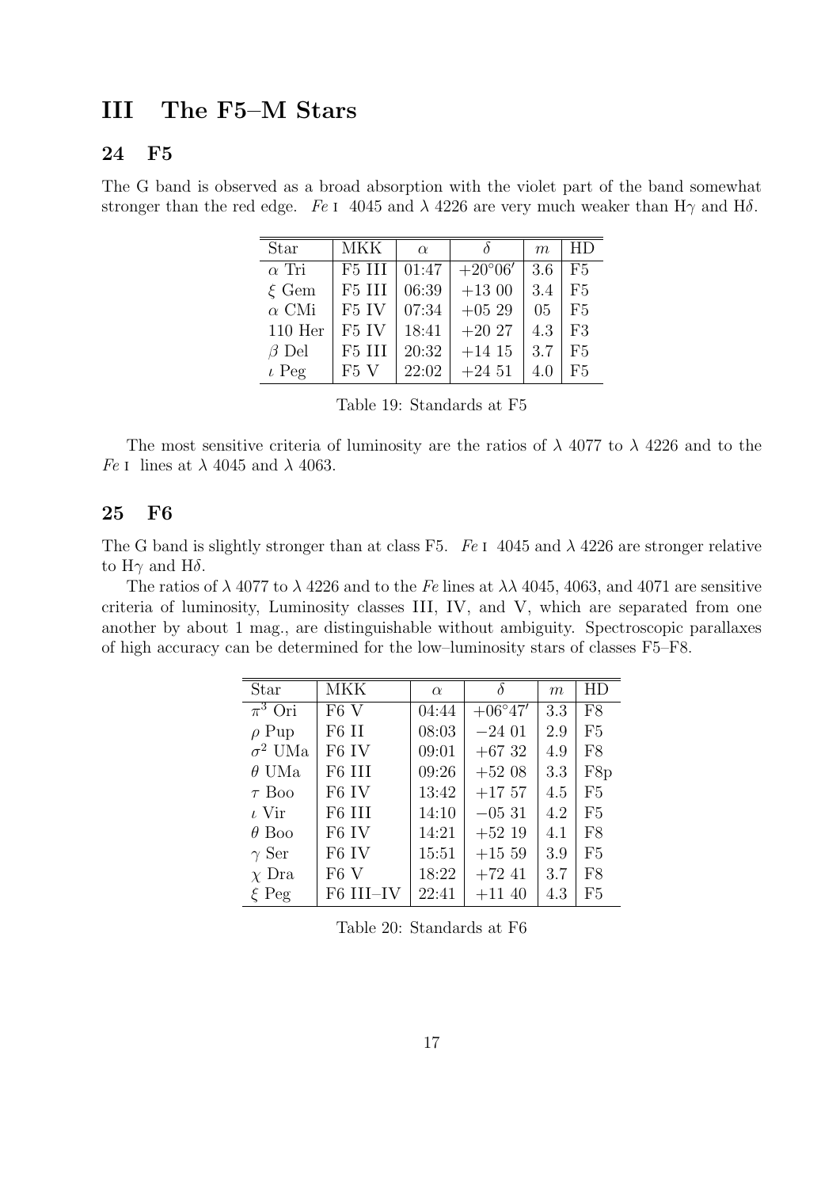# III The F5–M Stars

## 24 F5

The G band is observed as a broad absorption with the violet part of the band somewhat stronger than the red edge. *Fe* I 4045 and $\lambda$ 4226 are very much weaker than H$\gamma$ and H$\delta$.

| Star | MKK | $\alpha$ | $\delta$ | $m$ | HD |
|---|---|---|---|---|---|
| $\alpha$ Tri | F5 III | 01:47 | $+20°06'$ | 3.6 | F5 |
| $\xi$ Gem | F5 III | 06:39 | +13 00 | 3.4 | F5 |
| $\alpha$ CMi | F5 IV | 07:34 | +05 29 | 05 | F5 |
| 110 Her | F5 IV | 18:41 | +20 27 | 4.3 | F3 |
| $\beta$ Del | F5 III | 20:32 | +14 15 | 3.7 | F5 |
| $\iota$ Peg | F5 V | 22:02 | +24 51 | 4.0 | F5 |

Table 19: Standards at F5

The most sensitive criteria of luminosity are the ratios of $\lambda$ 4077 to $\lambda$ 4226 and to the *Fe* I lines at $\lambda$ 4045 and $\lambda$ 4063.

## 25 F6

The G band is slightly stronger than at class F5. *Fe* I 4045 and $\lambda$ 4226 are stronger relative to H$\gamma$ and H$\delta$.

The ratios of $\lambda$ 4077 to $\lambda$ 4226 and to the *Fe* lines at $\lambda\lambda$ 4045, 4063, and 4071 are sensitive criteria of luminosity, Luminosity classes III, IV, and V, which are separated from one another by about 1 mag., are distinguishable without ambiguity. Spectroscopic parallaxes of high accuracy can be determined for the low–luminosity stars of classes F5–F8.

| Star | MKK | $\alpha$ | $\delta$ | $m$ | HD |
|---|---|---|---|---|---|
| $\pi^3$ Ori | F6 V | 04:44 | $+06°47'$ | 3.3 | F8 |
| $\rho$ Pup | F6 II | 08:03 | −24 01 | 2.9 | F5 |
| $\sigma^2$ UMa | F6 IV | 09:01 | +67 32 | 4.9 | F8 |
| $\theta$ UMa | F6 III | 09:26 | +52 08 | 3.3 | F8p |
| $\tau$ Boo | F6 IV | 13:42 | +17 57 | 4.5 | F5 |
| $\iota$ Vir | F6 III | 14:10 | −05 31 | 4.2 | F5 |
| $\theta$ Boo | F6 IV | 14:21 | +52 19 | 4.1 | F8 |
| $\gamma$ Ser | F6 IV | 15:51 | +15 59 | 3.9 | F5 |
| $\chi$ Dra | F6 V | 18:22 | +72 41 | 3.7 | F8 |
| $\xi$ Peg | F6 III–IV | 22:41 | +11 40 | 4.3 | F5 |

Table 20: Standards at F6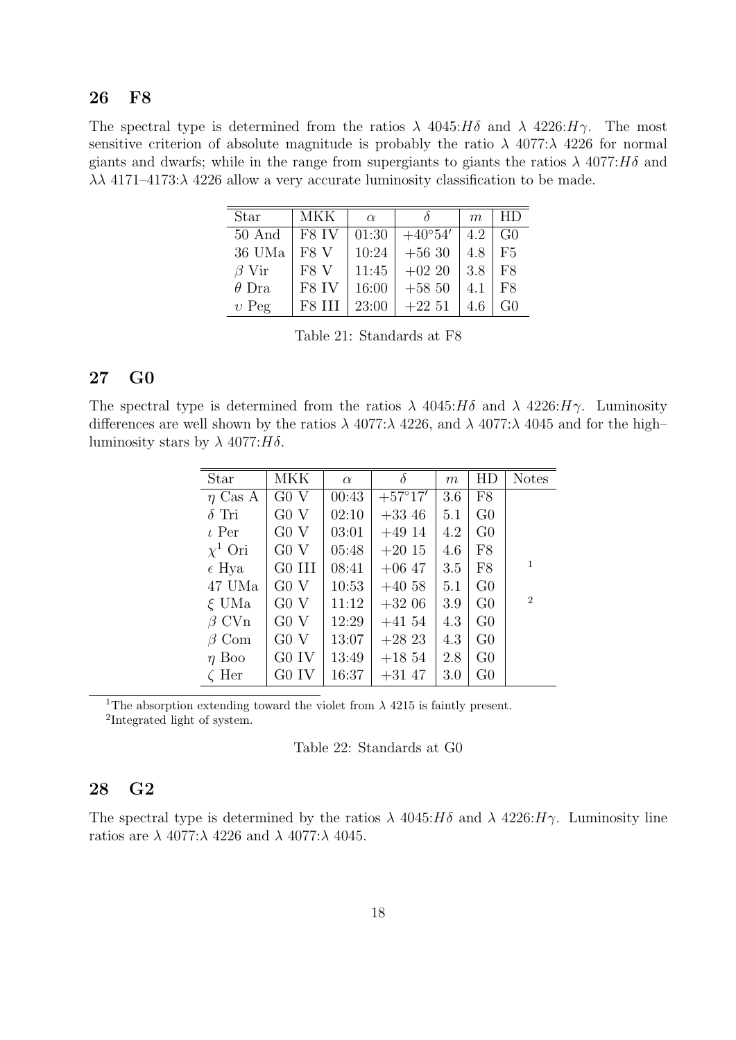## 26 F8

The spectral type is determined from the ratios $\lambda$ 4045:$H\delta$ and $\lambda$ 4226:$H\gamma$. The most sensitive criterion of absolute magnitude is probably the ratio $\lambda$ 4077:$\lambda$ 4226 for normal giants and dwarfs; while in the range from supergiants to giants the ratios $\lambda$ 4077:$H\delta$ and $\lambda\lambda$ 4171–4173:$\lambda$ 4226 allow a very accurate luminosity classification to be made.

| Star | MKK | $\alpha$ | $\delta$ | $m$ | HD |
|---|---|---|---|---|---|
| 50 And | F8 IV | 01:30 | $+40°54'$ | 4.2 | G0 |
| 36 UMa | F8 V | 10:24 | +56 30 | 4.8 | F5 |
| $\beta$ Vir | F8 V | 11:45 | +02 20 | 3.8 | F8 |
| $\theta$ Dra | F8 IV | 16:00 | +58 50 | 4.1 | F8 |
| $\upsilon$ Peg | F8 III | 23:00 | +22 51 | 4.6 | G0 |

Table 21: Standards at F8

## 27 G0

The spectral type is determined from the ratios $\lambda$ 4045:$H\delta$ and $\lambda$ 4226:$H\gamma$. Luminosity differences are well shown by the ratios $\lambda$ 4077:$\lambda$ 4226, and $\lambda$ 4077:$\lambda$ 4045 and for the high–luminosity stars by $\lambda$ 4077:$H\delta$.

| Star | MKK | $\alpha$ | $\delta$ | $m$ | HD | Notes |
|---|---|---|---|---|---|---|
| $\eta$ Cas A | G0 V | 00:43 | $+57°17'$ | 3.6 | F8 | |
| $\delta$ Tri | G0 V | 02:10 | +33 46 | 5.1 | G0 | |
| $\iota$ Per | G0 V | 03:01 | +49 14 | 4.2 | G0 | |
| $\chi^1$ Ori | G0 V | 05:48 | +20 15 | 4.6 | F8 | |
| $\epsilon$ Hya | G0 III | 08:41 | +06 47 | 3.5 | F8 | [1] |
| 47 UMa | G0 V | 10:53 | +40 58 | 5.1 | G0 | |
| $\xi$ UMa | G0 V | 11:12 | +32 06 | 3.9 | G0 | [2] |
| $\beta$ CVn | G0 V | 12:29 | +41 54 | 4.3 | G0 | |
| $\beta$ Com | G0 V | 13:07 | +28 23 | 4.3 | G0 | |
| $\eta$ Boo | G0 IV | 13:49 | +18 54 | 2.8 | G0 | |
| $\zeta$ Her | G0 IV | 16:37 | +31 47 | 3.0 | G0 | |

[1]The absorption extending toward the violet from $\lambda$ 4215 is faintly present.
[2]Integrated light of system.

Table 22: Standards at G0

## 28 G2

The spectral type is determined by the ratios $\lambda$ 4045:$H\delta$ and $\lambda$ 4226:$H\gamma$. Luminosity line ratios are $\lambda$ 4077:$\lambda$ 4226 and $\lambda$ 4077:$\lambda$ 4045.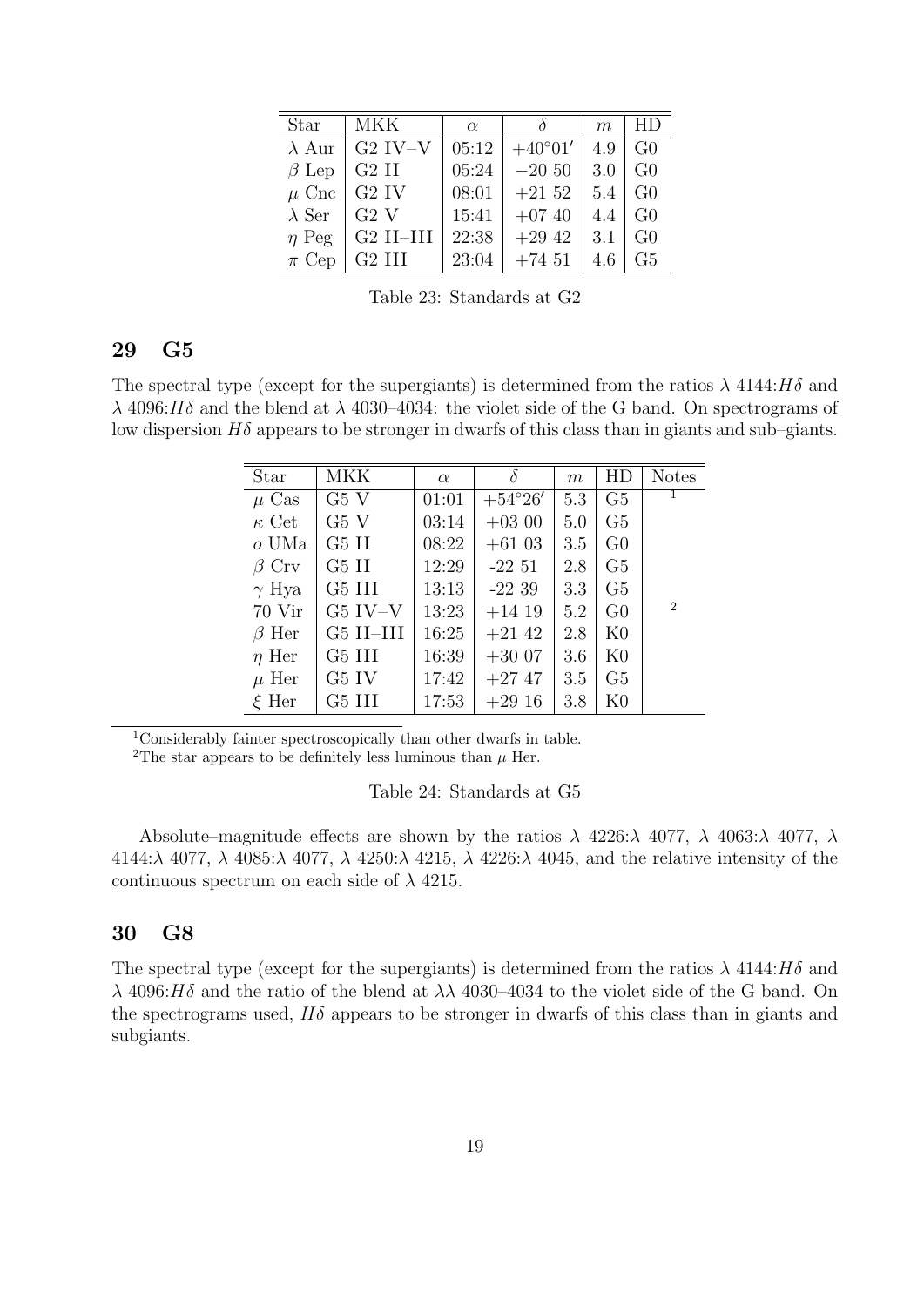| Star | MKK | $\alpha$ | $\delta$ | $m$ | HD |
|---|---|---|---|---|---|
| $\lambda$ Aur | G2 IV–V | 05:12 | $+40°01'$ | 4.9 | G0 |
| $\beta$ Lep | G2 II | 05:24 | $-20$ 50 | 3.0 | G0 |
| $\mu$ Cnc | G2 IV | 08:01 | $+21$ 52 | 5.4 | G0 |
| $\lambda$ Ser | G2 V | 15:41 | $+07$ 40 | 4.4 | G0 |
| $\eta$ Peg | G2 II–III | 22:38 | $+29$ 42 | 3.1 | G0 |
| $\pi$ Cep | G2 III | 23:04 | $+74$ 51 | 4.6 | G5 |

Table 23: Standards at G2

## 29 G5

The spectral type (except for the supergiants) is determined from the ratios $\lambda$ 4144:$H\delta$ and $\lambda$ 4096:$H\delta$ and the blend at $\lambda$ 4030–4034: the violet side of the G band. On spectrograms of low dispersion $H\delta$ appears to be stronger in dwarfs of this class than in giants and sub–giants.

| Star | MKK | $\alpha$ | $\delta$ | $m$ | HD | Notes |
|---|---|---|---|---|---|---|
| $\mu$ Cas | G5 V | 01:01 | $+54°26'$ | 5.3 | G5 | [1] |
| $\kappa$ Cet | G5 V | 03:14 | $+03$ 00 | 5.0 | G5 | |
| $o$ UMa | G5 II | 08:22 | $+61$ 03 | 3.5 | G0 | |
| $\beta$ Crv | G5 II | 12:29 | -22 51 | 2.8 | G5 | |
| $\gamma$ Hya | G5 III | 13:13 | -22 39 | 3.3 | G5 | |
| 70 Vir | G5 IV–V | 13:23 | $+14$ 19 | 5.2 | G0 | [2] |
| $\beta$ Her | G5 II–III | 16:25 | $+21$ 42 | 2.8 | K0 | |
| $\eta$ Her | G5 III | 16:39 | $+30$ 07 | 3.6 | K0 | |
| $\mu$ Her | G5 IV | 17:42 | $+27$ 47 | 3.5 | G5 | |
| $\xi$ Her | G5 III | 17:53 | $+29$ 16 | 3.8 | K0 | |

[1] Considerably fainter spectroscopically than other dwarfs in table.

[2] The star appears to be definitely less luminous than $\mu$ Her.

Table 24: Standards at G5

Absolute–magnitude effects are shown by the ratios $\lambda$ 4226:$\lambda$ 4077, $\lambda$ 4063:$\lambda$ 4077, $\lambda$ 4144:$\lambda$ 4077, $\lambda$ 4085:$\lambda$ 4077, $\lambda$ 4250:$\lambda$ 4215, $\lambda$ 4226:$\lambda$ 4045, and the relative intensity of the continuous spectrum on each side of $\lambda$ 4215.

## 30 G8

The spectral type (except for the supergiants) is determined from the ratios $\lambda$ 4144:$H\delta$ and $\lambda$ 4096:$H\delta$ and the ratio of the blend at $\lambda\lambda$ 4030–4034 to the violet side of the G band. On the spectrograms used, $H\delta$ appears to be stronger in dwarfs of this class than in giants and subgiants.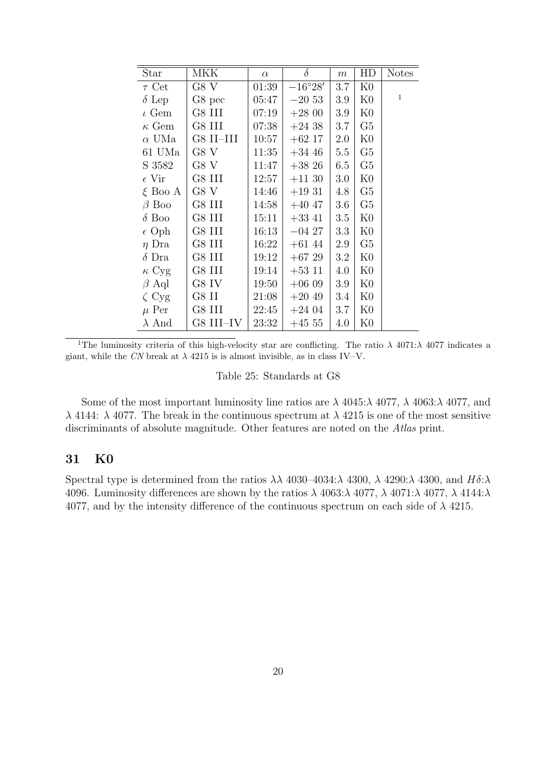| Star | MKK | $\alpha$ | $\delta$ | $m$ | HD | Notes |
|---|---|---|---|---|---|---|
| $\tau$ Cet | G8 V | 01:39 | $-16°28'$ | 3.7 | K0 | |
| $\delta$ Lep | G8 pec | 05:47 | $-20$ 53 | 3.9 | K0 | [1] |
| $\iota$ Gem | G8 III | 07:19 | $+28$ 00 | 3.9 | K0 | |
| $\kappa$ Gem | G8 III | 07:38 | $+24$ 38 | 3.7 | G5 | |
| $\alpha$ UMa | G8 II–III | 10:57 | $+62$ 17 | 2.0 | K0 | |
| 61 UMa | G8 V | 11:35 | $+34$ 46 | 5.5 | G5 | |
| S 3582 | G8 V | 11:47 | $+38$ 26 | 6.5 | G5 | |
| $\epsilon$ Vir | G8 III | 12:57 | $+11$ 30 | 3.0 | K0 | |
| $\xi$ Boo A | G8 V | 14:46 | $+19$ 31 | 4.8 | G5 | |
| $\beta$ Boo | G8 III | 14:58 | $+40$ 47 | 3.6 | G5 | |
| $\delta$ Boo | G8 III | 15:11 | $+33$ 41 | 3.5 | K0 | |
| $\epsilon$ Oph | G8 III | 16:13 | $-04$ 27 | 3.3 | K0 | |
| $\eta$ Dra | G8 III | 16:22 | $+61$ 44 | 2.9 | G5 | |
| $\delta$ Dra | G8 III | 19:12 | $+67$ 29 | 3.2 | K0 | |
| $\kappa$ Cyg | G8 III | 19:14 | $+53$ 11 | 4.0 | K0 | |
| $\beta$ Aql | G8 IV | 19:50 | $+06$ 09 | 3.9 | K0 | |
| $\zeta$ Cyg | G8 II | 21:08 | $+20$ 49 | 3.4 | K0 | |
| $\mu$ Per | G8 III | 22:45 | $+24$ 04 | 3.7 | K0 | |
| $\lambda$ And | G8 III–IV | 23:32 | $+45$ 55 | 4.0 | K0 | |

[1]The luminosity criteria of this high-velocity star are conflicting. The ratio $\lambda$ 4071:$\lambda$ 4077 indicates a giant, while the *CN* break at $\lambda$ 4215 is is almost invisible, as in class IV–V.

Table 25: Standards at G8

Some of the most important luminosity line ratios are $\lambda$ 4045:$\lambda$ 4077, $\lambda$ 4063:$\lambda$ 4077, and $\lambda$ 4144: $\lambda$ 4077. The break in the continuous spectrum at $\lambda$ 4215 is one of the most sensitive discriminants of absolute magnitude. Other features are noted on the *Atlas* print.

## 31 K0

Spectral type is determined from the ratios $\lambda\lambda$ 4030–4034:$\lambda$ 4300, $\lambda$ 4290:$\lambda$ 4300, and $H\delta$:$\lambda$ 4096. Luminosity differences are shown by the ratios $\lambda$ 4063:$\lambda$ 4077, $\lambda$ 4071:$\lambda$ 4077, $\lambda$ 4144:$\lambda$ 4077, and by the intensity difference of the continuous spectrum on each side of $\lambda$ 4215.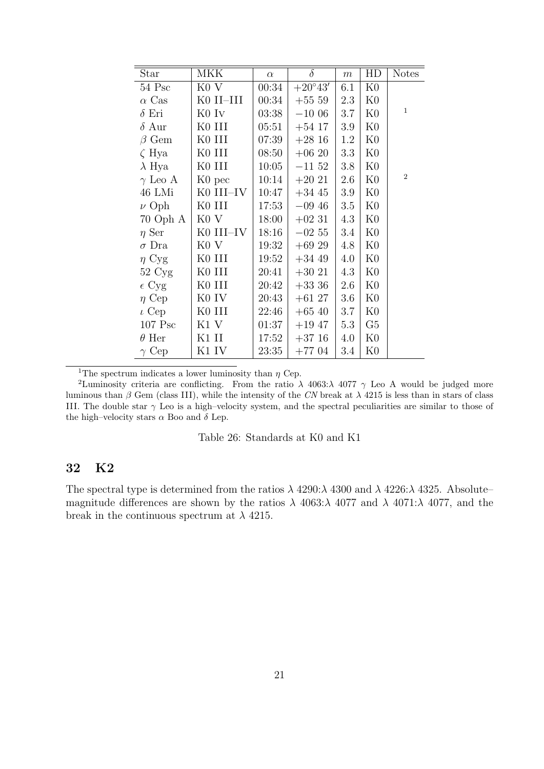| Star | MKK | $\alpha$ | $\delta$ | $m$ | HD | Notes |
|---|---|---|---|---|---|---|
| 54 Psc | K0 V | 00:34 | $+20°43'$ | 6.1 | K0 | |
| $\alpha$ Cas | K0 II–III | 00:34 | +55 59 | 2.3 | K0 | |
| $\delta$ Eri | K0 Iv | 03:38 | −10 06 | 3.7 | K0 | 1 |
| $\delta$ Aur | K0 III | 05:51 | +54 17 | 3.9 | K0 | |
| $\beta$ Gem | K0 III | 07:39 | +28 16 | 1.2 | K0 | |
| $\zeta$ Hya | K0 III | 08:50 | +06 20 | 3.3 | K0 | |
| $\lambda$ Hya | K0 III | 10:05 | −11 52 | 3.8 | K0 | |
| $\gamma$ Leo A | K0 pec | 10:14 | +20 21 | 2.6 | K0 | 2 |
| 46 LMi | K0 III–IV | 10:47 | +34 45 | 3.9 | K0 | |
| $\nu$ Oph | K0 III | 17:53 | −09 46 | 3.5 | K0 | |
| 70 Oph A | K0 V | 18:00 | +02 31 | 4.3 | K0 | |
| $\eta$ Ser | K0 III–IV | 18:16 | −02 55 | 3.4 | K0 | |
| $\sigma$ Dra | K0 V | 19:32 | +69 29 | 4.8 | K0 | |
| $\eta$ Cyg | K0 III | 19:52 | +34 49 | 4.0 | K0 | |
| 52 Cyg | K0 III | 20:41 | +30 21 | 4.3 | K0 | |
| $\epsilon$ Cyg | K0 III | 20:42 | +33 36 | 2.6 | K0 | |
| $\eta$ Cep | K0 IV | 20:43 | +61 27 | 3.6 | K0 | |
| $\iota$ Cep | K0 III | 22:46 | +65 40 | 3.7 | K0 | |
| 107 Psc | K1 V | 01:37 | +19 47 | 5.3 | G5 | |
| $\theta$ Her | K1 II | 17:52 | +37 16 | 4.0 | K0 | |
| $\gamma$ Cep | K1 IV | 23:35 | +77 04 | 3.4 | K0 | |

[1]The spectrum indicates a lower luminosity than $\eta$ Cep.

[2]Luminosity criteria are conflicting. From the ratio $\lambda$ 4063:$\lambda$ 4077 $\gamma$ Leo A would be judged more luminous than $\beta$ Gem (class III), while the intensity of the *CN* break at $\lambda$ 4215 is less than in stars of class III. The double star $\gamma$ Leo is a high–velocity system, and the spectral peculiarities are similar to those of the high–velocity stars $\alpha$ Boo and $\delta$ Lep.

Table 26: Standards at K0 and K1

## 32 K2

The spectral type is determined from the ratios $\lambda$ 4290:$\lambda$ 4300 and $\lambda$ 4226:$\lambda$ 4325. Absolute–magnitude differences are shown by the ratios $\lambda$ 4063:$\lambda$ 4077 and $\lambda$ 4071:$\lambda$ 4077, and the break in the continuous spectrum at $\lambda$ 4215.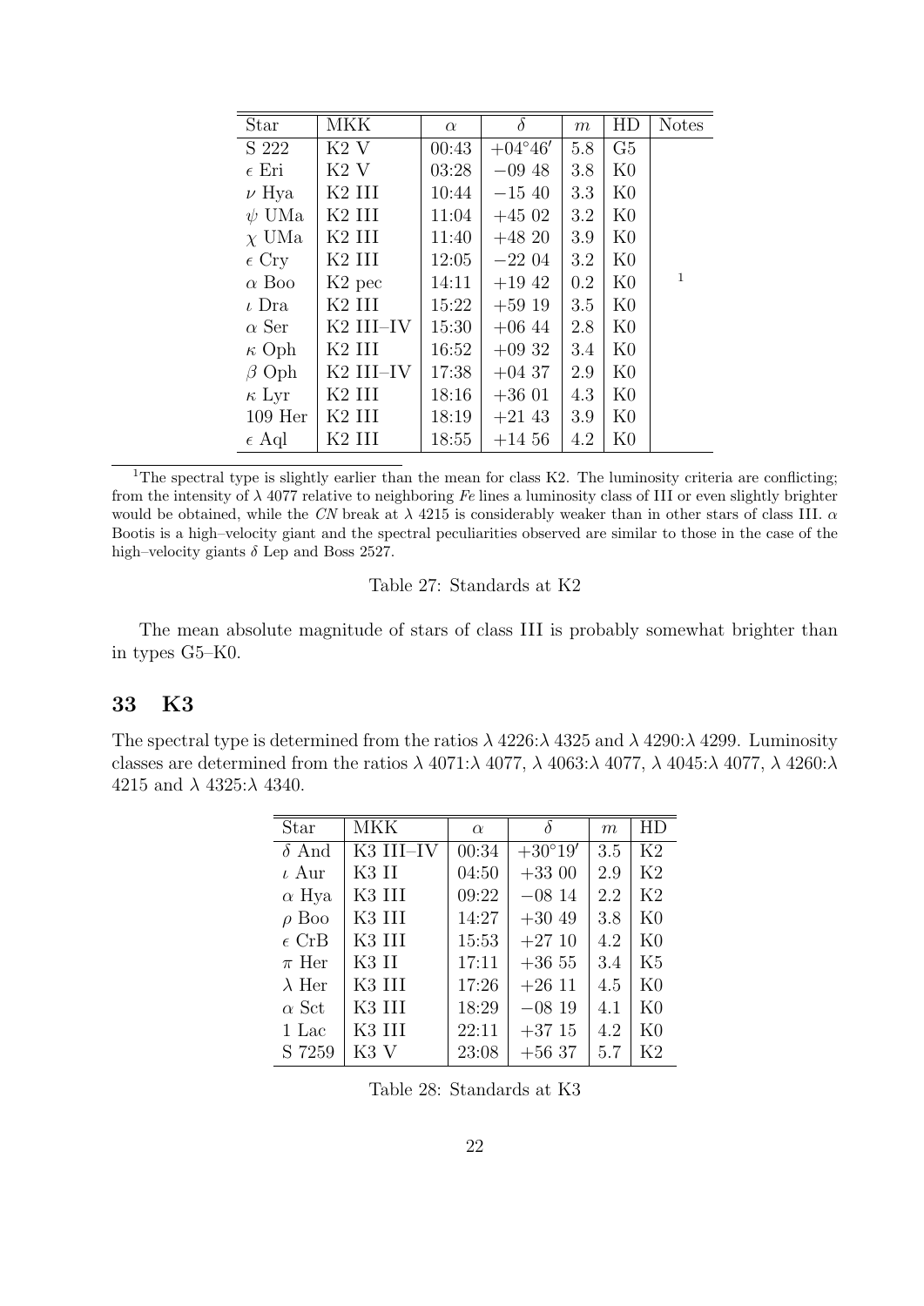| Star | MKK | $\alpha$ | $\delta$ | $m$ | HD | Notes |
|---|---|---|---|---|---|---|
| S 222 | K2 V | 00:43 | $+04°46'$ | 5.8 | G5 | |
| $\epsilon$ Eri | K2 V | 03:28 | $-09$ 48 | 3.8 | K0 | |
| $\nu$ Hya | K2 III | 10:44 | $-15$ 40 | 3.3 | K0 | |
| $\psi$ UMa | K2 III | 11:04 | $+45$ 02 | 3.2 | K0 | |
| $\chi$ UMa | K2 III | 11:40 | $+48$ 20 | 3.9 | K0 | |
| $\epsilon$ Cry | K2 III | 12:05 | $-22$ 04 | 3.2 | K0 | |
| $\alpha$ Boo | K2 pec | 14:11 | $+19$ 42 | 0.2 | K0 | [1] |
| $\iota$ Dra | K2 III | 15:22 | $+59$ 19 | 3.5 | K0 | |
| $\alpha$ Ser | K2 III–IV | 15:30 | $+06$ 44 | 2.8 | K0 | |
| $\kappa$ Oph | K2 III | 16:52 | $+09$ 32 | 3.4 | K0 | |
| $\beta$ Oph | K2 III–IV | 17:38 | $+04$ 37 | 2.9 | K0 | |
| $\kappa$ Lyr | K2 III | 18:16 | $+36$ 01 | 4.3 | K0 | |
| 109 Her | K2 III | 18:19 | $+21$ 43 | 3.9 | K0 | |
| $\epsilon$ Aql | K2 III | 18:55 | $+14$ 56 | 4.2 | K0 | |

[1]The spectral type is slightly earlier than the mean for class K2. The luminosity criteria are conflicting; from the intensity of $\lambda$ 4077 relative to neighboring *Fe* lines a luminosity class of III or even slightly brighter would be obtained, while the *CN* break at $\lambda$ 4215 is considerably weaker than in other stars of class III. $\alpha$ Bootis is a high–velocity giant and the spectral peculiarities observed are similar to those in the case of the high–velocity giants $\delta$ Lep and Boss 2527.

Table 27: Standards at K2

The mean absolute magnitude of stars of class III is probably somewhat brighter than in types G5–K0.

## 33 K3

The spectral type is determined from the ratios $\lambda$ 4226:$\lambda$ 4325 and $\lambda$ 4290:$\lambda$ 4299. Luminosity classes are determined from the ratios $\lambda$ 4071:$\lambda$ 4077, $\lambda$ 4063:$\lambda$ 4077, $\lambda$ 4045:$\lambda$ 4077, $\lambda$ 4260:$\lambda$ 4215 and $\lambda$ 4325:$\lambda$ 4340.

| Star | MKK | $\alpha$ | $\delta$ | $m$ | HD |
|---|---|---|---|---|---|
| $\delta$ And | K3 III–IV | 00:34 | $+30°19'$ | 3.5 | K2 |
| $\iota$ Aur | K3 II | 04:50 | $+33$ 00 | 2.9 | K2 |
| $\alpha$ Hya | K3 III | 09:22 | $-08$ 14 | 2.2 | K2 |
| $\rho$ Boo | K3 III | 14:27 | $+30$ 49 | 3.8 | K0 |
| $\epsilon$ CrB | K3 III | 15:53 | $+27$ 10 | 4.2 | K0 |
| $\pi$ Her | K3 II | 17:11 | $+36$ 55 | 3.4 | K5 |
| $\lambda$ Her | K3 III | 17:26 | $+26$ 11 | 4.5 | K0 |
| $\alpha$ Sct | K3 III | 18:29 | $-08$ 19 | 4.1 | K0 |
| 1 Lac | K3 III | 22:11 | $+37$ 15 | 4.2 | K0 |
| S 7259 | K3 V | 23:08 | $+56$ 37 | 5.7 | K2 |

Table 28: Standards at K3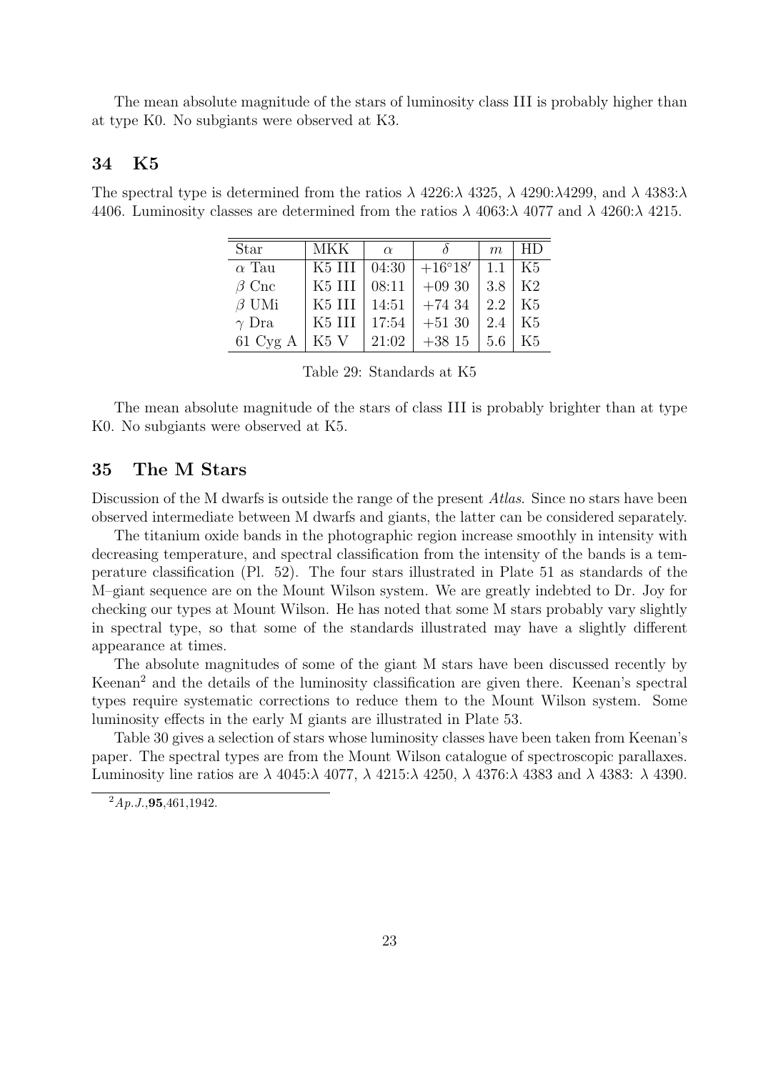The mean absolute magnitude of the stars of luminosity class III is probably higher than at type K0. No subgiants were observed at K3.

## 34 K5

The spectral type is determined from the ratios λ 4226:λ 4325, λ 4290:λ4299, and λ 4383:λ 4406. Luminosity classes are determined from the ratios λ 4063:λ 4077 and λ 4260:λ 4215.

| Star | MKK | $\alpha$ | $\delta$ | $m$ | HD |
|---|---|---|---|---|---|
| $\alpha$ Tau | K5 III | 04:30 | $+16°18'$ | 1.1 | K5 |
| $\beta$ Cnc | K5 III | 08:11 | +09 30 | 3.8 | K2 |
| $\beta$ UMi | K5 III | 14:51 | +74 34 | 2.2 | K5 |
| $\gamma$ Dra | K5 III | 17:54 | +51 30 | 2.4 | K5 |
| 61 Cyg A | K5 V | 21:02 | +38 15 | 5.6 | K5 |

Table 29: Standards at K5

The mean absolute magnitude of the stars of class III is probably brighter than at type K0. No subgiants were observed at K5.

## 35 The M Stars

Discussion of the M dwarfs is outside the range of the present *Atlas*. Since no stars have been observed intermediate between M dwarfs and giants, the latter can be considered separately.

The titanium oxide bands in the photographic region increase smoothly in intensity with decreasing temperature, and spectral classification from the intensity of the bands is a temperature classification (Pl. 52). The four stars illustrated in Plate 51 as standards of the M–giant sequence are on the Mount Wilson system. We are greatly indebted to Dr. Joy for checking our types at Mount Wilson. He has noted that some M stars probably vary slightly in spectral type, so that some of the standards illustrated may have a slightly different appearance at times.

The absolute magnitudes of some of the giant M stars have been discussed recently by Keenan[2] and the details of the luminosity classification are given there. Keenan's spectral types require systematic corrections to reduce them to the Mount Wilson system. Some luminosity effects in the early M giants are illustrated in Plate 53.

Table 30 gives a selection of stars whose luminosity classes have been taken from Keenan's paper. The spectral types are from the Mount Wilson catalogue of spectroscopic parallaxes. Luminosity line ratios are λ 4045:λ 4077, λ 4215:λ 4250, λ 4376:λ 4383 and λ 4383: λ 4390.

[2] *Ap.J.*,**95**,461,1942.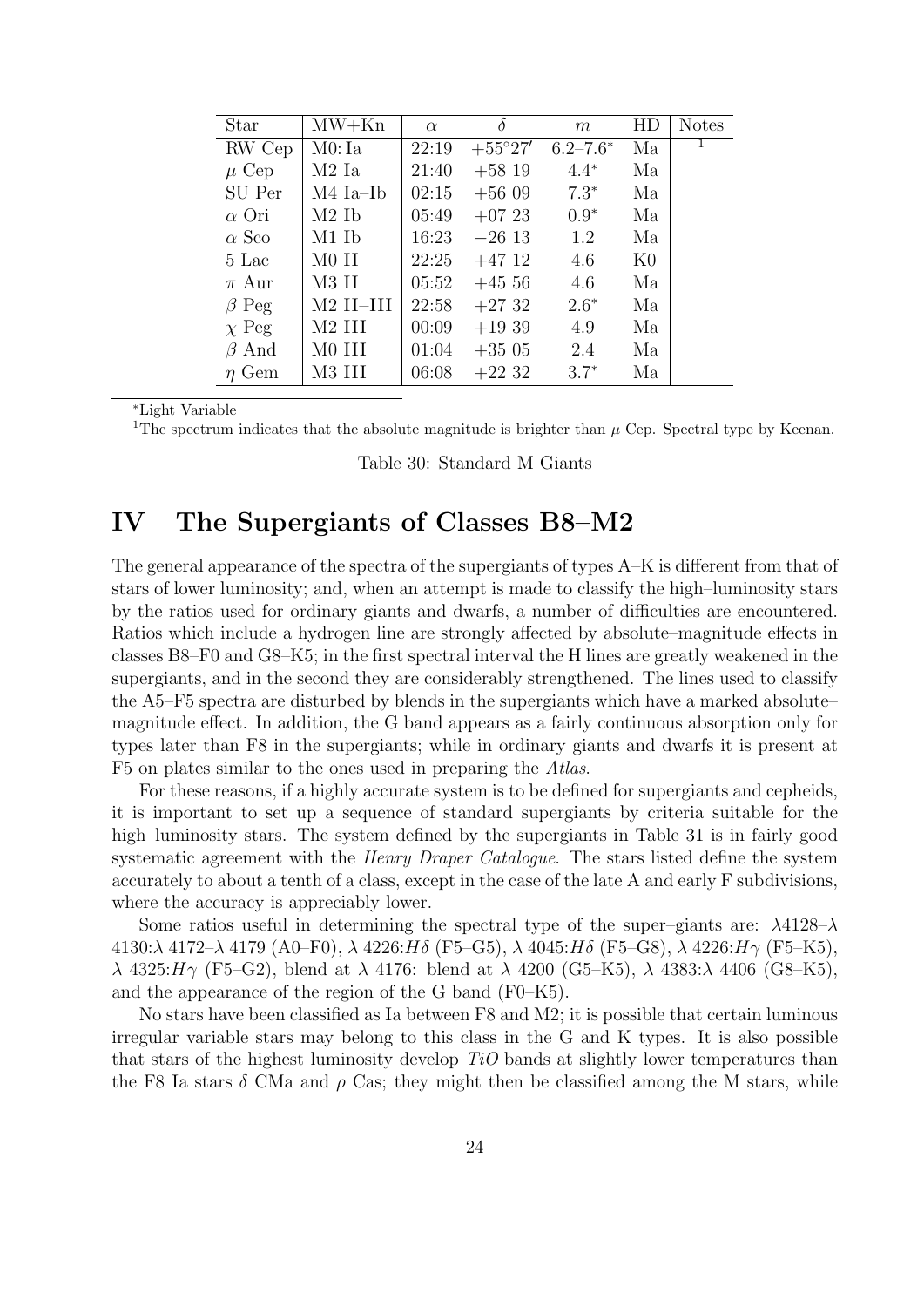| Star | MW+Kn | $\alpha$ | $\delta$ | $m$ | HD | Notes |
|---|---|---|---|---|---|---|
| RW Cep | M0: Ia | 22:19 | $+55°27'$ | $6.2–7.6^*$ | Ma | [1] |
| $\mu$ Cep | M2 Ia | 21:40 | +58 19 | $4.4^*$ | Ma | |
| SU Per | M4 Ia–Ib | 02:15 | +56 09 | $7.3^*$ | Ma | |
| $\alpha$ Ori | M2 Ib | 05:49 | +07 23 | $0.9^*$ | Ma | |
| $\alpha$ Sco | M1 Ib | 16:23 | −26 13 | 1.2 | Ma | |
| 5 Lac | M0 II | 22:25 | +47 12 | 4.6 | K0 | |
| $\pi$ Aur | M3 II | 05:52 | +45 56 | 4.6 | Ma | |
| $\beta$ Peg | M2 II–III | 22:58 | +27 32 | $2.6^*$ | Ma | |
| $\chi$ Peg | M2 III | 00:09 | +19 39 | 4.9 | Ma | |
| $\beta$ And | M0 III | 01:04 | +35 05 | 2.4 | Ma | |
| $\eta$ Gem | M3 III | 06:08 | +22 32 | $3.7^*$ | Ma | |

*Light Variable

[1]The spectrum indicates that the absolute magnitude is brighter than $\mu$ Cep. Spectral type by Keenan.

Table 30: Standard M Giants

# IV The Supergiants of Classes B8–M2

The general appearance of the spectra of the supergiants of types A–K is different from that of stars of lower luminosity; and, when an attempt is made to classify the high–luminosity stars by the ratios used for ordinary giants and dwarfs, a number of difficulties are encountered. Ratios which include a hydrogen line are strongly affected by absolute–magnitude effects in classes B8–F0 and G8–K5; in the first spectral interval the H lines are greatly weakened in the supergiants, and in the second they are considerably strengthened. The lines used to classify the A5–F5 spectra are disturbed by blends in the supergiants which have a marked absolute–magnitude effect. In addition, the G band appears as a fairly continuous absorption only for types later than F8 in the supergiants; while in ordinary giants and dwarfs it is present at F5 on plates similar to the ones used in preparing the *Atlas*.

For these reasons, if a highly accurate system is to be defined for supergiants and cepheids, it is important to set up a sequence of standard supergiants by criteria suitable for the high–luminosity stars. The system defined by the supergiants in Table 31 is in fairly good systematic agreement with the *Henry Draper Catalogue*. The stars listed define the system accurately to about a tenth of a class, except in the case of the late A and early F subdivisions, where the accuracy is appreciably lower.

Some ratios useful in determining the spectral type of the super–giants are: $\lambda$4128–$\lambda$ 4130:$\lambda$ 4172–$\lambda$ 4179 (A0–F0), $\lambda$ 4226:$H\delta$ (F5–G5), $\lambda$ 4045:$H\delta$ (F5–G8), $\lambda$ 4226:$H\gamma$ (F5–K5), $\lambda$ 4325:$H\gamma$ (F5–G2), blend at $\lambda$ 4176: blend at $\lambda$ 4200 (G5–K5), $\lambda$ 4383:$\lambda$ 4406 (G8–K5), and the appearance of the region of the G band (F0–K5).

No stars have been classified as Ia between F8 and M2; it is possible that certain luminous irregular variable stars may belong to this class in the G and K types. It is also possible that stars of the highest luminosity develop *TiO* bands at slightly lower temperatures than the F8 Ia stars $\delta$ CMa and $\rho$ Cas; they might then be classified among the M stars, while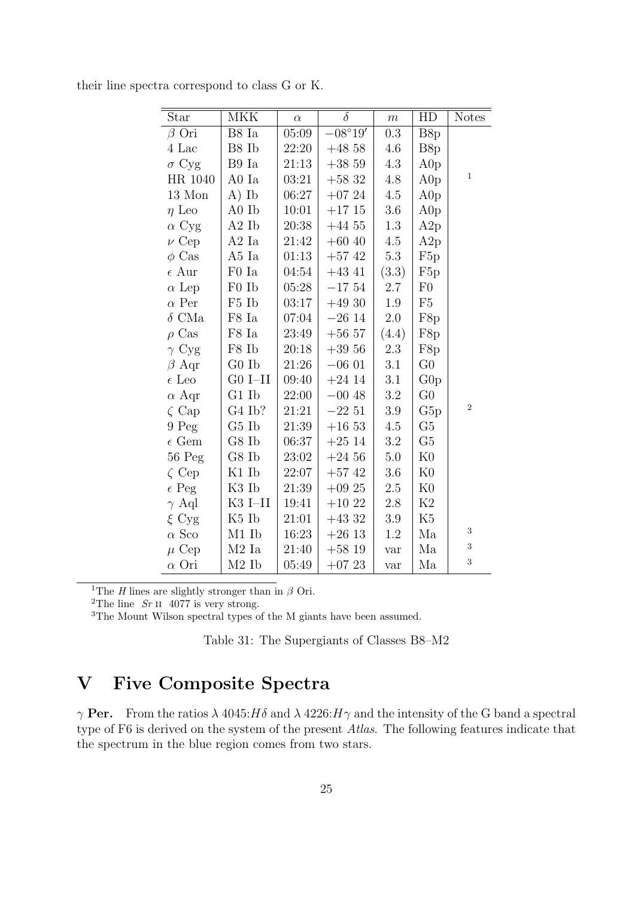their line spectra correspond to class G or K.

| Star | MKK | $\alpha$ | $\delta$ | $m$ | HD | Notes |
|---|---|---|---|---|---|---|
| $\beta$ Ori | B8 Ia | 05:09 | $-08°19'$ | 0.3 | B8p | |
| 4 Lac | B8 Ib | 22:20 | +48 58 | 4.6 | B8p | |
| $\sigma$ Cyg | B9 Ia | 21:13 | +38 59 | 4.3 | A0p | |
| HR 1040 | A0 Ia | 03:21 | +58 32 | 4.8 | A0p | 1 |
| 13 Mon | A) Ib | 06:27 | +07 24 | 4.5 | A0p | |
| $\eta$ Leo | A0 Ib | 10:01 | +17 15 | 3.6 | A0p | |
| $\alpha$ Cyg | A2 Ib | 20:38 | +44 55 | 1.3 | A2p | |
| $\nu$ Cep | A2 Ia | 21:42 | +60 40 | 4.5 | A2p | |
| $\phi$ Cas | A5 Ia | 01:13 | +57 42 | 5.3 | F5p | |
| $\epsilon$ Aur | F0 Ia | 04:54 | +43 41 | (3.3) | F5p | |
| $\alpha$ Lep | F0 Ib | 05:28 | −17 54 | 2.7 | F0 | |
| $\alpha$ Per | F5 Ib | 03:17 | +49 30 | 1.9 | F5 | |
| $\delta$ CMa | F8 Ia | 07:04 | −26 14 | 2.0 | F8p | |
| $\rho$ Cas | F8 Ia | 23:49 | +56 57 | (4.4) | F8p | |
| $\gamma$ Cyg | F8 Ib | 20:18 | +39 56 | 2.3 | F8p | |
| $\beta$ Aqr | G0 Ib | 21:26 | −06 01 | 3.1 | G0 | |
| $\epsilon$ Leo | G0 I–II | 09:40 | +24 14 | 3.1 | G0p | |
| $\alpha$ Aqr | G1 Ib | 22:00 | −00 48 | 3.2 | G0 | |
| $\zeta$ Cap | G4 Ib? | 21:21 | −22 51 | 3.9 | G5p | 2 |
| 9 Peg | G5 Ib | 21:39 | +16 53 | 4.5 | G5 | |
| $\epsilon$ Gem | G8 Ib | 06:37 | +25 14 | 3.2 | G5 | |
| 56 Peg | G8 Ib | 23:02 | +24 56 | 5.0 | K0 | |
| $\zeta$ Cep | K1 Ib | 22:07 | +57 42 | 3.6 | K0 | |
| $\epsilon$ Peg | K3 Ib | 21:39 | +09 25 | 2.5 | K0 | |
| $\gamma$ Aql | K3 I–II | 19:41 | +10 22 | 2.8 | K2 | |
| $\xi$ Cyg | K5 Ib | 21:01 | +43 32 | 3.9 | K5 | |
| $\alpha$ Sco | M1 Ib | 16:23 | +26 13 | 1.2 | Ma | 3 |
| $\mu$ Cep | M2 Ia | 21:40 | +58 19 | var | Ma | 3 |
| $\alpha$ Ori | M2 Ib | 05:49 | +07 23 | var | Ma | 3 |

[1] The *H* lines are slightly stronger than in $\beta$ Ori.
[2] The line *Sr* II 4077 is very strong.
[3] The Mount Wilson spectral types of the M giants have been assumed.

Table 31: The Supergiants of Classes B8–M2

# V Five Composite Spectra

**$\gamma$ Per.** From the ratios $\lambda$ 4045:$H\delta$ and $\lambda$ 4226:$H\gamma$ and the intensity of the G band a spectral type of F6 is derived on the system of the present *Atlas*. The following features indicate that the spectrum in the blue region comes from two stars.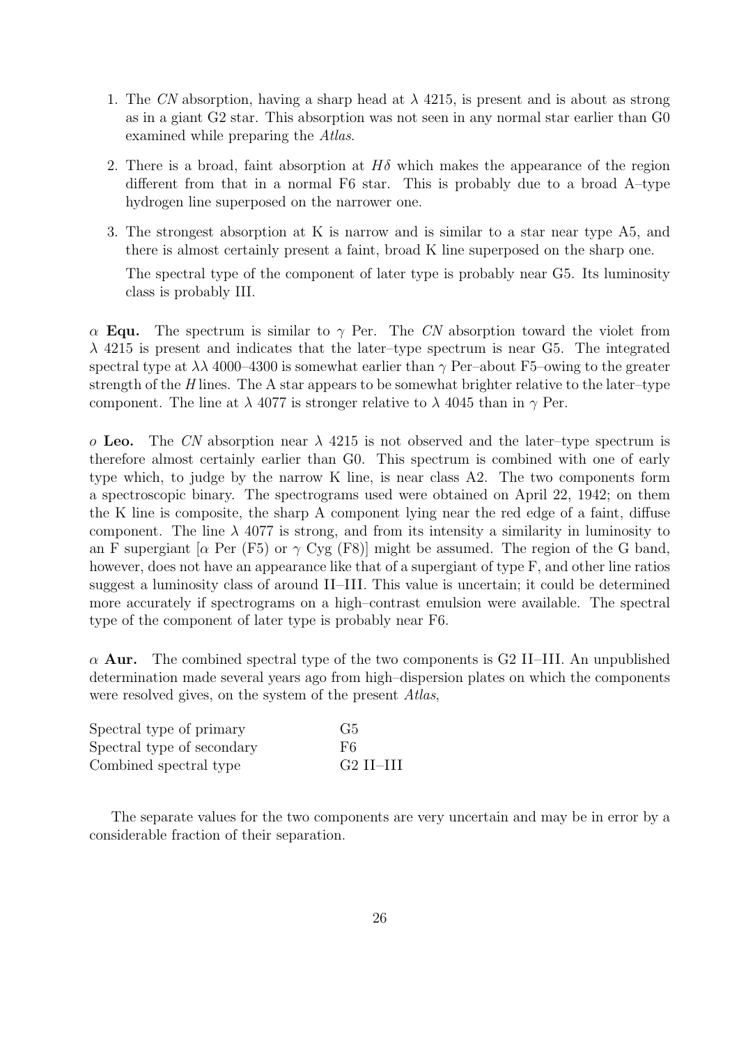1. The *CN* absorption, having a sharp head at $\lambda$ 4215, is present and is about as strong as in a giant G2 star. This absorption was not seen in any normal star earlier than G0 examined while preparing the *Atlas*.

2. There is a broad, faint absorption at $H\delta$ which makes the appearance of the region different from that in a normal F6 star. This is probably due to a broad A–type hydrogen line superposed on the narrower one.

3. The strongest absorption at K is narrow and is similar to a star near type A5, and there is almost certainly present a faint, broad K line superposed on the sharp one.

   The spectral type of the component of later type is probably near G5. Its luminosity class is probably III.

$\alpha$ **Equ.** The spectrum is similar to $\gamma$ Per. The *CN* absorption toward the violet from $\lambda$ 4215 is present and indicates that the later–type spectrum is near G5. The integrated spectral type at $\lambda\lambda$ 4000–4300 is somewhat earlier than $\gamma$ Per–about F5–owing to the greater strength of the *H* lines. The A star appears to be somewhat brighter relative to the later–type component. The line at $\lambda$ 4077 is stronger relative to $\lambda$ 4045 than in $\gamma$ Per.

$o$ **Leo.** The *CN* absorption near $\lambda$ 4215 is not observed and the later–type spectrum is therefore almost certainly earlier than G0. This spectrum is combined with one of early type which, to judge by the narrow K line, is near class A2. The two components form a spectroscopic binary. The spectrograms used were obtained on April 22, 1942; on them the K line is composite, the sharp A component lying near the red edge of a faint, diffuse component. The line $\lambda$ 4077 is strong, and from its intensity a similarity in luminosity to an F supergiant [$\alpha$ Per (F5) or $\gamma$ Cyg (F8)] might be assumed. The region of the G band, however, does not have an appearance like that of a supergiant of type F, and other line ratios suggest a luminosity class of around II–III. This value is uncertain; it could be determined more accurately if spectrograms on a high–contrast emulsion were available. The spectral type of the component of later type is probably near F6.

$\alpha$ **Aur.** The combined spectral type of the two components is G2 II–III. An unpublished determination made several years ago from high–dispersion plates on which the components were resolved gives, on the system of the present *Atlas*,

| | |
|---|---|
| Spectral type of primary | G5 |
| Spectral type of secondary | F6 |
| Combined spectral type | G2 II–III |

The separate values for the two components are very uncertain and may be in error by a considerable fraction of their separation.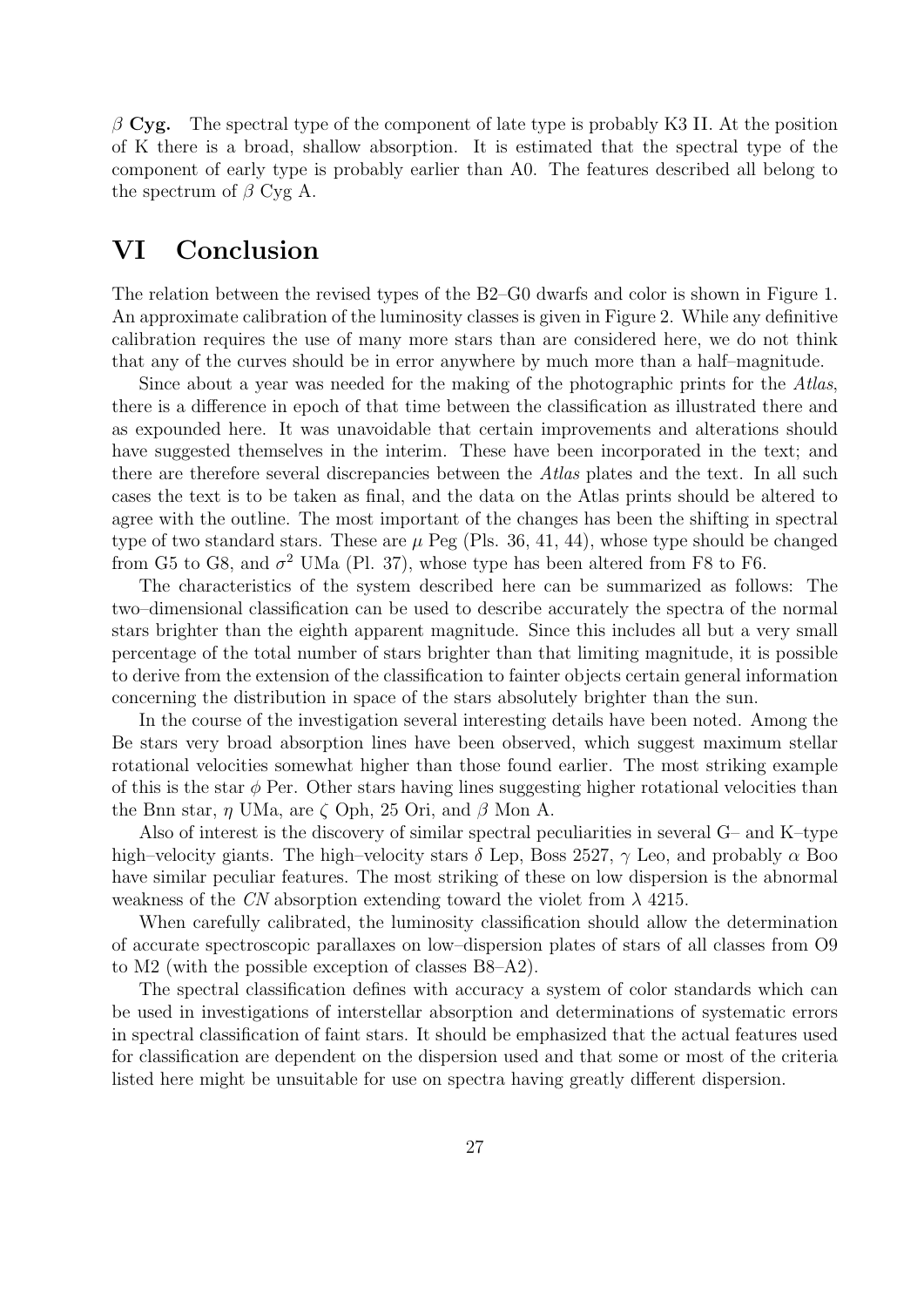**$\beta$ Cyg.** The spectral type of the component of late type is probably K3 II. At the position of K there is a broad, shallow absorption. It is estimated that the spectral type of the component of early type is probably earlier than A0. The features described all belong to the spectrum of $\beta$ Cyg A.

# VI Conclusion

The relation between the revised types of the B2–G0 dwarfs and color is shown in Figure 1. An approximate calibration of the luminosity classes is given in Figure 2. While any definitive calibration requires the use of many more stars than are considered here, we do not think that any of the curves should be in error anywhere by much more than a half–magnitude.

Since about a year was needed for the making of the photographic prints for the *Atlas*, there is a difference in epoch of that time between the classification as illustrated there and as expounded here. It was unavoidable that certain improvements and alterations should have suggested themselves in the interim. These have been incorporated in the text; and there are therefore several discrepancies between the *Atlas* plates and the text. In all such cases the text is to be taken as final, and the data on the Atlas prints should be altered to agree with the outline. The most important of the changes has been the shifting in spectral type of two standard stars. These are $\mu$ Peg (Pls. 36, 41, 44), whose type should be changed from G5 to G8, and $\sigma^2$ UMa (Pl. 37), whose type has been altered from F8 to F6.

The characteristics of the system described here can be summarized as follows: The two–dimensional classification can be used to describe accurately the spectra of the normal stars brighter than the eighth apparent magnitude. Since this includes all but a very small percentage of the total number of stars brighter than that limiting magnitude, it is possible to derive from the extension of the classification to fainter objects certain general information concerning the distribution in space of the stars absolutely brighter than the sun.

In the course of the investigation several interesting details have been noted. Among the Be stars very broad absorption lines have been observed, which suggest maximum stellar rotational velocities somewhat higher than those found earlier. The most striking example of this is the star $\phi$ Per. Other stars having lines suggesting higher rotational velocities than the Bnn star, $\eta$ UMa, are $\zeta$ Oph, 25 Ori, and $\beta$ Mon A.

Also of interest is the discovery of similar spectral peculiarities in several G– and K–type high–velocity giants. The high–velocity stars $\delta$ Lep, Boss 2527, $\gamma$ Leo, and probably $\alpha$ Boo have similar peculiar features. The most striking of these on low dispersion is the abnormal weakness of the *CN* absorption extending toward the violet from $\lambda$ 4215.

When carefully calibrated, the luminosity classification should allow the determination of accurate spectroscopic parallaxes on low–dispersion plates of stars of all classes from O9 to M2 (with the possible exception of classes B8–A2).

The spectral classification defines with accuracy a system of color standards which can be used in investigations of interstellar absorption and determinations of systematic errors in spectral classification of faint stars. It should be emphasized that the actual features used for classification are dependent on the dispersion used and that some or most of the criteria listed here might be unsuitable for use on spectra having greatly different dispersion.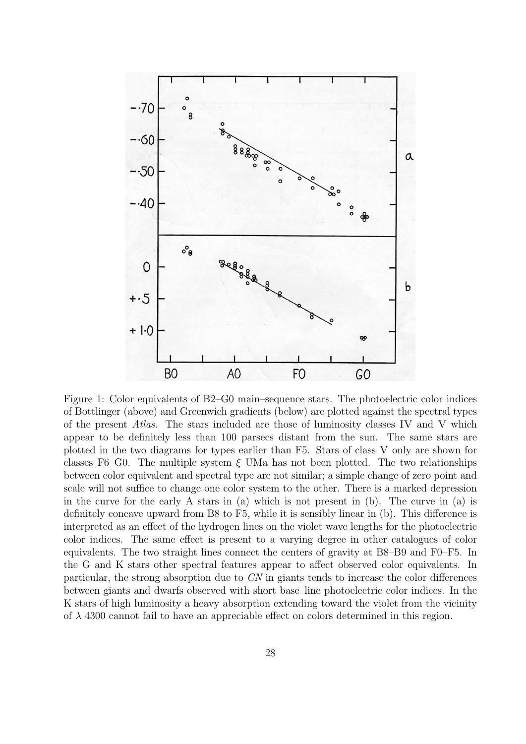Figure 1: Color equivalents of B2–G0 main–sequence stars. The photoelectric color indices of Bottlinger (above) and Greenwich gradients (below) are plotted against the spectral types of the present *Atlas*. The stars included are those of luminosity classes IV and V which appear to be definitely less than 100 parsecs distant from the sun. The same stars are plotted in the two diagrams for types earlier than F5. Stars of class V only are shown for classes F6–G0. The multiple system $\xi$ UMa has not been plotted. The two relationships between color equivalent and spectral type are not similar; a simple change of zero point and scale will not suffice to change one color system to the other. There is a marked depression in the curve for the early A stars in (a) which is not present in (b). The curve in (a) is definitely concave upward from B8 to F5, while it is sensibly linear in (b). This difference is interpreted as an effect of the hydrogen lines on the violet wave lengths for the photoelectric color indices. The same effect is present to a varying degree in other catalogues of color equivalents. The two straight lines connect the centers of gravity at B8–B9 and F0–F5. In the G and K stars other spectral features appear to affect observed color equivalents. In particular, the strong absorption due to *CN* in giants tends to increase the color differences between giants and dwarfs observed with short base–line photoelectric color indices. In the K stars of high luminosity a heavy absorption extending toward the violet from the vicinity of $\lambda$ 4300 cannot fail to have an appreciable effect on colors determined in this region.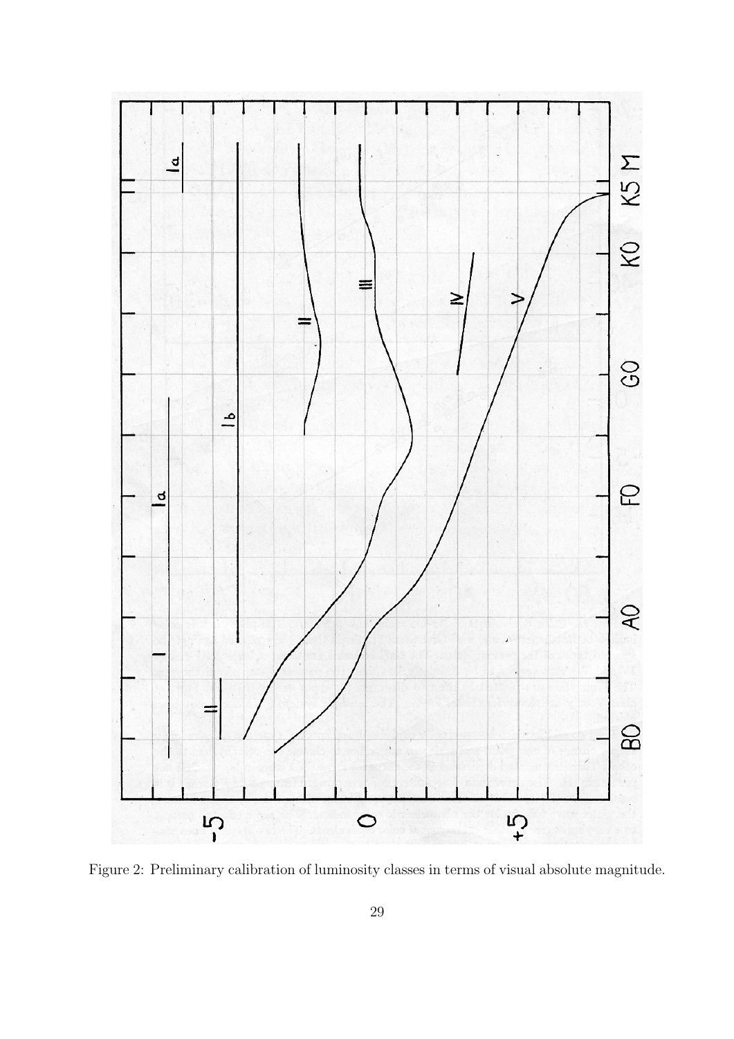Figure 2: Preliminary calibration of luminosity classes in terms of visual absolute magnitude.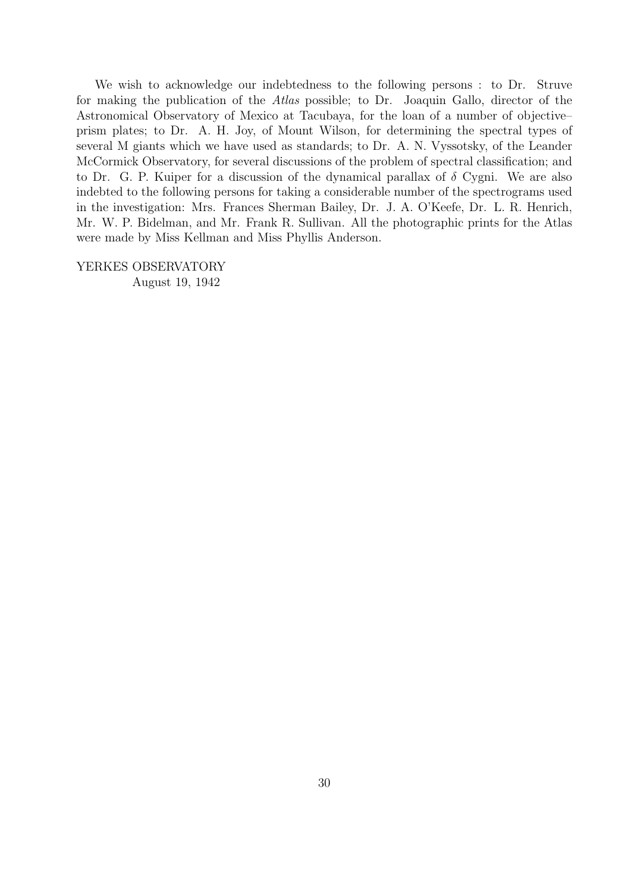We wish to acknowledge our indebtedness to the following persons : to Dr. Struve for making the publication of the *Atlas* possible; to Dr. Joaquin Gallo, director of the Astronomical Observatory of Mexico at Tacubaya, for the loan of a number of objective–prism plates; to Dr. A. H. Joy, of Mount Wilson, for determining the spectral types of several M giants which we have used as standards; to Dr. A. N. Vyssotsky, of the Leander McCormick Observatory, for several discussions of the problem of spectral classification; and to Dr. G. P. Kuiper for a discussion of the dynamical parallax of $\delta$ Cygni. We are also indebted to the following persons for taking a considerable number of the spectrograms used in the investigation: Mrs. Frances Sherman Bailey, Dr. J. A. O'Keefe, Dr. L. R. Henrich, Mr. W. P. Bidelman, and Mr. Frank R. Sullivan. All the photographic prints for the Atlas were made by Miss Kellman and Miss Phyllis Anderson.

YERKES OBSERVATORY
August 19, 1942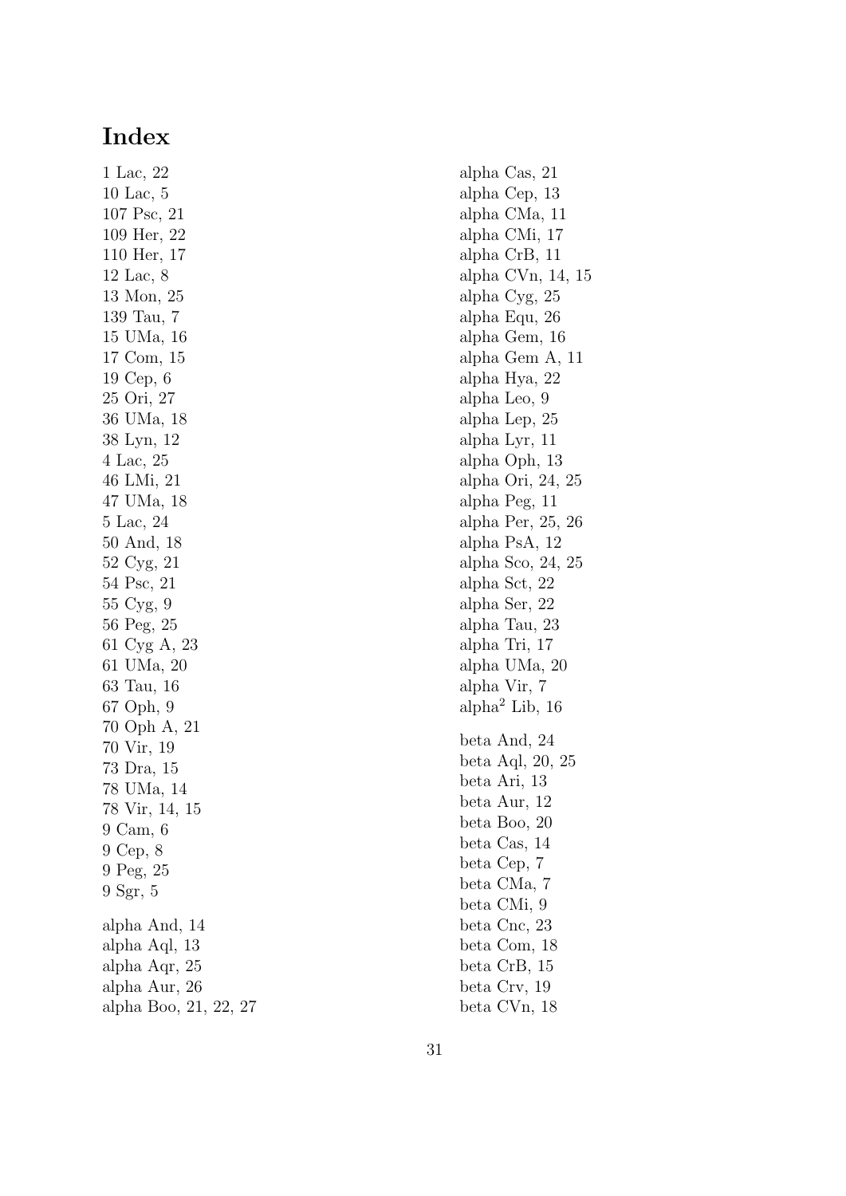# Index

1 Lac, 22
10 Lac, 5
107 Psc, 21
109 Her, 22
110 Her, 17
12 Lac, 8
13 Mon, 25
139 Tau, 7
15 UMa, 16
17 Com, 15
19 Cep, 6
25 Ori, 27
36 UMa, 18
38 Lyn, 12
4 Lac, 25
46 LMi, 21
47 UMa, 18
5 Lac, 24
50 And, 18
52 Cyg, 21
54 Psc, 21
55 Cyg, 9
56 Peg, 25
61 Cyg A, 23
61 UMa, 20
63 Tau, 16
67 Oph, 9
70 Oph A, 21
70 Vir, 19
73 Dra, 15
78 UMa, 14
78 Vir, 14, 15
9 Cam, 6
9 Cep, 8
9 Peg, 25
9 Sgr, 5

alpha And, 14
alpha Aql, 13
alpha Aqr, 25
alpha Aur, 26
alpha Boo, 21, 22, 27
alpha Cas, 21
alpha Cep, 13
alpha CMa, 11
alpha CMi, 17
alpha CrB, 11
alpha CVn, 14, 15
alpha Cyg, 25
alpha Equ, 26
alpha Gem, 16
alpha Gem A, 11
alpha Hya, 22
alpha Leo, 9
alpha Lep, 25
alpha Lyr, 11
alpha Oph, 13
alpha Ori, 24, 25
alpha Peg, 11
alpha Per, 25, 26
alpha PsA, 12
alpha Sco, 24, 25
alpha Sct, 22
alpha Ser, 22
alpha Tau, 23
alpha Tri, 17
alpha UMa, 20
alpha Vir, 7
alpha$^2$ Lib, 16

beta And, 24
beta Aql, 20, 25
beta Ari, 13
beta Aur, 12
beta Boo, 20
beta Cas, 14
beta Cep, 7
beta CMa, 7
beta CMi, 9
beta Cnc, 23
beta Com, 18
beta CrB, 15
beta Crv, 19
beta CVn, 18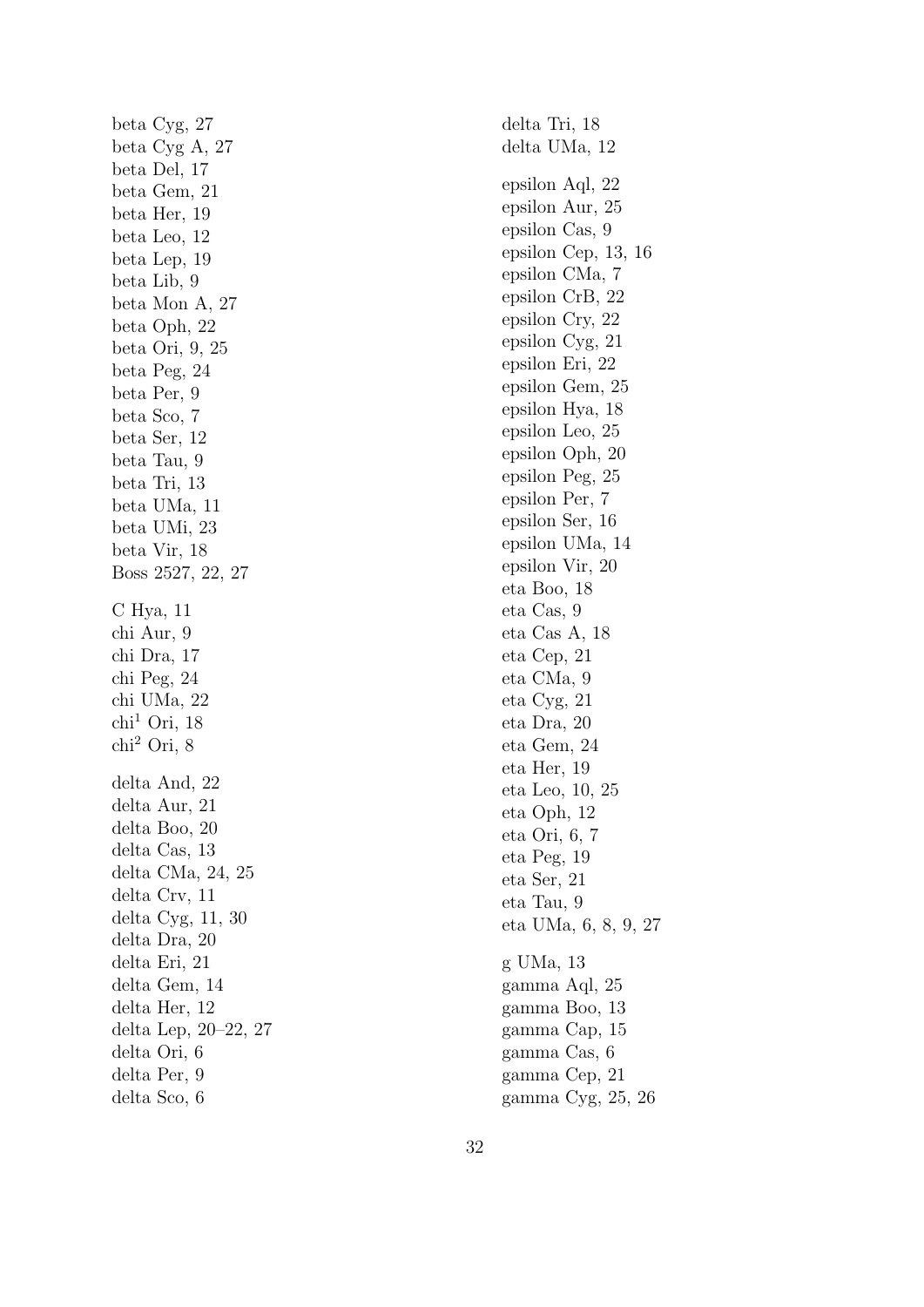beta Cyg, 27
beta Cyg A, 27
beta Del, 17
beta Gem, 21
beta Her, 19
beta Leo, 12
beta Lep, 19
beta Lib, 9
beta Mon A, 27
beta Oph, 22
beta Ori, 9, 25
beta Peg, 24
beta Per, 9
beta Sco, 7
beta Ser, 12
beta Tau, 9
beta Tri, 13
beta UMa, 11
beta UMi, 23
beta Vir, 18
Boss 2527, 22, 27

C Hya, 11
chi Aur, 9
chi Dra, 17
chi Peg, 24
chi UMa, 22
$chi^1$ Ori, 18
$chi^2$ Ori, 8

delta And, 22
delta Aur, 21
delta Boo, 20
delta Cas, 13
delta CMa, 24, 25
delta Crv, 11
delta Cyg, 11, 30
delta Dra, 20
delta Eri, 21
delta Gem, 14
delta Her, 12
delta Lep, 20–22, 27
delta Ori, 6
delta Per, 9
delta Sco, 6
delta Tri, 18
delta UMa, 12

epsilon Aql, 22
epsilon Aur, 25
epsilon Cas, 9
epsilon Cep, 13, 16
epsilon CMa, 7
epsilon CrB, 22
epsilon Cry, 22
epsilon Cyg, 21
epsilon Eri, 22
epsilon Gem, 25
epsilon Hya, 18
epsilon Leo, 25
epsilon Oph, 20
epsilon Peg, 25
epsilon Per, 7
epsilon Ser, 16
epsilon UMa, 14
epsilon Vir, 20
eta Boo, 18
eta Cas, 9
eta Cas A, 18
eta Cep, 21
eta CMa, 9
eta Cyg, 21
eta Dra, 20
eta Gem, 24
eta Her, 19
eta Leo, 10, 25
eta Oph, 12
eta Ori, 6, 7
eta Peg, 19
eta Ser, 21
eta Tau, 9
eta UMa, 6, 8, 9, 27

g UMa, 13
gamma Aql, 25
gamma Boo, 13
gamma Cap, 15
gamma Cas, 6
gamma Cep, 21
gamma Cyg, 25, 26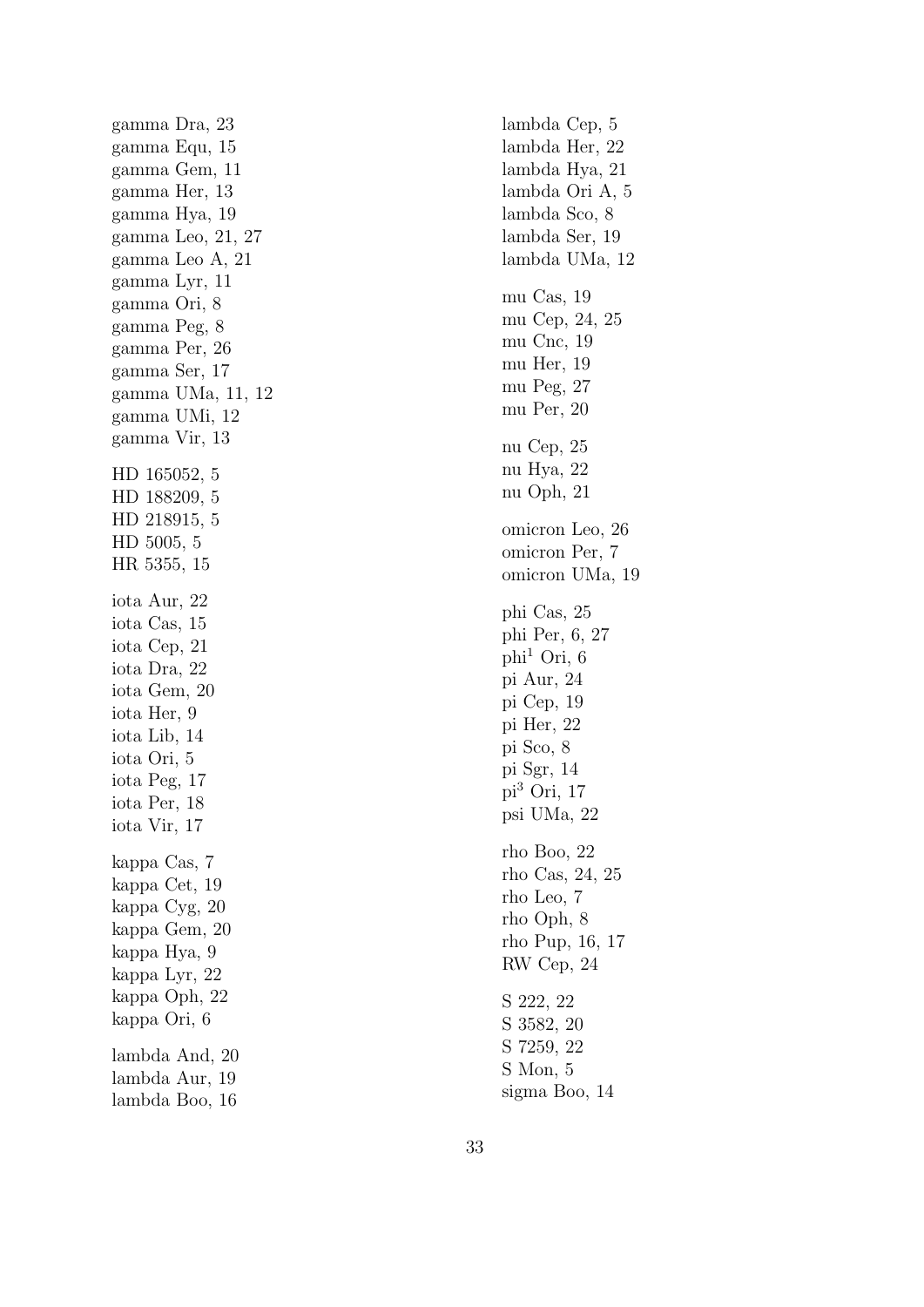gamma Dra, 23
gamma Equ, 15
gamma Gem, 11
gamma Her, 13
gamma Hya, 19
gamma Leo, 21, 27
gamma Leo A, 21
gamma Lyr, 11
gamma Ori, 8
gamma Peg, 8
gamma Per, 26
gamma Ser, 17
gamma UMa, 11, 12
gamma UMi, 12
gamma Vir, 13

HD 165052, 5
HD 188209, 5
HD 218915, 5
HD 5005, 5
HR 5355, 15

iota Aur, 22
iota Cas, 15
iota Cep, 21
iota Dra, 22
iota Gem, 20
iota Her, 9
iota Lib, 14
iota Ori, 5
iota Peg, 17
iota Per, 18
iota Vir, 17

kappa Cas, 7
kappa Cet, 19
kappa Cyg, 20
kappa Gem, 20
kappa Hya, 9
kappa Lyr, 22
kappa Oph, 22
kappa Ori, 6

lambda And, 20
lambda Aur, 19
lambda Boo, 16
lambda Cep, 5
lambda Her, 22
lambda Hya, 21
lambda Ori A, 5
lambda Sco, 8
lambda Ser, 19
lambda UMa, 12

mu Cas, 19
mu Cep, 24, 25
mu Cnc, 19
mu Her, 19
mu Peg, 27
mu Per, 20

nu Cep, 25
nu Hya, 22
nu Oph, 21

omicron Leo, 26
omicron Per, 7
omicron UMa, 19

phi Cas, 25
phi Per, 6, 27
$phi^1$ Ori, 6
pi Aur, 24
pi Cep, 19
pi Her, 22
pi Sco, 8
pi Sgr, 14
$pi^3$ Ori, 17
psi UMa, 22

rho Boo, 22
rho Cas, 24, 25
rho Leo, 7
rho Oph, 8
rho Pup, 16, 17
RW Cep, 24

S 222, 22
S 3582, 20
S 7259, 22
S Mon, 5
sigma Boo, 14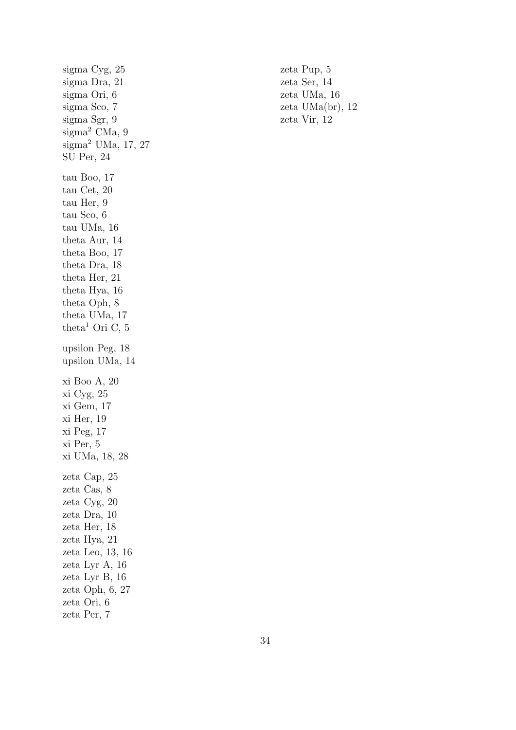sigma Cyg, 25
sigma Dra, 21
sigma Ori, 6
sigma Sco, 7
sigma Sgr, 9
sigma$^2$ CMa, 9
sigma$^2$ UMa, 17, 27
SU Per, 24

tau Boo, 17
tau Cet, 20
tau Her, 9
tau Sco, 6
tau UMa, 16
theta Aur, 14
theta Boo, 17
theta Dra, 18
theta Her, 21
theta Hya, 16
theta Oph, 8
theta UMa, 17
theta$^1$ Ori C, 5

upsilon Peg, 18
upsilon UMa, 14

xi Boo A, 20
xi Cyg, 25
xi Gem, 17
xi Her, 19
xi Peg, 17
xi Per, 5
xi UMa, 18, 28

zeta Cap, 25
zeta Cas, 8
zeta Cyg, 20
zeta Dra, 10
zeta Her, 18
zeta Hya, 21
zeta Leo, 13, 16
zeta Lyr A, 16
zeta Lyr B, 16
zeta Oph, 6, 27
zeta Ori, 6
zeta Per, 7
zeta Pup, 5
zeta Ser, 14
zeta UMa, 16
zeta UMa(br), 12
zeta Vir, 12